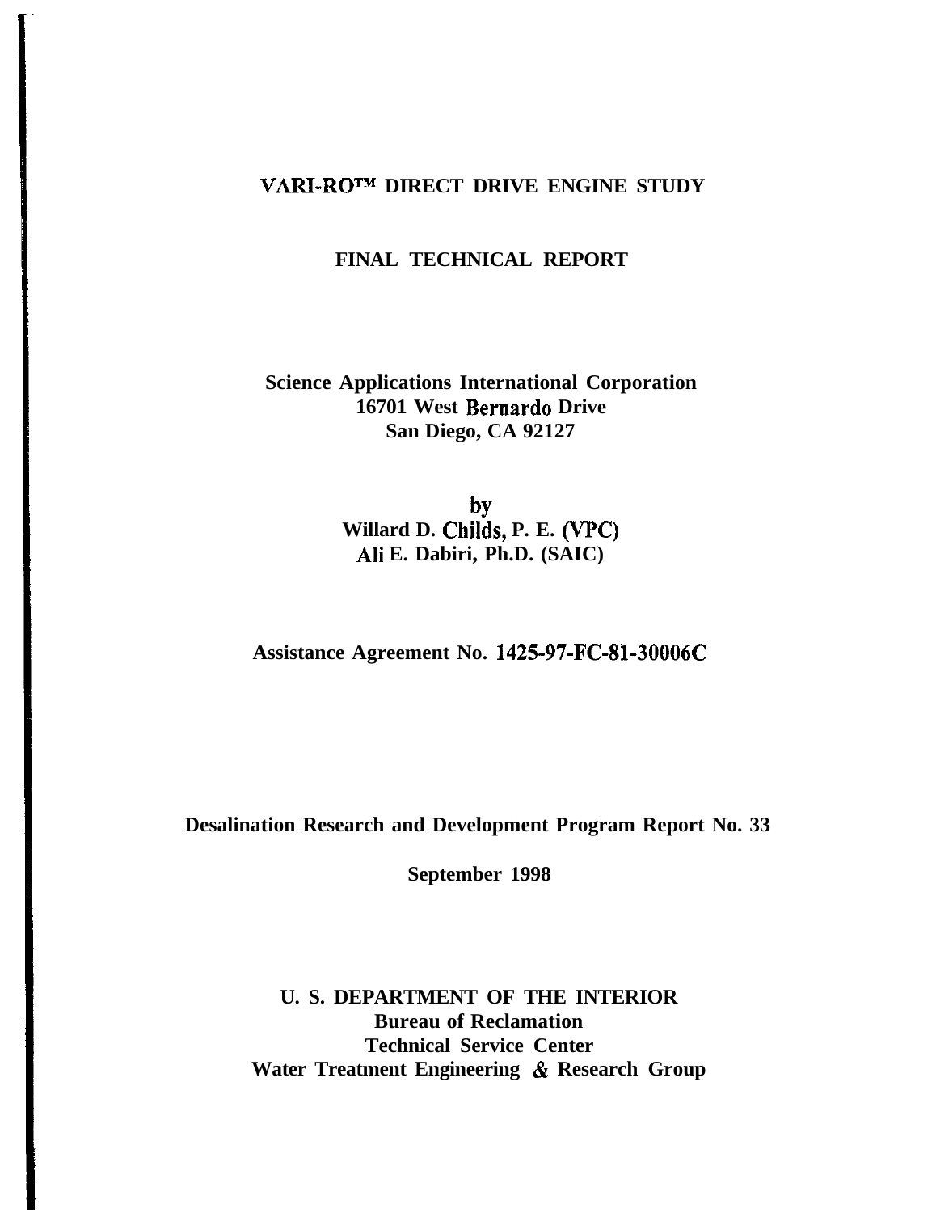# VARI-RO™ DIRECT DRIVE ENGINE STUDY

## FINAL TECHNICAL REPORT

**Science Applications International Corporation**
**16701 West Bernardo Drive**
**San Diego, CA 92127**

**by**
**Willard D. Childs, P. E. (VPC)**
**Ali E. Dabiri, Ph.D. (SAIC)**

**Assistance Agreement No. 1425-97-FC-81-30006C**

**Desalination Research and Development Program Report No. 33**

**September 1998**

**U. S. DEPARTMENT OF THE INTERIOR**
**Bureau of Reclamation**
**Technical Service Center**
**Water Treatment Engineering & Research Group**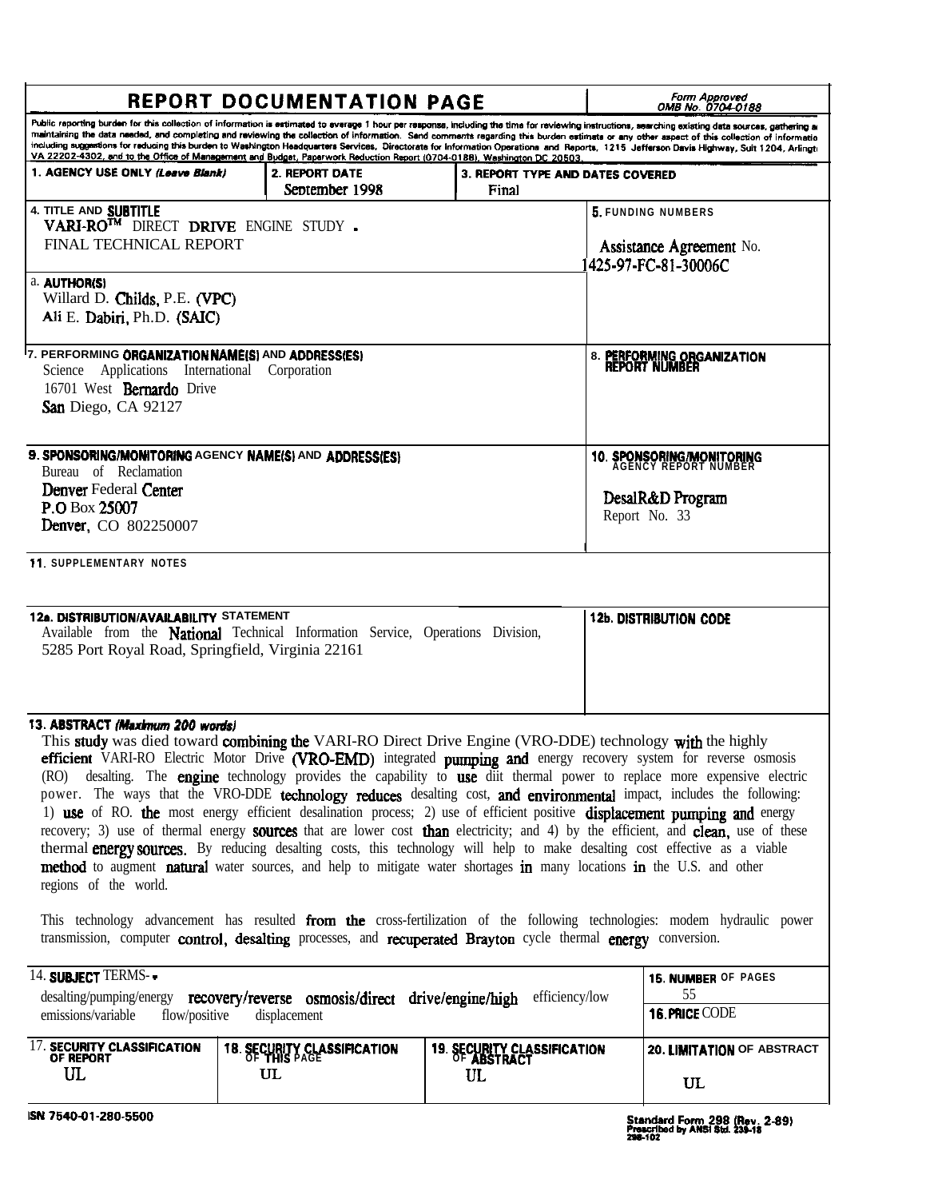# REPORT DOCUMENTATION PAGE

*Form Approved OMB No. 0704-0188*

Public reporting burden for this collection of information is estimated to average 1 hour per response, including the time for reviewing instructions, searching existing data sources, gathering and maintaining the data needed, and completing and reviewing the collection of information. Send comments regarding this burden estimate or any other aspect of this collection of information, including suggestions for reducing this burden to Washington Headquarters Services, Directorate for Information Operations and Reports, 1215 Jefferson Davis Highway, Suit 1204, Arlington VA 22202-4302, and to the Office of Management and Budget, Paperwork Reduction Report (0704-0188), Washington DC 20503.

| 1. AGENCY USE ONLY *(Leave Blank)* | 2. REPORT DATE | 3. REPORT TYPE AND DATES COVERED |
|---|---|---|
| | September 1998 | Final |

**4. TITLE AND SUBTITLE**
VARI-RO™ DIRECT DRIVE ENGINE STUDY -
FINAL TECHNICAL REPORT

**5. FUNDING NUMBERS**
Assistance Agreement No. 1425-97-FC-81-30006C

**6. AUTHOR(S)**
Willard D. Childs, P.E. (VPC)
Ali E. Dabiri, Ph.D. (SAIC)

**7. PERFORMING ORGANIZATION NAME(S) AND ADDRESS(ES)**
Science Applications International Corporation
16701 West Bernardo Drive
San Diego, CA 92127

**8. PERFORMING ORGANIZATION REPORT NUMBER**

**9. SPONSORING/MONITORING AGENCY NAME(S) AND ADDRESS(ES)**
Bureau of Reclamation
Denver Federal Center
P.O Box 25007
Denver, CO 802250007

**10. SPONSORING/MONITORING AGENCY REPORT NUMBER**
DesalR&D Program
Report No. 33

**11. SUPPLEMENTARY NOTES**

**12a. DISTRIBUTION/AVAILABILITY STATEMENT**
Available from the National Technical Information Service, Operations Division, 5285 Port Royal Road, Springfield, Virginia 22161

**12b. DISTRIBUTION CODE**

**13. ABSTRACT *(Maximum 200 words)***

This study was died toward combining the VARI-RO Direct Drive Engine (VRO-DDE) technology with the highly efficient VARI-RO Electric Motor Drive (VRO-EMD) integrated pumping and energy recovery system for reverse osmosis (RO) desalting. The engine technology provides the capability to use diit thermal power to replace more expensive electric power. The ways that the VRO-DDE technology reduces desalting cost, and environmental impact, includes the following: 1) use of RO. the most energy efficient desalination process; 2) use of efficient positive displacement pumping and energy recovery; 3) use of thermal energy sources that are lower cost than electricity; and 4) by the efficient, and clean, use of these thermal energy sources. By reducing desalting costs, this technology will help to make desalting cost effective as a viable method to augment natural water sources, and help to mitigate water shortages in many locations in the U.S. and other regions of the world.

This technology advancement has resulted from the cross-fertilization of the following technologies: modem hydraulic power transmission, computer control, desalting processes, and recuperated Brayton cycle thermal energy conversion.

**14. SUBJECT TERMS-**
desalting/pumping/energy recovery/reverse osmosis/direct drive/engine/high efficiency/low emissions/variable flow/positive displacement

**15. NUMBER OF PAGES**
55

**16. PRICE CODE**

| 17. SECURITY CLASSIFICATION OF REPORT | 18. SECURITY CLASSIFICATION OF THIS PAGE | 19. SECURITY CLASSIFICATION OF ABSTRACT | 20. LIMITATION OF ABSTRACT |
|---|---|---|---|
| UL | UL | UL | UL |

NSN 7540-01-280-5500

Standard Form 298 (Rev. 2-89)
Prescribed by ANSI Std. 239-18
298-102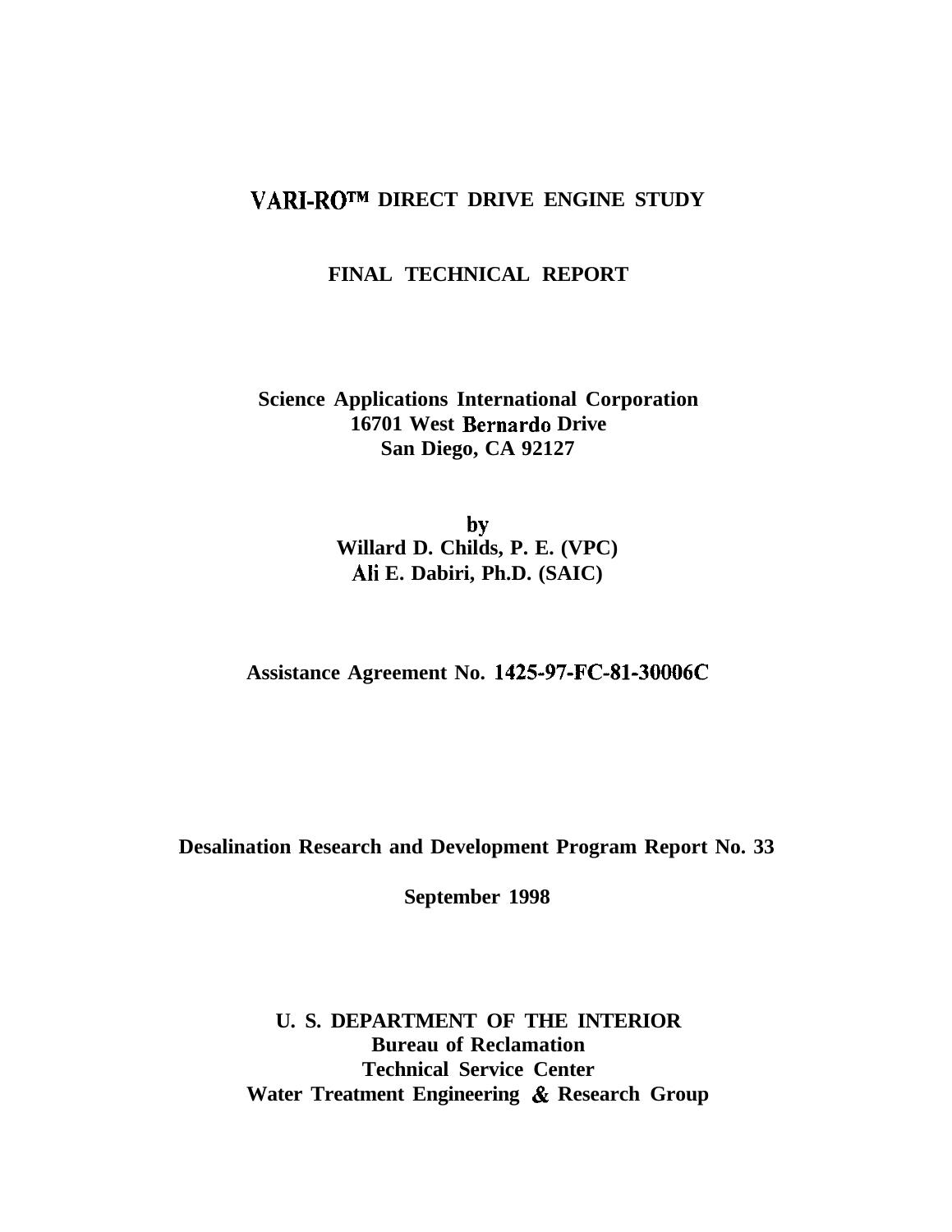# VARI-RO™ DIRECT DRIVE ENGINE STUDY

## FINAL TECHNICAL REPORT

**Science Applications International Corporation**
**16701 West Bernardo Drive**
**San Diego, CA 92127**

**by**
**Willard D. Childs, P. E. (VPC)**
**Ali E. Dabiri, Ph.D. (SAIC)**

**Assistance Agreement No. 1425-97-FC-81-30006C**

**Desalination Research and Development Program Report No. 33**

**September 1998**

**U. S. DEPARTMENT OF THE INTERIOR**
**Bureau of Reclamation**
**Technical Service Center**
**Water Treatment Engineering & Research Group**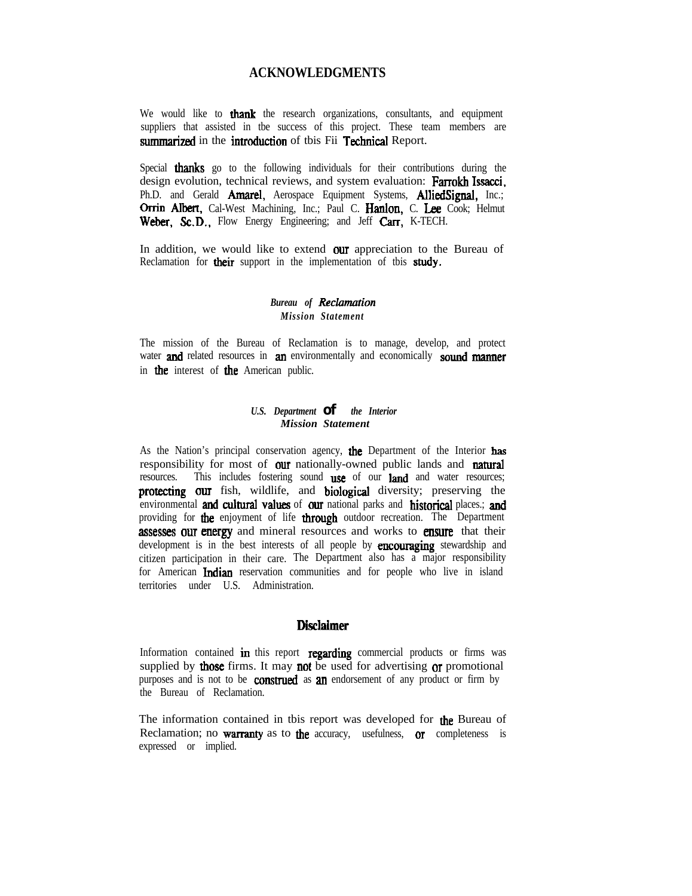# ACKNOWLEDGMENTS

We would like to thank the research organizations, consultants, and equipment suppliers that assisted in tbe success of this project. These team members are summarized in the introduction of tbis Fii Technical Report.

Special thanks go to the following individuals for their contributions during the design evolution, technical reviews, and system evaluation: Farrokh Issacci, Ph.D. and Gerald Amarel, Aerospace Equipment Systems, AlliedSignal, Inc.; Orrin Albert, Cal-West Machining, Inc.; Paul C. Hanlon, C. Lee Cook; Helmut Weber, Sc.D., Flow Energy Engineering; and Jeff Carr, K-TECH.

In addition, we would like to extend our appreciation to the Bureau of Reclamation for their support in the implementation of tbis study.

***Bureau of Reclamation***
***Mission Statement***

The mission of the Bureau of Reclamation is to manage, develop, and protect water and related resources in an environmentally and economically sound manner in the interest of the American public.

***U.S. Department of the Interior***
***Mission Statement***

As the Nation's principal conservation agency, the Department of the Interior has responsibility for most of our nationally-owned public lands and natural resources. This includes fostering sound use of our land and water resources; protecting our fish, wildlife, and biological diversity; preserving the environmental and cultural values of our national parks and historical places.; and providing for the enjoyment of life through outdoor recreation. The Department assesses our energy and mineral resources and works to ensure that their development is in the best interests of all people by encouraging stewardship and citizen participation in their care. The Department also has a major responsibility for American Indian reservation communities and for people who live in island territories under U.S. Administration.

## Disclaimer

Information contained in this report regarding commercial products or firms was supplied by those firms. It may not be used for advertising or promotional purposes and is not to be construed as an endorsement of any product or firm by the Bureau of Reclamation.

The information contained in tbis report was developed for the Bureau of Reclamation; no warranty as to the accuracy, usefulness, or completeness is expressed or implied.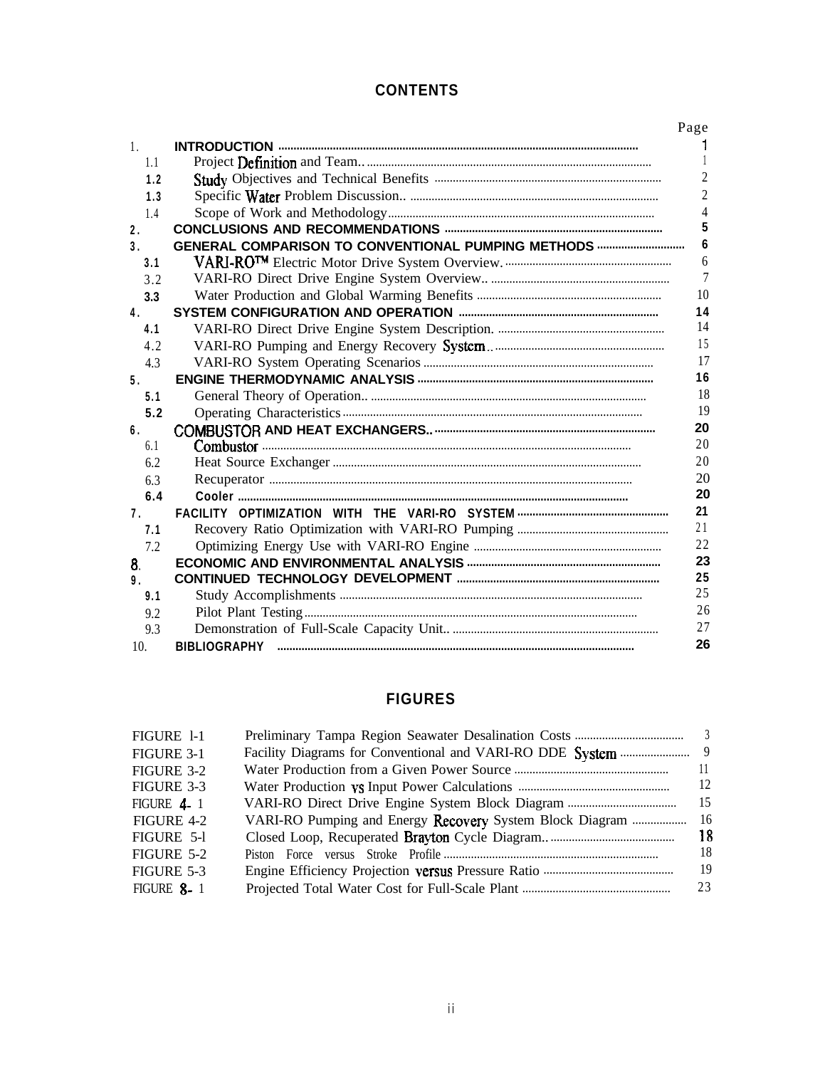## CONTENTS

| | | Page |
|---|---|---|
| 1. | **INTRODUCTION** | 1 |
| 1.1 | Project Definition and Team.. | 1 |
| 1.2 | Study Objectives and Technical Benefits | 2 |
| 1.3 | Specific Water Problem Discussion.. | 2 |
| 1.4 | Scope of Work and Methodology | 4 |
| 2. | **CONCLUSIONS AND RECOMMENDATIONS** | 5 |
| 3. | **GENERAL COMPARISON TO CONVENTIONAL PUMPING METHODS** | 6 |
| 3.1 | VARI-RO™ Electric Motor Drive System Overview. | 6 |
| 3.2 | VARI-RO Direct Drive Engine System Overview.. | 7 |
| 3.3 | Water Production and Global Warming Benefits | 10 |
| 4. | **SYSTEM CONFIGURATION AND OPERATION** | 14 |
| 4.1 | VARI-RO Direct Drive Engine System Description. | 14 |
| 4.2 | VARI-RO Pumping and Energy Recovery System.. | 15 |
| 4.3 | VARI-RO System Operating Scenarios | 17 |
| 5. | **ENGINE THERMODYNAMIC ANALYSIS** | 16 |
| 5.1 | General Theory of Operation.. | 18 |
| 5.2 | Operating Characteristics | 19 |
| 6. | **COMBUSTOR AND HEAT EXCHANGERS..** | 20 |
| 6.1 | Combustor | 20 |
| 6.2 | Heat Source Exchanger | 20 |
| 6.3 | Recuperator | 20 |
| 6.4 | **Cooler** | 20 |
| 7. | **FACILITY OPTIMIZATION WITH THE VARI-RO SYSTEM** | 21 |
| 7.1 | Recovery Ratio Optimization with VARI-RO Pumping | 21 |
| 7.2 | Optimizing Energy Use with VARI-RO Engine | 22 |
| 8. | **ECONOMIC AND ENVIRONMENTAL ANALYSIS** | 23 |
| 9. | **CONTINUED TECHNOLOGY DEVELOPMENT** | 25 |
| 9.1 | Study Accomplishments | 25 |
| 9.2 | Pilot Plant Testing | 26 |
| 9.3 | Demonstration of Full-Scale Capacity Unit.. | 27 |
| 10. | **BIBLIOGRAPHY** | 26 |

## FIGURES

| | | |
|---|---|---|
| FIGURE 1-1 | Preliminary Tampa Region Seawater Desalination Costs | 3 |
| FIGURE 3-1 | Facility Diagrams for Conventional and VARI-RO DDE System | 9 |
| FIGURE 3-2 | Water Production from a Given Power Source | 11 |
| FIGURE 3-3 | Water Production vs Input Power Calculations | 12 |
| FIGURE 4-1 | VARI-RO Direct Drive Engine System Block Diagram | 15 |
| FIGURE 4-2 | VARI-RO Pumping and Energy Recovery System Block Diagram | 16 |
| FIGURE 5-1 | Closed Loop, Recuperated Brayton Cycle Diagram.. | 18 |
| FIGURE 5-2 | Piston Force versus Stroke Profile | 18 |
| FIGURE 5-3 | Engine Efficiency Projection versus Pressure Ratio | 19 |
| FIGURE 8-1 | Projected Total Water Cost for Full-Scale Plant | 23 |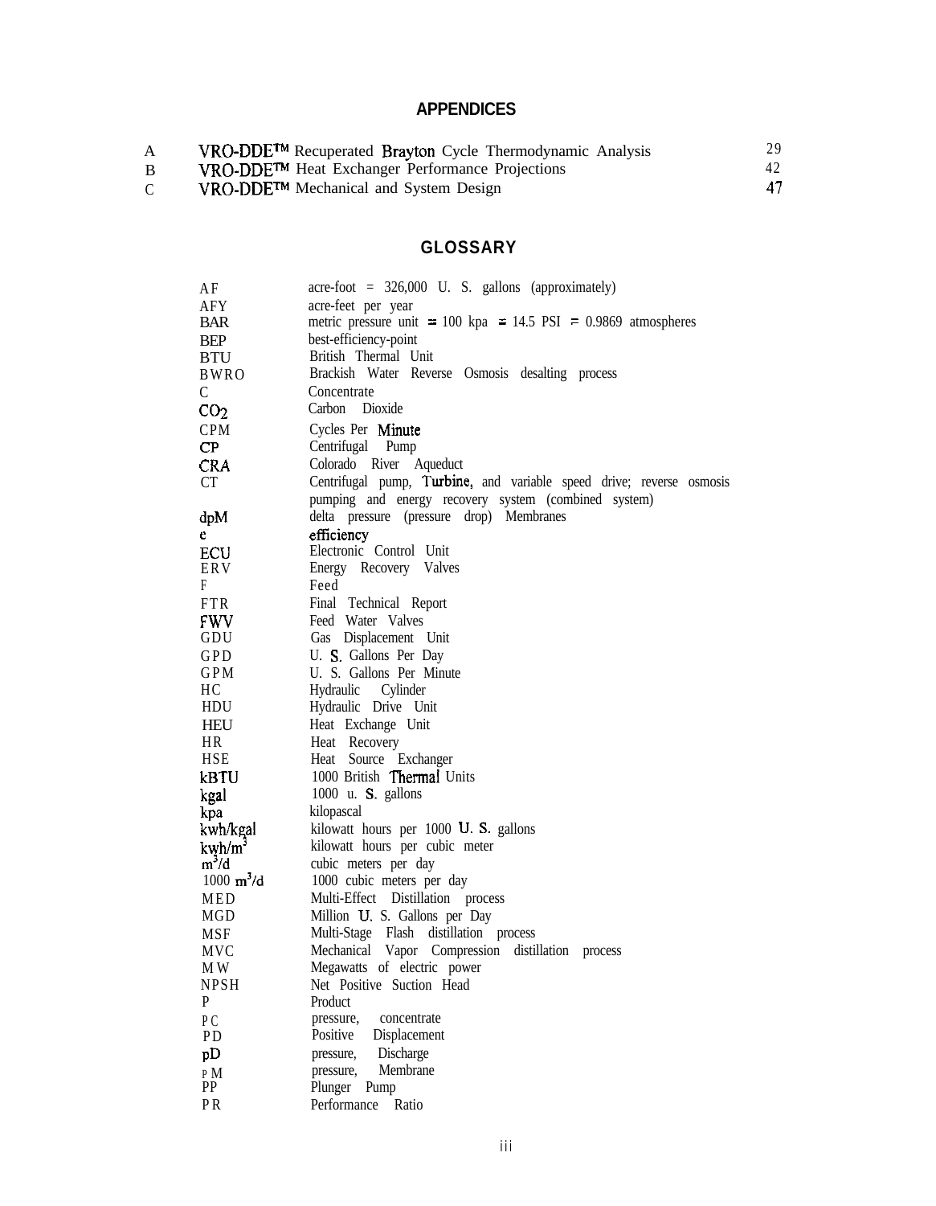## APPENDICES

| | | |
|---|---|---|
| A | VRO-DDE™ Recuperated Brayton Cycle Thermodynamic Analysis | 29 |
| B | VRO-DDE™ Heat Exchanger Performance Projections | 42 |
| C | VRO-DDE™ Mechanical and System Design | 47 |

## GLOSSARY

| | |
|---|---|
| AF | acre-foot = 326,000 U. S. gallons (approximately) |
| AFY | acre-feet per year |
| BAR | metric pressure unit = 100 kpa = 14.5 PSI = 0.9869 atmospheres |
| BEP | best-efficiency-point |
| BTU | British Thermal Unit |
| BWRO | Brackish Water Reverse Osmosis desalting process |
| C | Concentrate |
| $CO_2$ | Carbon Dioxide |
| CPM | Cycles Per Minute |
| CP | Centrifugal Pump |
| CRA | Colorado River Aqueduct |
| CT | Centrifugal pump, Turbine, and variable speed drive; reverse osmosis pumping and energy recovery system (combined system) |
| dpM | delta pressure (pressure drop) Membranes |
| e | efficiency |
| ECU | Electronic Control Unit |
| ERV | Energy Recovery Valves |
| F | Feed |
| FTR | Final Technical Report |
| FWV | Feed Water Valves |
| GDU | Gas Displacement Unit |
| GPD | U. S. Gallons Per Day |
| GPM | U. S. Gallons Per Minute |
| HC | Hydraulic Cylinder |
| HDU | Hydraulic Drive Unit |
| HEU | Heat Exchange Unit |
| HR | Heat Recovery |
| HSE | Heat Source Exchanger |
| kBTU | 1000 British Thermal Units |
| kgal | 1000 u. S. gallons |
| kpa | kilopascal |
| kwh/kgal | kilowatt hours per 1000 U. S. gallons |
| kwh/$m^3$ | kilowatt hours per cubic meter |
| $m^3$/d | cubic meters per day |
| 1000 $m^3$/d | 1000 cubic meters per day |
| MED | Multi-Effect Distillation process |
| MGD | Million U. S. Gallons per Day |
| MSF | Multi-Stage Flash distillation process |
| MVC | Mechanical Vapor Compression distillation process |
| MW | Megawatts of electric power |
| NPSH | Net Positive Suction Head |
| P | Product |
| PC | pressure, concentrate |
| PD | Positive Displacement |
| pD | pressure, Discharge |
| PM | pressure, Membrane |
| PP | Plunger Pump |
| PR | Performance Ratio |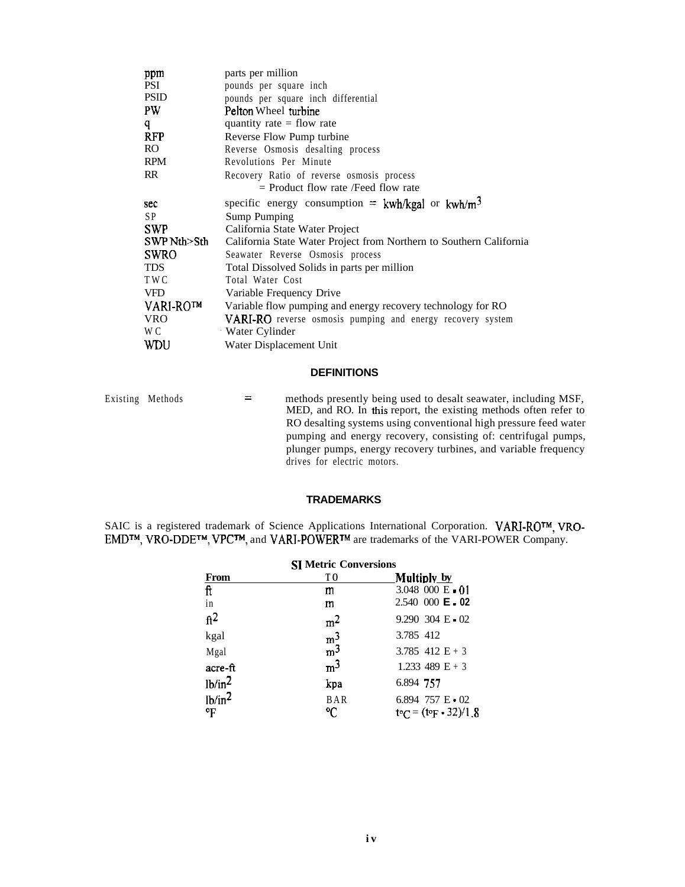| | |
|---|---|
| ppm | parts per million |
| PSI | pounds per square inch |
| PSID | pounds per square inch differential |
| PW | Pelton Wheel turbine |
| q | quantity rate = flow rate |
| RFP | Reverse Flow Pump turbine |
| RO | Reverse Osmosis desalting process |
| RPM | Revolutions Per Minute |
| RR | Recovery Ratio of reverse osmosis process<br>= Product flow rate /Feed flow rate |
| sec | specific energy consumption = kwh/kgal or kwh/$m^3$ |
| SP | Sump Pumping |
| SWP | California State Water Project |
| SWP Nth>Sth | California State Water Project from Northern to Southern California |
| SWRO | Seawater Reverse Osmosis process |
| TDS | Total Dissolved Solids in parts per million |
| TWC | Total Water Cost |
| VFD | Variable Frequency Drive |
| VARI-RO™ | Variable flow pumping and energy recovery technology for RO |
| VRO | VARI-RO reverse osmosis pumping and energy recovery system |
| WC | Water Cylinder |
| WDU | Water Displacement Unit |

## DEFINITIONS

Existing Methods = methods presently being used to desalt seawater, including MSF, MED, and RO. In this report, the existing methods often refer to RO desalting systems using conventional high pressure feed water pumping and energy recovery, consisting of: centrifugal pumps, plunger pumps, energy recovery turbines, and variable frequency drives for electric motors.

## TRADEMARKS

SAIC is a registered trademark of Science Applications International Corporation. VARI-RO™, VRO-EMD™, VRO-DDE™, VPC™, and VARI-POWER™ are trademarks of the VARI-POWER Company.

**SI Metric Conversions**

| From | TO | Multiply by |
|---|---|---|
| ft | m | 3.048 000 E - 01 |
| in | m | 2.540 000 E - 02 |
| $ft^2$ | $m^2$ | 9.290 304 E - 02 |
| kgal | $m^3$ | 3.785 412 |
| Mgal | $m^3$ | 3.785 412 E + 3 |
| acre-ft | $m^3$ | 1.233 489 E + 3 |
| $lb/in^2$ | kpa | 6.894 757 |
| $lb/in^2$ | BAR | 6.894 757 E - 02 |
| °F | °C | $t_{°C} = (t_{°F} - 32)/1.8$ |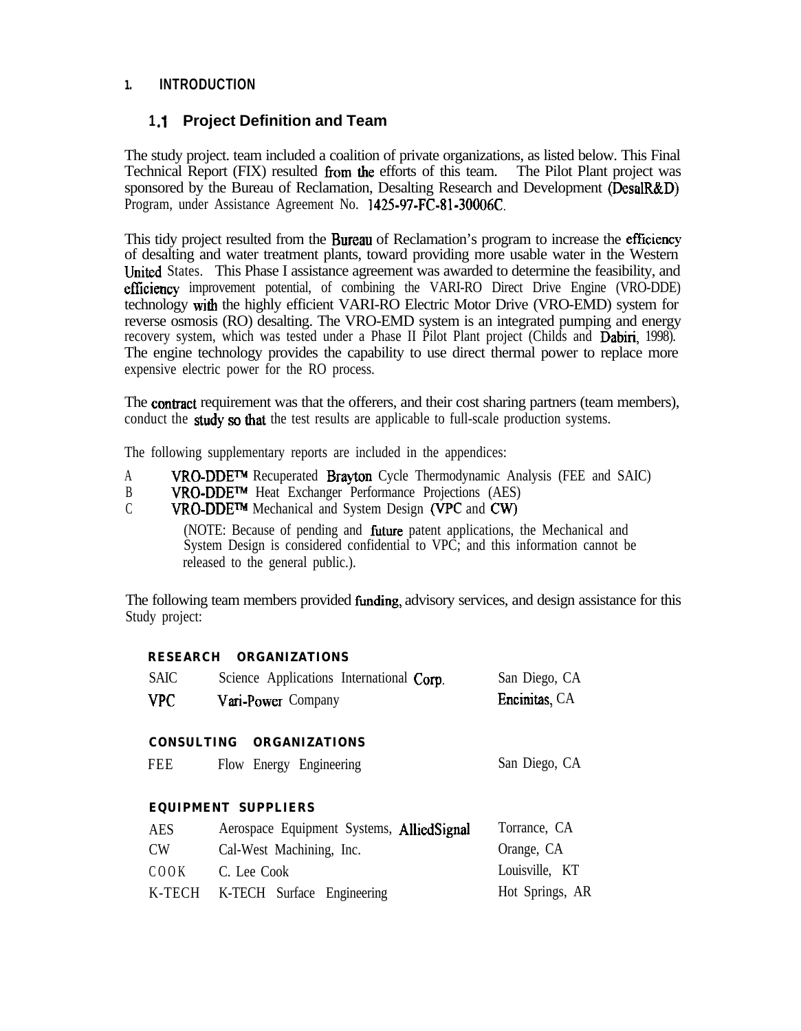# 1. INTRODUCTION

## 1.1 Project Definition and Team

The study project. team included a coalition of private organizations, as listed below. This Final Technical Report (FIX) resulted from the efforts of this team. The Pilot Plant project was sponsored by the Bureau of Reclamation, Desalting Research and Development (DesalR&D) Program, under Assistance Agreement No. 1425-97-FC-81-30006C.

This tidy project resulted from the Bureau of Reclamation's program to increase the efficiency of desalting and water treatment plants, toward providing more usable water in the Western United States. This Phase I assistance agreement was awarded to determine the feasibility, and efficiency improvement potential, of combining the VARI-RO Direct Drive Engine (VRO-DDE) technology with the highly efficient VARI-RO Electric Motor Drive (VRO-EMD) system for reverse osmosis (RO) desalting. The VRO-EMD system is an integrated pumping and energy recovery system, which was tested under a Phase II Pilot Plant project (Childs and Dabiri, 1998). The engine technology provides the capability to use direct thermal power to replace more expensive electric power for the RO process.

The contract requirement was that the offerers, and their cost sharing partners (team members), conduct the study so that the test results are applicable to full-scale production systems.

The following supplementary reports are included in the appendices:

A VRO-DDE™ Recuperated Brayton Cycle Thermodynamic Analysis (FEE and SAIC)
B VRO-DDE™ Heat Exchanger Performance Projections (AES)
C VRO-DDE™ Mechanical and System Design (VPC and CW)

(NOTE: Because of pending and future patent applications, the Mechanical and System Design is considered confidential to VPC; and this information cannot be released to the general public.).

The following team members provided funding, advisory services, and design assistance for this Study project:

**RESEARCH ORGANIZATIONS**

| | | |
|---|---|---|
| SAIC | Science Applications International Corp. | San Diego, CA |
| VPC | Vari-Power Company | Encinitas, CA |

**CONSULTING ORGANIZATIONS**

| | | |
|---|---|---|
| FEE | Flow Energy Engineering | San Diego, CA |

**EQUIPMENT SUPPLIERS**

| | | |
|---|---|---|
| AES | Aerospace Equipment Systems, AlliedSignal | Torrance, CA |
| CW | Cal-West Machining, Inc. | Orange, CA |
| COOK | C. Lee Cook | Louisville, KT |
| K-TECH | K-TECH Surface Engineering | Hot Springs, AR |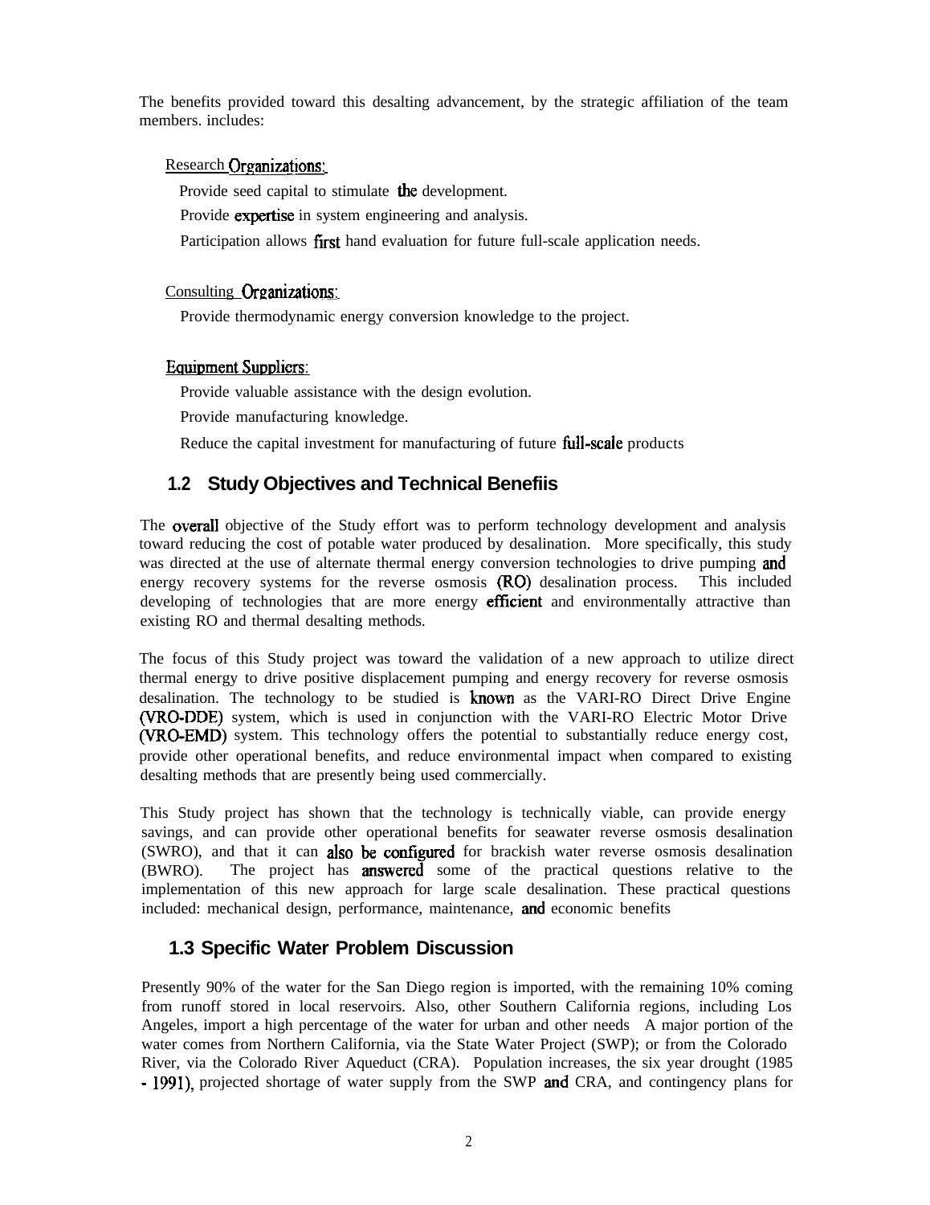The benefits provided toward this desalting advancement, by the strategic affiliation of the team members. includes:

Research Organizations:

Provide seed capital to stimulate the development.

Provide expertise in system engineering and analysis.

Participation allows first hand evaluation for future full-scale application needs.

Consulting Organizations:

Provide thermodynamic energy conversion knowledge to the project.

Equipment Suppliers:

Provide valuable assistance with the design evolution.

Provide manufacturing knowledge.

Reduce the capital investment for manufacturing of future full-scale products

## 1.2 Study Objectives and Technical Benefiis

The overall objective of the Study effort was to perform technology development and analysis toward reducing the cost of potable water produced by desalination. More specifically, this study was directed at the use of alternate thermal energy conversion technologies to drive pumping and energy recovery systems for the reverse osmosis (RO) desalination process. This included developing of technologies that are more energy efficient and environmentally attractive than existing RO and thermal desalting methods.

The focus of this Study project was toward the validation of a new approach to utilize direct thermal energy to drive positive displacement pumping and energy recovery for reverse osmosis desalination. The technology to be studied is known as the VARI-RO Direct Drive Engine (VRO-DDE) system, which is used in conjunction with the VARI-RO Electric Motor Drive (VRO-EMD) system. This technology offers the potential to substantially reduce energy cost, provide other operational benefits, and reduce environmental impact when compared to existing desalting methods that are presently being used commercially.

This Study project has shown that the technology is technically viable, can provide energy savings, and can provide other operational benefits for seawater reverse osmosis desalination (SWRO), and that it can also be configured for brackish water reverse osmosis desalination (BWRO). The project has answered some of the practical questions relative to the implementation of this new approach for large scale desalination. These practical questions included: mechanical design, performance, maintenance, and economic benefits

## 1.3 Specific Water Problem Discussion

Presently 90% of the water for the San Diego region is imported, with the remaining 10% coming from runoff stored in local reservoirs. Also, other Southern California regions, including Los Angeles, import a high percentage of the water for urban and other needs A major portion of the water comes from Northern California, via the State Water Project (SWP); or from the Colorado River, via the Colorado River Aqueduct (CRA). Population increases, the six year drought (1985 - 1991), projected shortage of water supply from the SWP and CRA, and contingency plans for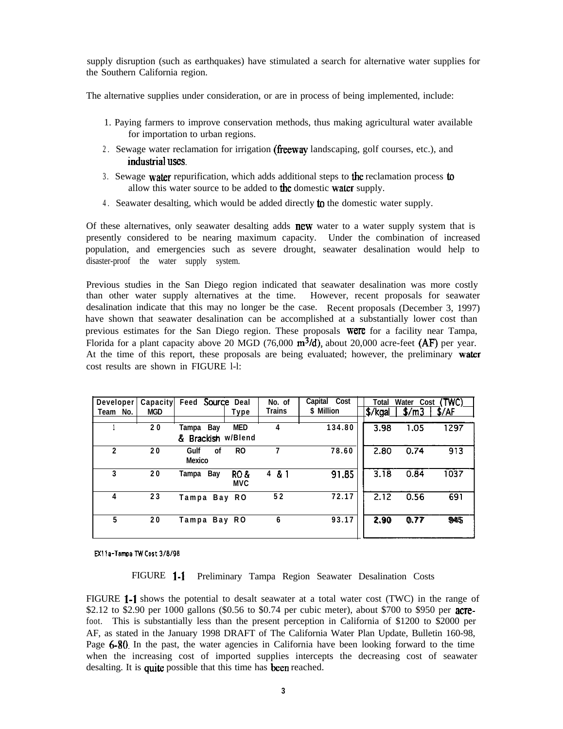supply disruption (such as earthquakes) have stimulated a search for alternative water supplies for the Southern California region.

The alternative supplies under consideration, or are in process of being implemented, include:

1. Paying farmers to improve conservation methods, thus making agricultural water available for importation to urban regions.
2. Sewage water reclamation for irrigation (freeway landscaping, golf courses, etc.), and industrial uses.
3. Sewage water repurification, which adds additional steps to the reclamation process to allow this water source to be added to the domestic water supply.
4. Seawater desalting, which would be added directly to the domestic water supply.

Of these alternatives, only seawater desalting adds new water to a water supply system that is presently considered to be nearing maximum capacity. Under the combination of increased population, and emergencies such as severe drought, seawater desalination would help to disaster-proof the water supply system.

Previous studies in the San Diego region indicated that seawater desalination was more costly than other water supply alternatives at the time. However, recent proposals for seawater desalination indicate that this may no longer be the case. Recent proposals (December 3, 1997) have shown that seawater desalination can be accomplished at a substantially lower cost than previous estimates for the San Diego region. These proposals were for a facility near Tampa, Florida for a plant capacity above 20 MGD (76,000 $m^3/d$), about 20,000 acre-feet (AF) per year. At the time of this report, these proposals are being evaluated; however, the preliminary water cost results are shown in FIGURE 1-1:

| Developer Team No. | Capacity MGD | Feed Source | Deal Type | No. of Trains | Capital Cost $ Million | Total Water Cost (TWC) $/kgal | $/m3 | $/AF |
|---|---|---|---|---|---|---|---|---|
| 1 | 20 | Tampa Bay & Brackish | MED w/Blend | 4 | 134.80 | 3.98 | 1.05 | 1297 |
| 2 | 20 | Gulf of Mexico | RO | 7 | 78.60 | 2.80 | 0.74 | 913 |
| 3 | 20 | Tampa Bay | RO & MVC | 4 & 1 | 91.85 | 3.18 | 0.84 | 1037 |
| 4 | 23 | Tampa Bay | RO | 52 | 72.17 | 2.12 | 0.56 | 691 |
| 5 | 20 | Tampa Bay | RO | 6 | 93.17 | 2.90 | 0.77 | 945 |

EX11a-Tampa TW Cost 3/8/98

FIGURE 1-1 Preliminary Tampa Region Seawater Desalination Costs

FIGURE 1-1 shows the potential to desalt seawater at a total water cost (TWC) in the range of $2.12 to $2.90 per 1000 gallons ($0.56 to $0.74 per cubic meter), about $700 to $950 per acre-foot. This is substantially less than the present perception in California of $1200 to $2000 per AF, as stated in the January 1998 DRAFT of The California Water Plan Update, Bulletin 160-98, Page 6-80. In the past, the water agencies in California have been looking forward to the time when the increasing cost of imported supplies intercepts the decreasing cost of seawater desalting. It is quite possible that this time has been reached.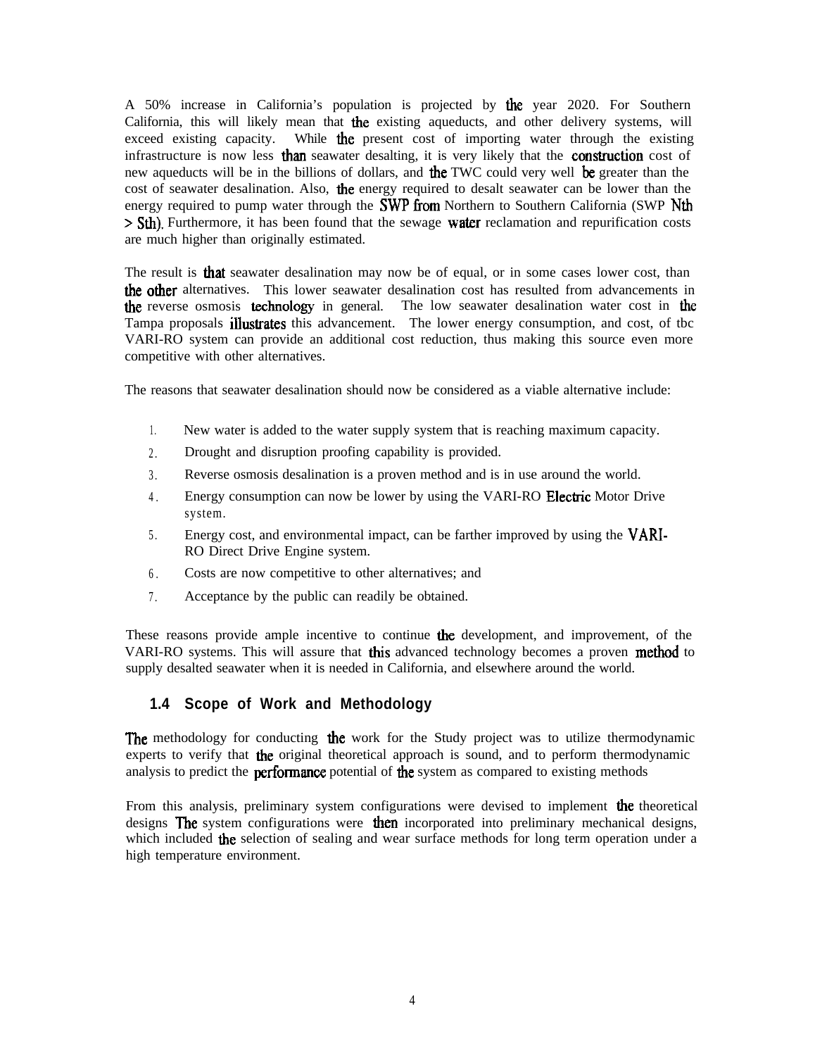A 50% increase in California's population is projected by the year 2020. For Southern California, this will likely mean that the existing aqueducts, and other delivery systems, will exceed existing capacity. While the present cost of importing water through the existing infrastructure is now less than seawater desalting, it is very likely that the construction cost of new aqueducts will be in the billions of dollars, and the TWC could very well be greater than the cost of seawater desalination. Also, the energy required to desalt seawater can be lower than the energy required to pump water through the SWP from Northern to Southern California (SWP Nth > Sth). Furthermore, it has been found that the sewage water reclamation and repurification costs are much higher than originally estimated.

The result is that seawater desalination may now be of equal, or in some cases lower cost, than the other alternatives. This lower seawater desalination cost has resulted from advancements in the reverse osmosis technology in general. The low seawater desalination water cost in the Tampa proposals illustrates this advancement. The lower energy consumption, and cost, of tbc VARI-RO system can provide an additional cost reduction, thus making this source even more competitive with other alternatives.

The reasons that seawater desalination should now be considered as a viable alternative include:

1. New water is added to the water supply system that is reaching maximum capacity.
2. Drought and disruption proofing capability is provided.
3. Reverse osmosis desalination is a proven method and is in use around the world.
4. Energy consumption can now be lower by using the VARI-RO Electric Motor Drive system.
5. Energy cost, and environmental impact, can be farther improved by using the VARI-RO Direct Drive Engine system.
6. Costs are now competitive to other alternatives; and
7. Acceptance by the public can readily be obtained.

These reasons provide ample incentive to continue the development, and improvement, of the VARI-RO systems. This will assure that this advanced technology becomes a proven method to supply desalted seawater when it is needed in California, and elsewhere around the world.

## 1.4 Scope of Work and Methodology

The methodology for conducting the work for the Study project was to utilize thermodynamic experts to verify that the original theoretical approach is sound, and to perform thermodynamic analysis to predict the performance potential of the system as compared to existing methods

From this analysis, preliminary system configurations were devised to implement the theoretical designs The system configurations were then incorporated into preliminary mechanical designs, which included the selection of sealing and wear surface methods for long term operation under a high temperature environment.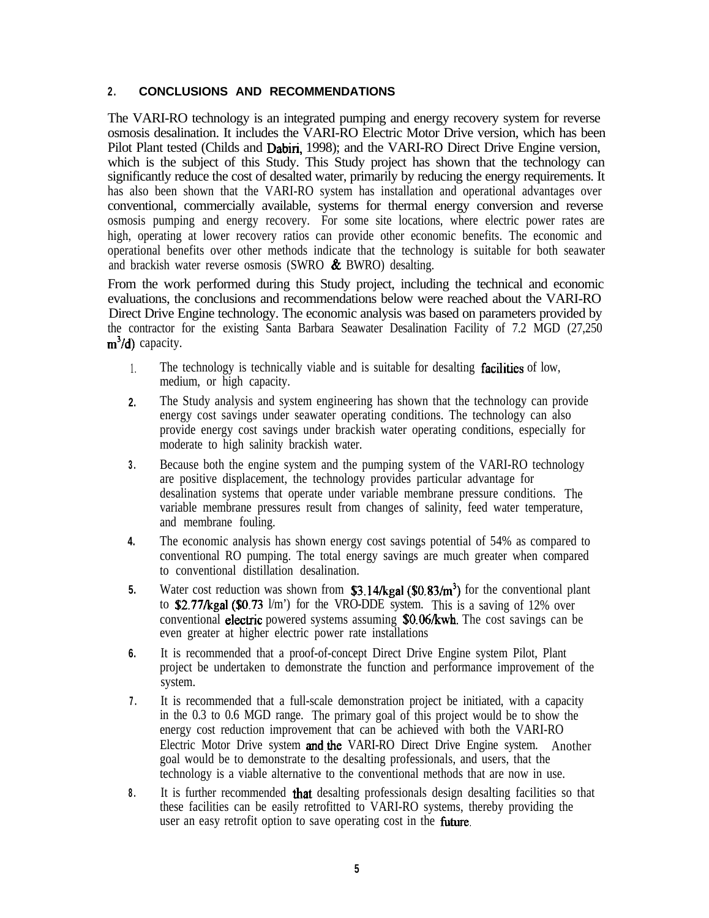## 2. CONCLUSIONS AND RECOMMENDATIONS

The VARI-RO technology is an integrated pumping and energy recovery system for reverse osmosis desalination. It includes the VARI-RO Electric Motor Drive version, which has been Pilot Plant tested (Childs and Dabiri, 1998); and the VARI-RO Direct Drive Engine version, which is the subject of this Study. This Study project has shown that the technology can significantly reduce the cost of desalted water, primarily by reducing the energy requirements. It has also been shown that the VARI-RO system has installation and operational advantages over conventional, commercially available, systems for thermal energy conversion and reverse osmosis pumping and energy recovery. For some site locations, where electric power rates are high, operating at lower recovery ratios can provide other economic benefits. The economic and operational benefits over other methods indicate that the technology is suitable for both seawater and brackish water reverse osmosis (SWRO & BWRO) desalting.

From the work performed during this Study project, including the technical and economic evaluations, the conclusions and recommendations below were reached about the VARI-RO Direct Drive Engine technology. The economic analysis was based on parameters provided by the contractor for the existing Santa Barbara Seawater Desalination Facility of 7.2 MGD (27,250 $m^3/d$) capacity.

1. The technology is technically viable and is suitable for desalting facilities of low, medium, or high capacity.
2. The Study analysis and system engineering has shown that the technology can provide energy cost savings under seawater operating conditions. The technology can also provide energy cost savings under brackish water operating conditions, especially for moderate to high salinity brackish water.
3. Because both the engine system and the pumping system of the VARI-RO technology are positive displacement, the technology provides particular advantage for desalination systems that operate under variable membrane pressure conditions. The variable membrane pressures result from changes of salinity, feed water temperature, and membrane fouling.
4. The economic analysis has shown energy cost savings potential of 54% as compared to conventional RO pumping. The total energy savings are much greater when compared to conventional distillation desalination.
5. Water cost reduction was shown from $3.14/kgal ($0.83/$m^3$) for the conventional plant to $2.77/kgal ($0.73 l/m') for the VRO-DDE system. This is a saving of 12% over conventional electric powered systems assuming $0.06/kwh. The cost savings can be even greater at higher electric power rate installations
6. It is recommended that a proof-of-concept Direct Drive Engine system Pilot, Plant project be undertaken to demonstrate the function and performance improvement of the system.
7. It is recommended that a full-scale demonstration project be initiated, with a capacity in the 0.3 to 0.6 MGD range. The primary goal of this project would be to show the energy cost reduction improvement that can be achieved with both the VARI-RO Electric Motor Drive system and the VARI-RO Direct Drive Engine system. Another goal would be to demonstrate to the desalting professionals, and users, that the technology is a viable alternative to the conventional methods that are now in use.
8. It is further recommended that desalting professionals design desalting facilities so that these facilities can be easily retrofitted to VARI-RO systems, thereby providing the user an easy retrofit option to save operating cost in the future.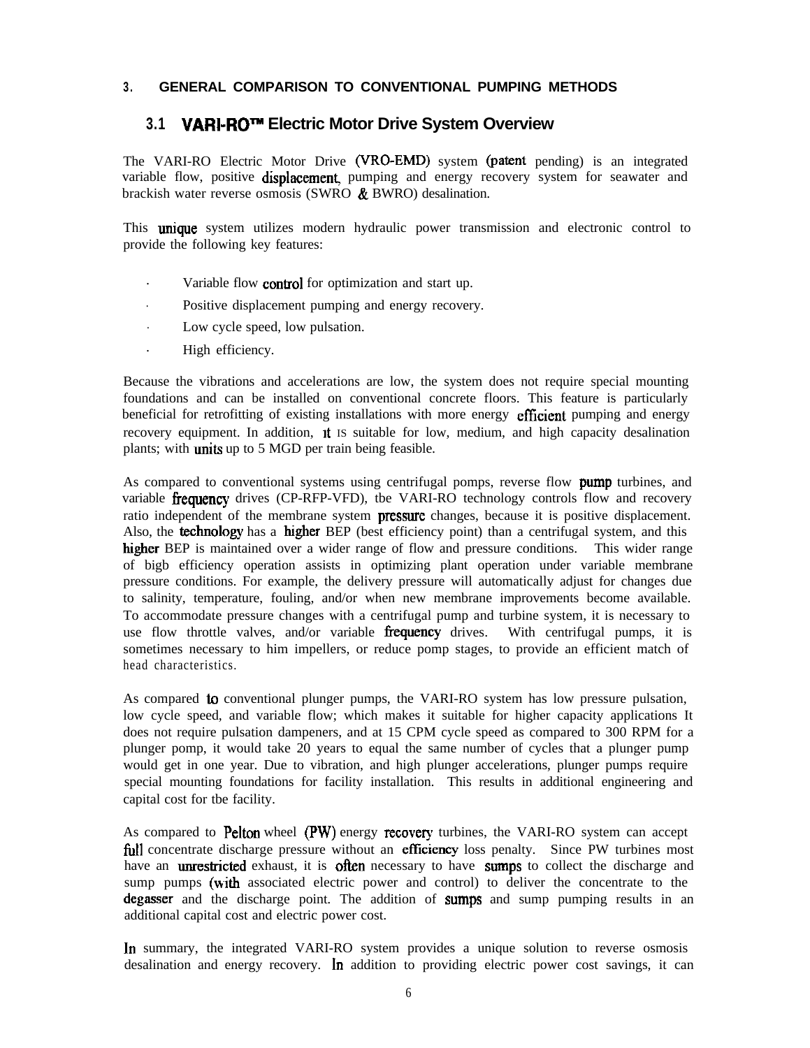## 3. GENERAL COMPARISON TO CONVENTIONAL PUMPING METHODS

### 3.1 VARI-RO™ Electric Motor Drive System Overview

The VARI-RO Electric Motor Drive (VRO-EMD) system (patent pending) is an integrated variable flow, positive displacement, pumping and energy recovery system for seawater and brackish water reverse osmosis (SWRO & BWRO) desalination.

This unique system utilizes modern hydraulic power transmission and electronic control to provide the following key features:

- Variable flow control for optimization and start up.
- Positive displacement pumping and energy recovery.
- Low cycle speed, low pulsation.
- High efficiency.

Because the vibrations and accelerations are low, the system does not require special mounting foundations and can be installed on conventional concrete floors. This feature is particularly beneficial for retrofitting of existing installations with more energy efficient pumping and energy recovery equipment. In addition, it IS suitable for low, medium, and high capacity desalination plants; with units up to 5 MGD per train being feasible.

As compared to conventional systems using centrifugal pomps, reverse flow pump turbines, and variable frequency drives (CP-RFP-VFD), tbe VARI-RO technology controls flow and recovery ratio independent of the membrane system pressure changes, because it is positive displacement. Also, the technology has a higher BEP (best efficiency point) than a centrifugal system, and this higher BEP is maintained over a wider range of flow and pressure conditions. This wider range of bigb efficiency operation assists in optimizing plant operation under variable membrane pressure conditions. For example, the delivery pressure will automatically adjust for changes due to salinity, temperature, fouling, and/or when new membrane improvements become available. To accommodate pressure changes with a centrifugal pump and turbine system, it is necessary to use flow throttle valves, and/or variable frequency drives. With centrifugal pumps, it is sometimes necessary to him impellers, or reduce pomp stages, to provide an efficient match of head characteristics.

As compared to conventional plunger pumps, the VARI-RO system has low pressure pulsation, low cycle speed, and variable flow; which makes it suitable for higher capacity applications It does not require pulsation dampeners, and at 15 CPM cycle speed as compared to 300 RPM for a plunger pomp, it would take 20 years to equal the same number of cycles that a plunger pump would get in one year. Due to vibration, and high plunger accelerations, plunger pumps require special mounting foundations for facility installation. This results in additional engineering and capital cost for tbe facility.

As compared to Pelton wheel (PW) energy recovery turbines, the VARI-RO system can accept full concentrate discharge pressure without an efficiency loss penalty. Since PW turbines most have an unrestricted exhaust, it is often necessary to have sumps to collect the discharge and sump pumps (with associated electric power and control) to deliver the concentrate to the degasser and the discharge point. The addition of sumps and sump pumping results in an additional capital cost and electric power cost.

In summary, the integrated VARI-RO system provides a unique solution to reverse osmosis desalination and energy recovery. In addition to providing electric power cost savings, it can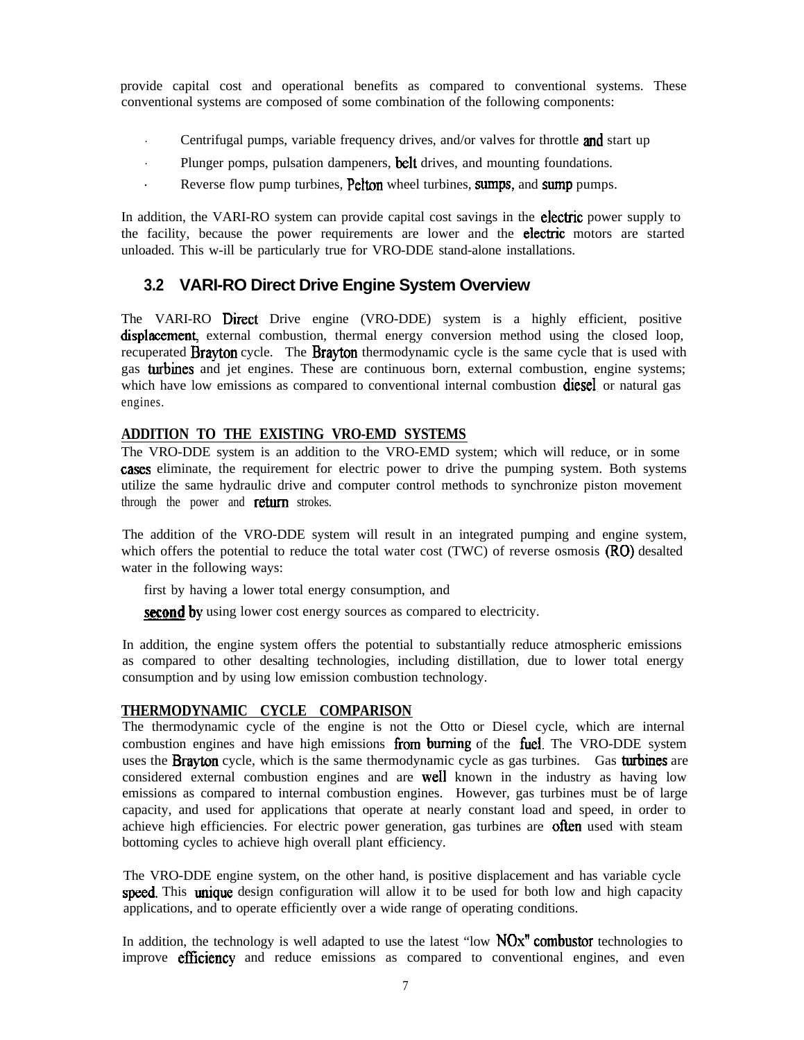provide capital cost and operational benefits as compared to conventional systems. These conventional systems are composed of some combination of the following components:

- Centrifugal pumps, variable frequency drives, and/or valves for throttle and start up
- Plunger pomps, pulsation dampeners, belt drives, and mounting foundations.
- Reverse flow pump turbines, Pelton wheel turbines, sumps, and sump pumps.

In addition, the VARI-RO system can provide capital cost savings in the electric power supply to the facility, because the power requirements are lower and the electric motors are started unloaded. This w-ill be particularly true for VRO-DDE stand-alone installations.

## 3.2 VARI-RO Direct Drive Engine System Overview

The VARI-RO Direct Drive engine (VRO-DDE) system is a highly efficient, positive displacement, external combustion, thermal energy conversion method using the closed loop, recuperated Brayton cycle. The Brayton thermodynamic cycle is the same cycle that is used with gas turbines and jet engines. These are continuous born, external combustion, engine systems; which have low emissions as compared to conventional internal combustion diesel or natural gas engines.

**ADDITION TO THE EXISTING VRO-EMD SYSTEMS**

The VRO-DDE system is an addition to the VRO-EMD system; which will reduce, or in some cases eliminate, the requirement for electric power to drive the pumping system. Both systems utilize the same hydraulic drive and computer control methods to synchronize piston movement through the power and return strokes.

The addition of the VRO-DDE system will result in an integrated pumping and engine system, which offers the potential to reduce the total water cost (TWC) of reverse osmosis (RO) desalted water in the following ways:

first by having a lower total energy consumption, and

second by using lower cost energy sources as compared to electricity.

In addition, the engine system offers the potential to substantially reduce atmospheric emissions as compared to other desalting technologies, including distillation, due to lower total energy consumption and by using low emission combustion technology.

**THERMODYNAMIC CYCLE COMPARISON**

The thermodynamic cycle of the engine is not the Otto or Diesel cycle, which are internal combustion engines and have high emissions from burning of the fuel. The VRO-DDE system uses the Brayton cycle, which is the same thermodynamic cycle as gas turbines. Gas turbines are considered external combustion engines and are well known in the industry as having low emissions as compared to internal combustion engines. However, gas turbines must be of large capacity, and used for applications that operate at nearly constant load and speed, in order to achieve high efficiencies. For electric power generation, gas turbines are often used with steam bottoming cycles to achieve high overall plant efficiency.

The VRO-DDE engine system, on the other hand, is positive displacement and has variable cycle speed. This unique design configuration will allow it to be used for both low and high capacity applications, and to operate efficiently over a wide range of operating conditions.

In addition, the technology is well adapted to use the latest "low NOx" combustor technologies to improve efficiency and reduce emissions as compared to conventional engines, and even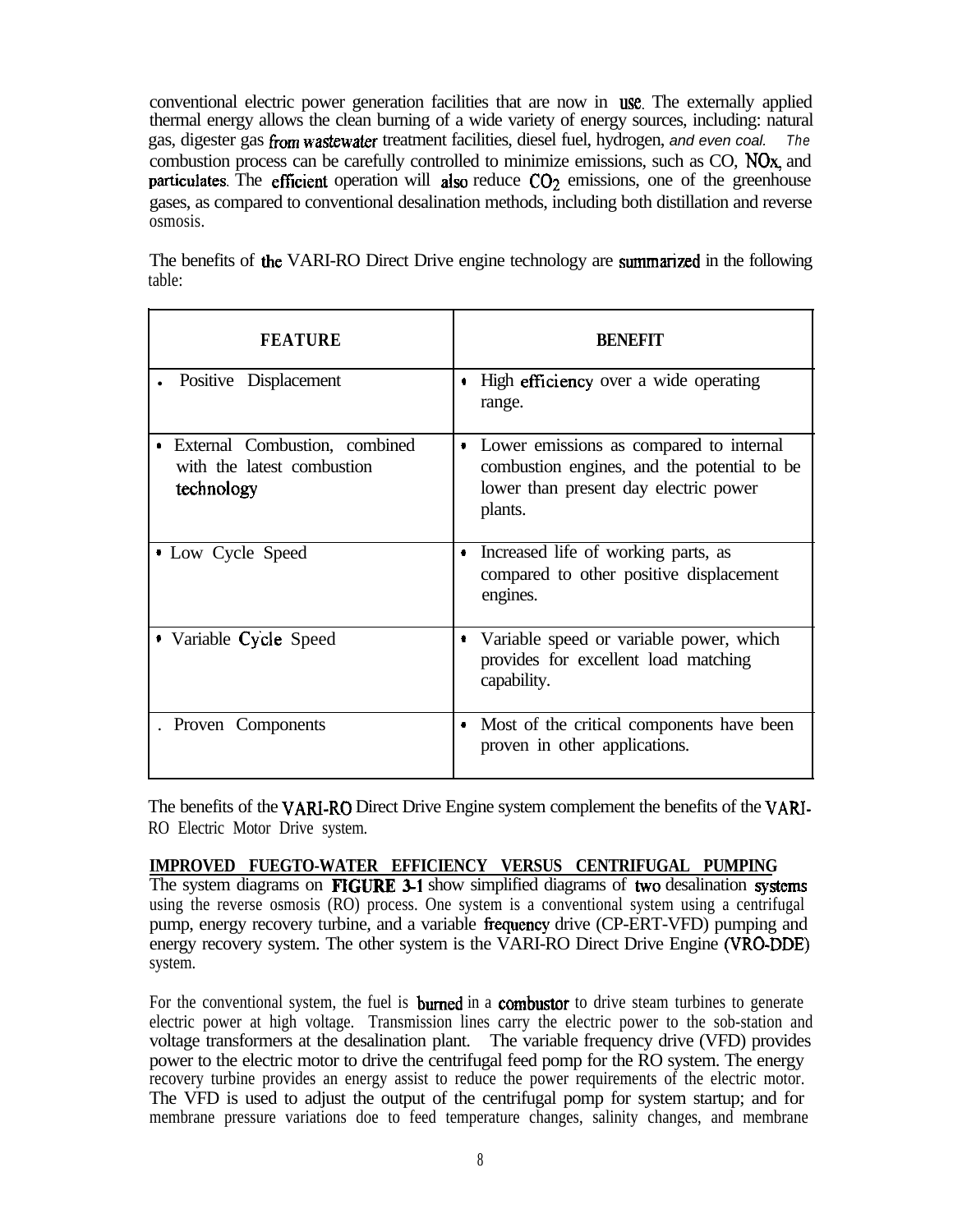conventional electric power generation facilities that are now in use. The externally applied thermal energy allows the clean burning of a wide variety of energy sources, including: natural gas, digester gas from wastewater treatment facilities, diesel fuel, hydrogen, *and even coal. The* combustion process can be carefully controlled to minimize emissions, such as CO, NOx, and particulates. The efficient operation will also reduce $CO_2$ emissions, one of the greenhouse gases, as compared to conventional desalination methods, including both distillation and reverse osmosis.

The benefits of the VARI-RO Direct Drive engine technology are summarized in the following table:

| FEATURE | BENEFIT |
|---|---|
| • Positive Displacement | • High efficiency over a wide operating range. |
| • External Combustion, combined with the latest combustion technology | • Lower emissions as compared to internal combustion engines, and the potential to be lower than present day electric power plants. |
| • Low Cycle Speed | • Increased life of working parts, as compared to other positive displacement engines. |
| • Variable Cycle Speed | • Variable speed or variable power, which provides for excellent load matching capability. |
| • Proven Components | • Most of the critical components have been proven in other applications. |

The benefits of the VARI-RO Direct Drive Engine system complement the benefits of the VARI-RO Electric Motor Drive system.

**IMPROVED FUEGTO-WATER EFFICIENCY VERSUS CENTRIFUGAL PUMPING**

The system diagrams on FIGURE 3-1 show simplified diagrams of two desalination systems using the reverse osmosis (RO) process. One system is a conventional system using a centrifugal pump, energy recovery turbine, and a variable frequency drive (CP-ERT-VFD) pumping and energy recovery system. The other system is the VARI-RO Direct Drive Engine (VRO-DDE) system.

For the conventional system, the fuel is burned in a combustor to drive steam turbines to generate electric power at high voltage. Transmission lines carry the electric power to the sob-station and voltage transformers at the desalination plant. The variable frequency drive (VFD) provides power to the electric motor to drive the centrifugal feed pomp for the RO system. The energy recovery turbine provides an energy assist to reduce the power requirements of the electric motor. The VFD is used to adjust the output of the centrifugal pomp for system startup; and for membrane pressure variations doe to feed temperature changes, salinity changes, and membrane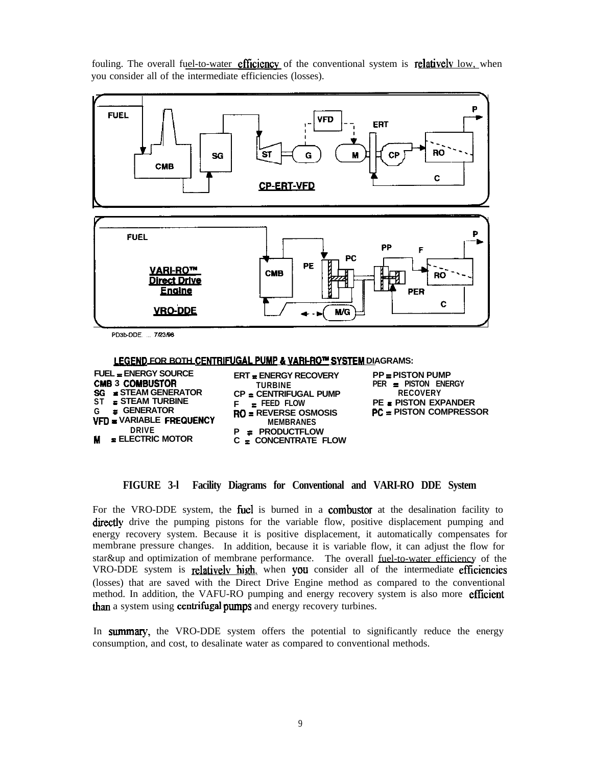fouling. The overall fuel-to-water efficiency of the conventional system is relatively low, when you consider all of the intermediate efficiencies (losses).

LEGEND FOR BOTH CENTRIFUGAL PUMP & VARI-RO™ SYSTEM DIAGRAMS:

FUEL = ENERGY SOURCE
CMB = COMBUSTOR
SG = STEAM GENERATOR
ST = STEAM TURBINE
G = GENERATOR
VFD = VARIABLE FREQUENCY DRIVE
M = ELECTRIC MOTOR

ERT = ENERGY RECOVERY TURBINE
CP = CENTRIFUGAL PUMP
F = FEED FLOW
RO = REVERSE OSMOSIS MEMBRANES
P = PRODUCTFLOW
C = CONCENTRATE FLOW

PP = PISTON PUMP
PER = PISTON ENERGY RECOVERY
PE = PISTON EXPANDER
PC = PISTON COMPRESSOR

**FIGURE 3-l Facility Diagrams for Conventional and VARI-RO DDE System**

For the VRO-DDE system, the fuel is burned in a combustor at the desalination facility to directly drive the pumping pistons for the variable flow, positive displacement pumping and energy recovery system. Because it is positive displacement, it automatically compensates for membrane pressure changes. In addition, because it is variable flow, it can adjust the flow for star&up and optimization of membrane performance. The overall fuel-to-water efficiency of the VRO-DDE system is relatively high, when you consider all of the intermediate efficiencies (losses) that are saved with the Direct Drive Engine method as compared to the conventional method. In addition, the VAFU-RO pumping and energy recovery system is also more efficient than a system using centrifugal pumps and energy recovery turbines.

In summary, the VRO-DDE system offers the potential to significantly reduce the energy consumption, and cost, to desalinate water as compared to conventional methods.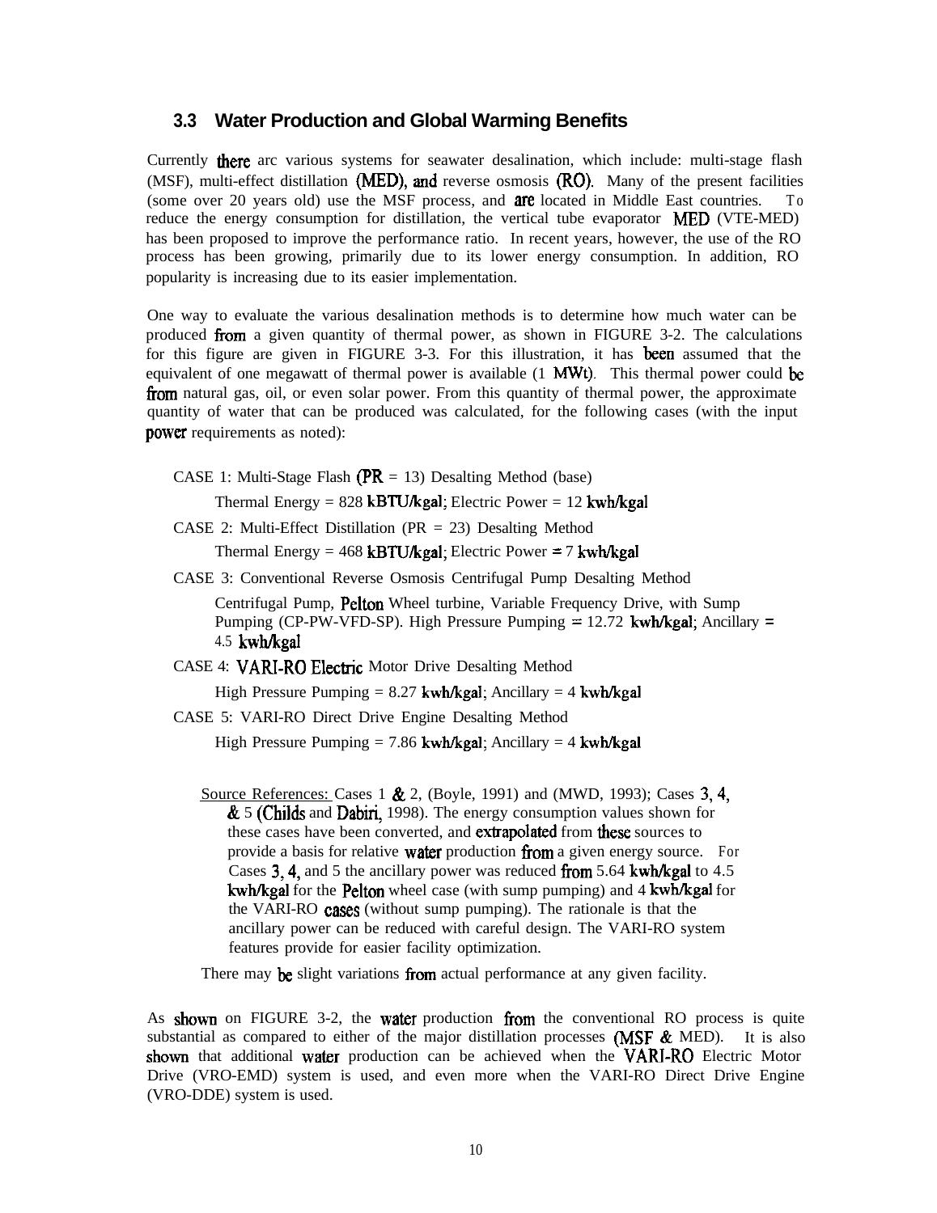### 3.3 Water Production and Global Warming Benefits

Currently there arc various systems for seawater desalination, which include: multi-stage flash (MSF), multi-effect distillation (MED), and reverse osmosis (RO). Many of the present facilities (some over 20 years old) use the MSF process, and are located in Middle East countries. To reduce the energy consumption for distillation, the vertical tube evaporator MED (VTE-MED) has been proposed to improve the performance ratio. In recent years, however, the use of the RO process has been growing, primarily due to its lower energy consumption. In addition, RO popularity is increasing due to its easier implementation.

One way to evaluate the various desalination methods is to determine how much water can be produced from a given quantity of thermal power, as shown in FIGURE 3-2. The calculations for this figure are given in FIGURE 3-3. For this illustration, it has been assumed that the equivalent of one megawatt of thermal power is available (1 MWt). This thermal power could be from natural gas, oil, or even solar power. From this quantity of thermal power, the approximate quantity of water that can be produced was calculated, for the following cases (with the input power requirements as noted):

CASE 1: Multi-Stage Flash (PR = 13) Desalting Method (base)

Thermal Energy = 828 kBTU/kgal; Electric Power = 12 kwh/kgal

CASE 2: Multi-Effect Distillation (PR = 23) Desalting Method

Thermal Energy = 468 kBTU/kgal; Electric Power = 7 kwh/kgal

CASE 3: Conventional Reverse Osmosis Centrifugal Pump Desalting Method

Centrifugal Pump, Pelton Wheel turbine, Variable Frequency Drive, with Sump Pumping (CP-PW-VFD-SP). High Pressure Pumping = 12.72 kwh/kgal; Ancillary = 4.5 kwh/kgal

CASE 4: VARI-RO Electric Motor Drive Desalting Method

High Pressure Pumping = 8.27 kwh/kgal; Ancillary = 4 kwh/kgal

CASE 5: VARI-RO Direct Drive Engine Desalting Method

High Pressure Pumping = 7.86 kwh/kgal; Ancillary = 4 kwh/kgal

Source References: Cases 1 & 2, (Boyle, 1991) and (MWD, 1993); Cases 3, 4, & 5 (Childs and Dabiri, 1998). The energy consumption values shown for these cases have been converted, and extrapolated from these sources to provide a basis for relative water production from a given energy source. For Cases 3, 4, and 5 the ancillary power was reduced from 5.64 kwh/kgal to 4.5 kwh/kgal for the Pelton wheel case (with sump pumping) and 4 kwh/kgal for the VARI-RO cases (without sump pumping). The rationale is that the ancillary power can be reduced with careful design. The VARI-RO system features provide for easier facility optimization.

There may be slight variations from actual performance at any given facility.

As shown on FIGURE 3-2, the water production from the conventional RO process is quite substantial as compared to either of the major distillation processes (MSF & MED). It is also shown that additional water production can be achieved when the VARI-RO Electric Motor Drive (VRO-EMD) system is used, and even more when the VARI-RO Direct Drive Engine (VRO-DDE) system is used.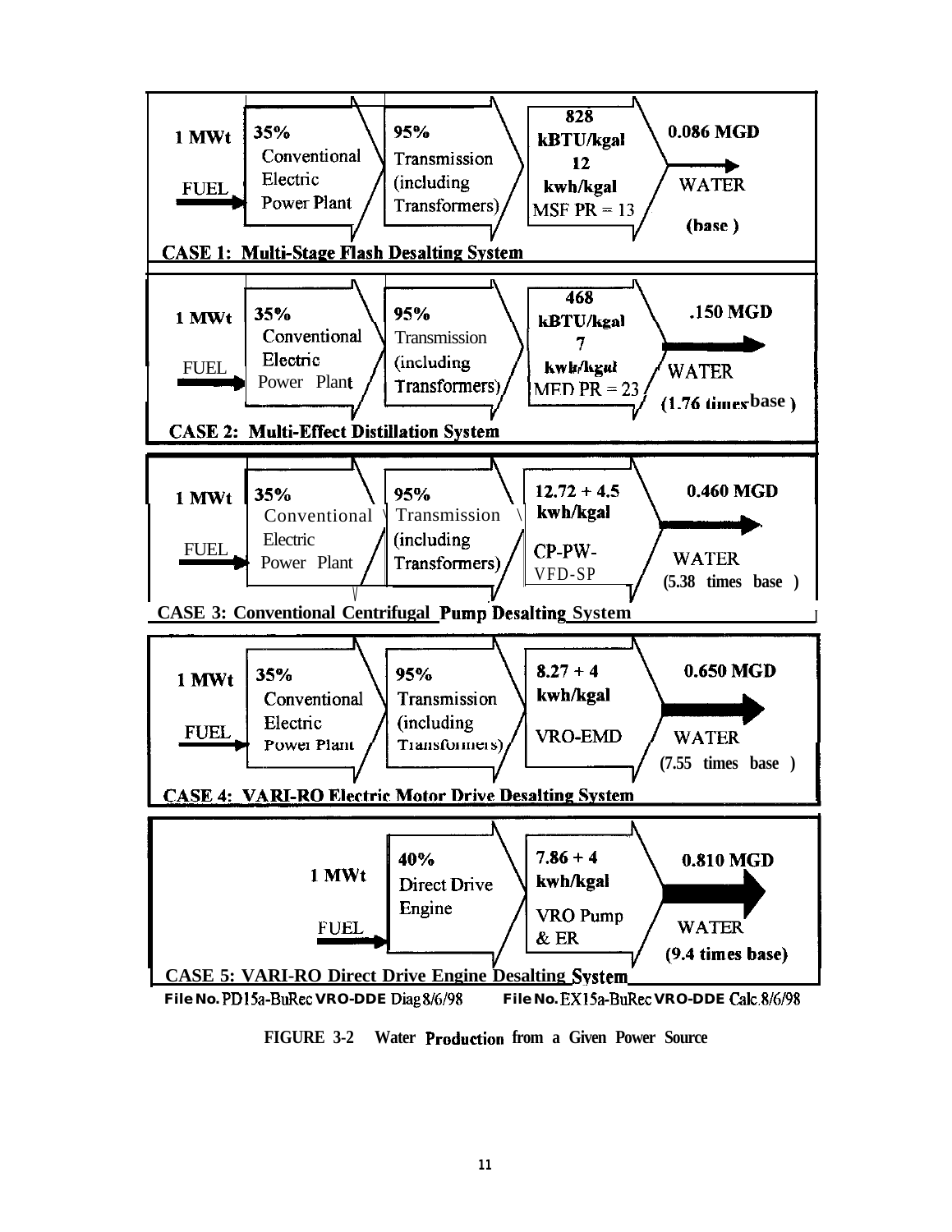**CASE 1: Multi-Stage Flash Desalting System**

| Input | Power Plant | Transmission | Desalting | Output |
|---|---|---|---|---|
| 1 MWt FUEL | 35% Conventional Electric Power Plant | 95% Transmission (including Transformers) | 828 kBTU/kgal 12 kwh/kgal MSF PR = 13 | 0.086 MGD WATER (base) |

**CASE 2: Multi-Effect Distillation System**

| Input | Power Plant | Transmission | Desalting | Output |
|---|---|---|---|---|
| 1 MWt FUEL | 35% Conventional Electric Power Plant | 95% Transmission (including Transformers) | 468 kBTU/kgal 7 kwh/kgal MED PR = 23 | .150 MGD WATER (1.76 times base) |

**CASE 3: Conventional Centrifugal Pump Desalting System**

| Input | Power Plant | Transmission | Desalting | Output |
|---|---|---|---|---|
| 1 MWt FUEL | 35% Conventional Electric Power Plant | 95% Transmission (including Transformers) | 12.72 + 4.5 kwh/kgal CP-PW-VFD-SP | 0.460 MGD WATER (5.38 times base) |

**CASE 4: VARI-RO Electric Motor Drive Desalting System**

| Input | Power Plant | Transmission | Desalting | Output |
|---|---|---|---|---|
| 1 MWt FUEL | 35% Conventional Electric Power Plant | 95% Transmission (including Transformers) | 8.27 + 4 kwh/kgal VRO-EMD | 0.650 MGD WATER (7.55 times base) |

**CASE 5: VARI-RO Direct Drive Engine Desalting System**

| Input | Engine | Desalting | Output |
|---|---|---|---|
| 1 MWt FUEL | 40% Direct Drive Engine | 7.86 + 4 kwh/kgal VRO Pump & ER | 0.810 MGD WATER (9.4 times base) |

File No. PD15a-BuRec VRO-DDE Diag 8/6/98 File No. EX15a-BuRec VRO-DDE Calc.8/6/98

FIGURE 3-2 Water Production from a Given Power Source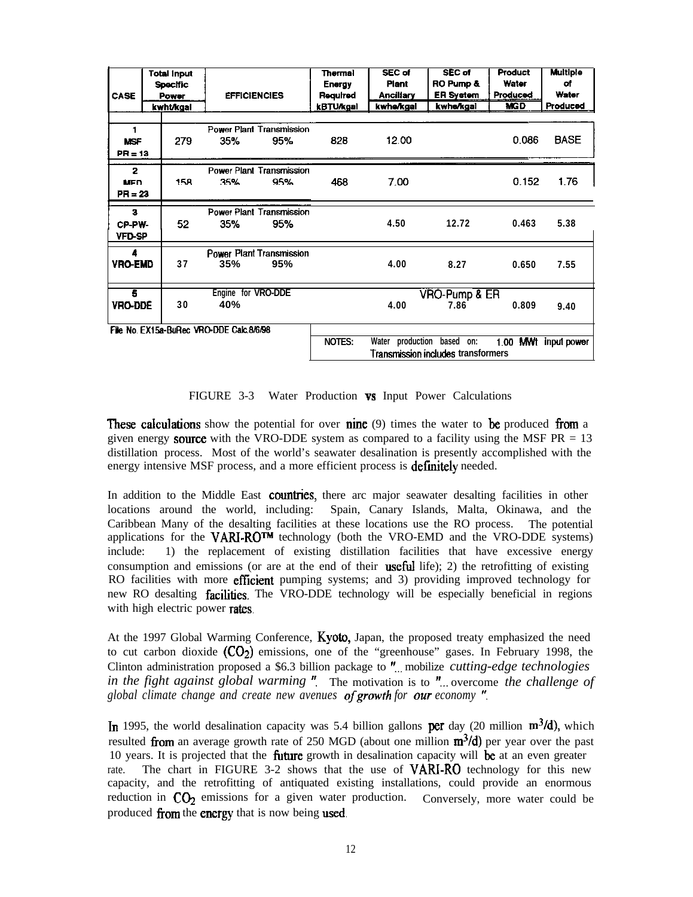| CASE | Total Input Specific Power kwht/kgal | EFFICIENCIES | | Thermal Energy Required kBTU/kgal | SEC of Plant Ancillary kwhe/kgal | SEC of RO Pump & ER System kwhe/kgal | Product Water Produced MGD | Multiple of Water Produced |
|---|---|---|---|---|---|---|---|---|
| | | Power Plant | Transmission | | | | | |
| 1 MSF PR = 13 | 279 | 35% | 95% | 828 | 12.00 | | 0.086 | BASE |
| | | Power Plant | Transmission | | | | | |
| 2 MED PR = 23 | 158 | 35% | 95% | 468 | 7.00 | | 0.152 | 1.76 |
| | | Power Plant | Transmission | | | | | |
| 3 CP-PW-VFD-SP | 52 | 35% | 95% | | 4.50 | 12.72 | 0.463 | 5.38 |
| | | Power Plant | Transmission | | | | | |
| 4 VRO-EMD | 37 | 35% | 95% | | 4.00 | 8.27 | 0.650 | 7.55 |
| | | Engine for VRO-DDE | | | | VRO-Pump & ER | | |
| 5 VRO-DDE | 30 | 40% | | | 4.00 | 7.86 | 0.809 | 9.40 |

File No. EX15a-BuRec VRO-DDE Calc.8/6/98

NOTES: Water production based on: 1.00 MWt input power
Transmission includes transformers

FIGURE 3-3 Water Production vs Input Power Calculations

These calculations show the potential for over nine (9) times the water to be produced from a given energy source with the VRO-DDE system as compared to a facility using the MSF PR = 13 distillation process. Most of the world's seawater desalination is presently accomplished with the energy intensive MSF process, and a more efficient process is definitely needed.

In addition to the Middle East countries, there arc major seawater desalting facilities in other locations around the world, including: Spain, Canary Islands, Malta, Okinawa, and the Caribbean Many of the desalting facilities at these locations use the RO process. The potential applications for the VARI-RO™ technology (both the VRO-EMD and the VRO-DDE systems) include: 1) the replacement of existing distillation facilities that have excessive energy consumption and emissions (or are at the end of their useful life); 2) the retrofitting of existing RO facilities with more efficient pumping systems; and 3) providing improved technology for new RO desalting facilities. The VRO-DDE technology will be especially beneficial in regions with high electric power rates.

At the 1997 Global Warming Conference, Kyoto, Japan, the proposed treaty emphasized the need to cut carbon dioxide ($CO_2$) emissions, one of the "greenhouse" gases. In February 1998, the Clinton administration proposed a $6.3 billion package to "... mobilize *cutting-edge technologies in the fight against global warming*". The motivation is to "... overcome *the challenge of global climate change and create new avenues of growth for our economy*".

In 1995, the world desalination capacity was 5.4 billion gallons per day (20 million $m^3/d$), which resulted from an average growth rate of 250 MGD (about one million $m^3/d$) per year over the past 10 years. It is projected that the future growth in desalination capacity will be at an even greater rate. The chart in FIGURE 3-2 shows that the use of VARI-RO technology for this new capacity, and the retrofitting of antiquated existing installations, could provide an enormous reduction in $CO_2$ emissions for a given water production. Conversely, more water could be produced from the energy that is now being used.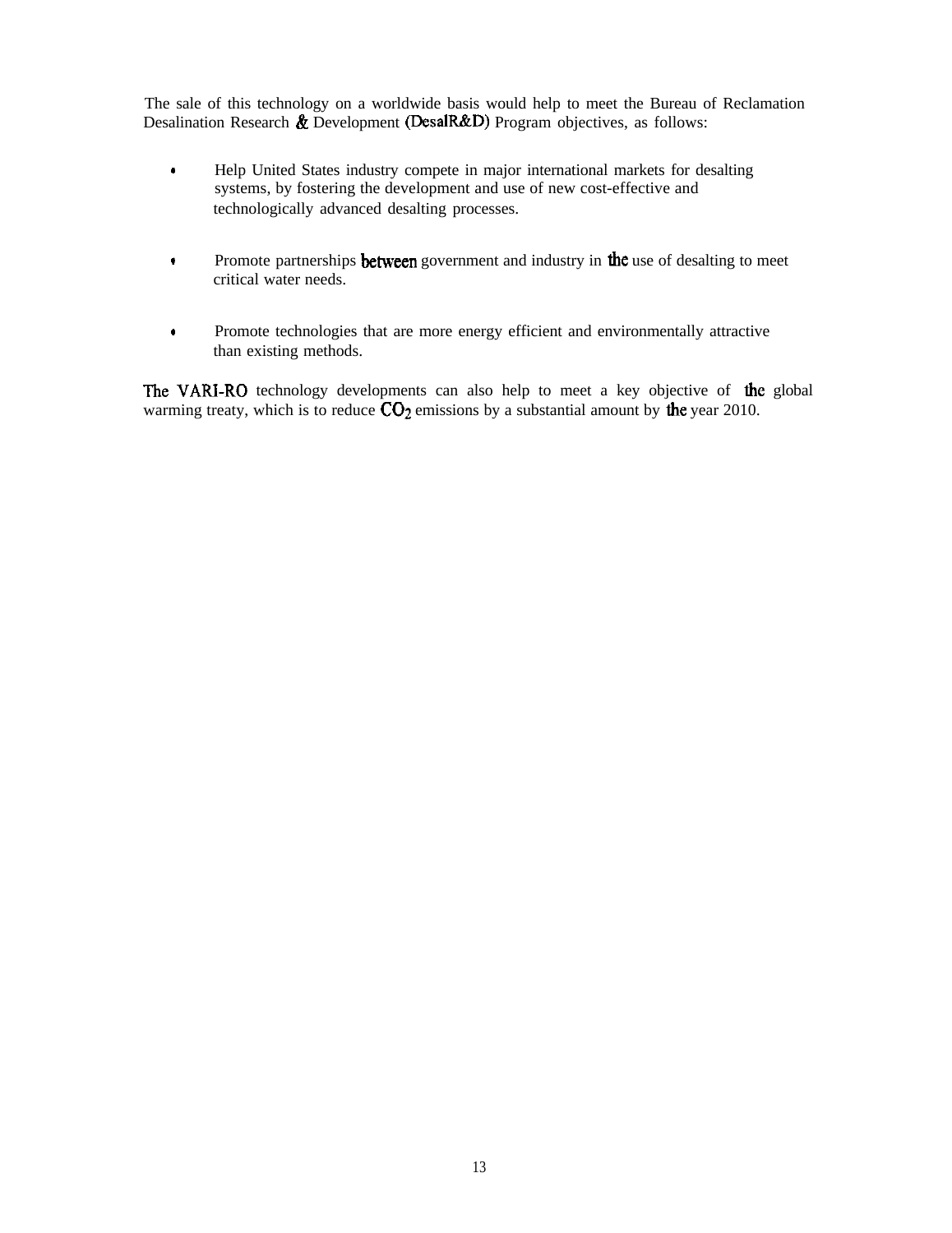The sale of this technology on a worldwide basis would help to meet the Bureau of Reclamation Desalination Research & Development (DesalR&D) Program objectives, as follows:

- Help United States industry compete in major international markets for desalting systems, by fostering the development and use of new cost-effective and technologically advanced desalting processes.

- Promote partnerships between government and industry in the use of desalting to meet critical water needs.

- Promote technologies that are more energy efficient and environmentally attractive than existing methods.

The VARI-RO technology developments can also help to meet a key objective of the global warming treaty, which is to reduce $CO_2$ emissions by a substantial amount by the year 2010.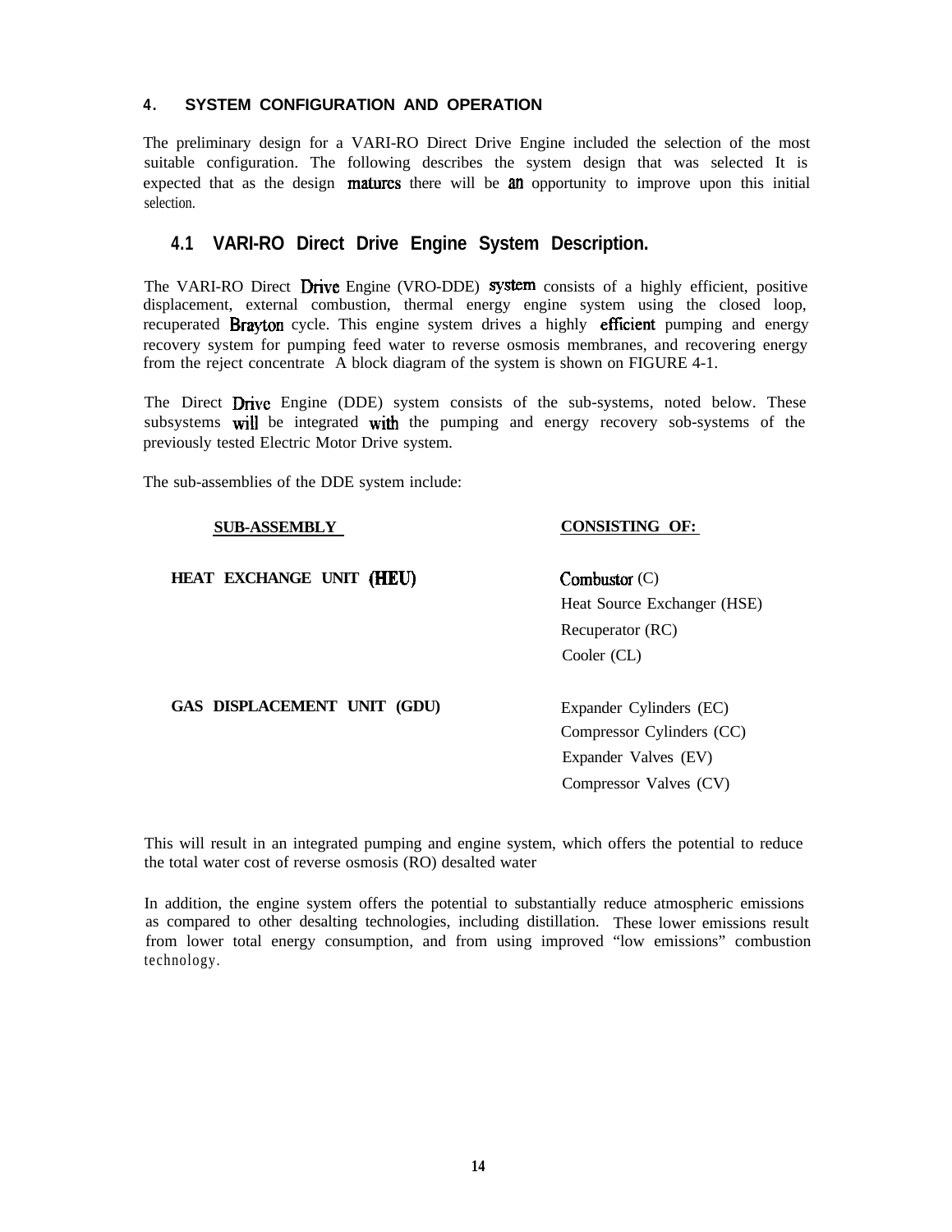## 4. SYSTEM CONFIGURATION AND OPERATION

The preliminary design for a VARI-RO Direct Drive Engine included the selection of the most suitable configuration. The following describes the system design that was selected It is expected that as the design matures there will be an opportunity to improve upon this initial selection.

### 4.1 VARI-RO Direct Drive Engine System Description.

The VARI-RO Direct Drive Engine (VRO-DDE) system consists of a highly efficient, positive displacement, external combustion, thermal energy engine system using the closed loop, recuperated Brayton cycle. This engine system drives a highly efficient pumping and energy recovery system for pumping feed water to reverse osmosis membranes, and recovering energy from the reject concentrate A block diagram of the system is shown on FIGURE 4-1.

The Direct Drive Engine (DDE) system consists of the sub-systems, noted below. These subsystems will be integrated with the pumping and energy recovery sob-systems of the previously tested Electric Motor Drive system.

The sub-assemblies of the DDE system include:

| SUB-ASSEMBLY | CONSISTING OF: |
|---|---|
| **HEAT EXCHANGE UNIT (HEU)** | Combustor (C)<br>Heat Source Exchanger (HSE)<br>Recuperator (RC)<br>Cooler (CL) |
| **GAS DISPLACEMENT UNIT (GDU)** | Expander Cylinders (EC)<br>Compressor Cylinders (CC)<br>Expander Valves (EV)<br>Compressor Valves (CV) |

This will result in an integrated pumping and engine system, which offers the potential to reduce the total water cost of reverse osmosis (RO) desalted water

In addition, the engine system offers the potential to substantially reduce atmospheric emissions as compared to other desalting technologies, including distillation. These lower emissions result from lower total energy consumption, and from using improved "low emissions" combustion technology.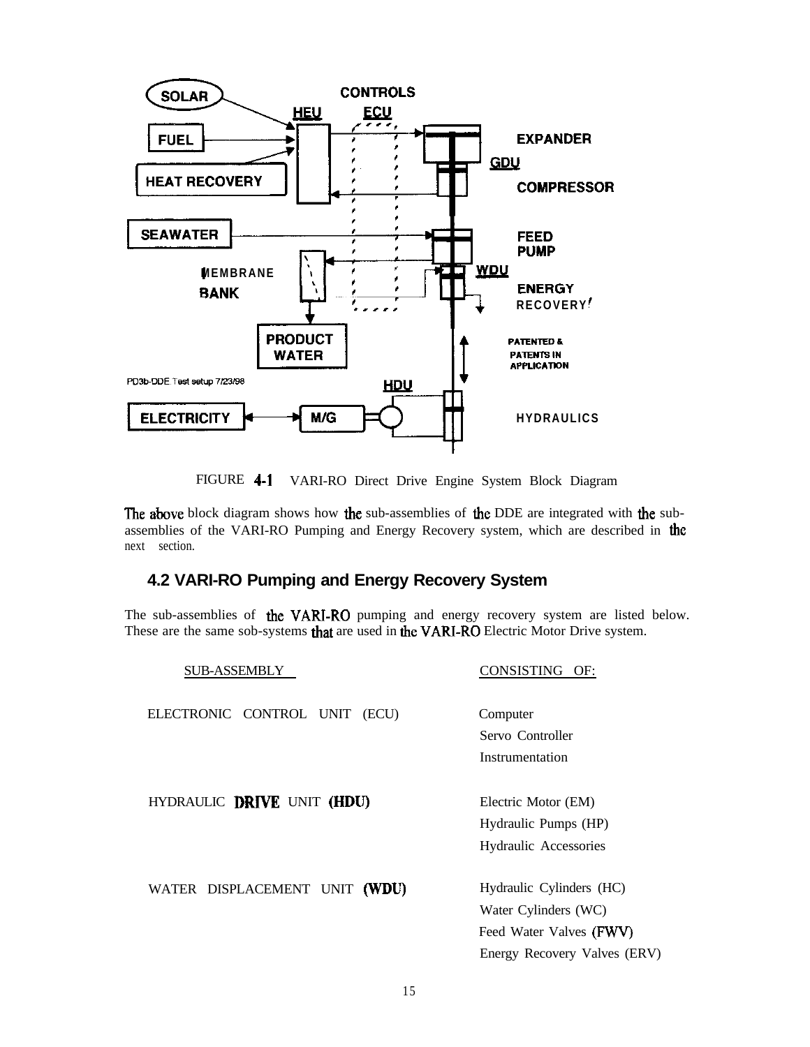FIGURE 4-1 VARI-RO Direct Drive Engine System Block Diagram

The above block diagram shows how the sub-assemblies of the DDE are integrated with the sub-assemblies of the VARI-RO Pumping and Energy Recovery system, which are described in the next section.

## 4.2 VARI-RO Pumping and Energy Recovery System

The sub-assemblies of the VARI-RO pumping and energy recovery system are listed below. These are the same sob-systems that are used in the VARI-RO Electric Motor Drive system.

| SUB-ASSEMBLY | CONSISTING OF: |
|---|---|
| ELECTRONIC CONTROL UNIT (ECU) | Computer<br>Servo Controller<br>Instrumentation |
| HYDRAULIC DRIVE UNIT (HDU) | Electric Motor (EM)<br>Hydraulic Pumps (HP)<br>Hydraulic Accessories |
| WATER DISPLACEMENT UNIT (WDU) | Hydraulic Cylinders (HC)<br>Water Cylinders (WC)<br>Feed Water Valves (FWV)<br>Energy Recovery Valves (ERV) |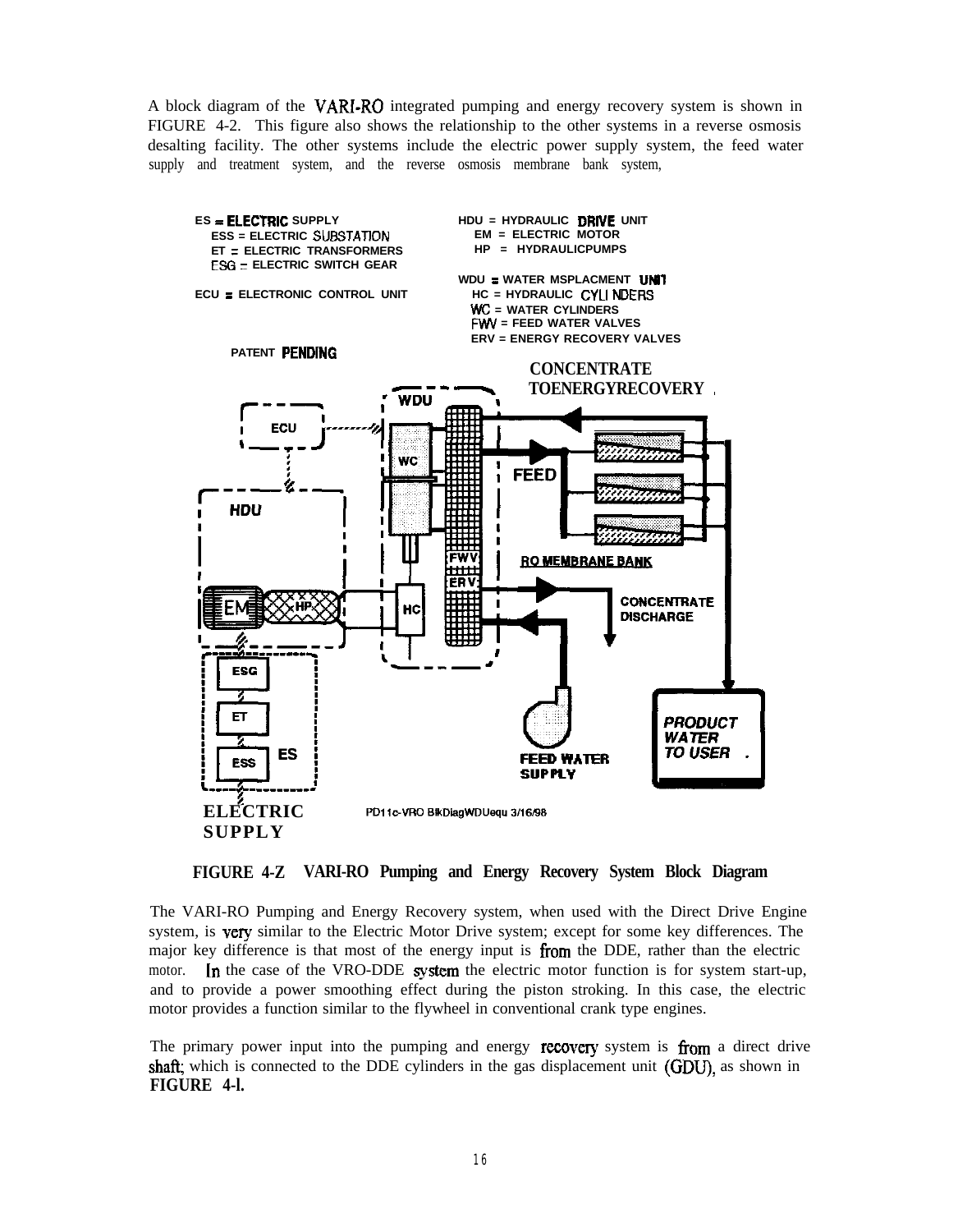A block diagram of the VARI-RO integrated pumping and energy recovery system is shown in FIGURE 4-2. This figure also shows the relationship to the other systems in a reverse osmosis desalting facility. The other systems include the electric power supply system, the feed water supply and treatment system, and the reverse osmosis membrane bank system,

ES = ELECTRIC SUPPLY
ESS = ELECTRIC SUBSTATION
ET = ELECTRIC TRANSFORMERS
ESG = ELECTRIC SWITCH GEAR

ECU = ELECTRONIC CONTROL UNIT

HDU = HYDRAULIC DRIVE UNIT
EM = ELECTRIC MOTOR
HP = HYDRAULICPUMPS

WDU = WATER MSPLACMENT UNIT
HC = HYDRAULIC CYLINDERS
WC = WATER CYLINDERS
FWV = FEED WATER VALVES
ERV = ENERGY RECOVERY VALVES

PATENT PENDING

CONCENTRATE TOENERGYRECOVERY

WDU ECU WC FEED HDU RO MEMBRANE BANK FWV ERV EM HP HC CONCENTRATE DISCHARGE ESG ET ESS ES FEED WATER SUPPLY PRODUCT WATER TO USER

ELECTRIC SUPPLY

PD11c-VRO BlkDiagWDUequ 3/16/98

**FIGURE 4-Z VARI-RO Pumping and Energy Recovery System Block Diagram**

The VARI-RO Pumping and Energy Recovery system, when used with the Direct Drive Engine system, is very similar to the Electric Motor Drive system; except for some key differences. The major key difference is that most of the energy input is from the DDE, rather than the electric motor. In the case of the VRO-DDE system the electric motor function is for system start-up, and to provide a power smoothing effect during the piston stroking. In this case, the electric motor provides a function similar to the flywheel in conventional crank type engines.

The primary power input into the pumping and energy recovery system is from a direct drive shaft; which is connected to the DDE cylinders in the gas displacement unit (GDU), as shown in **FIGURE 4-l.**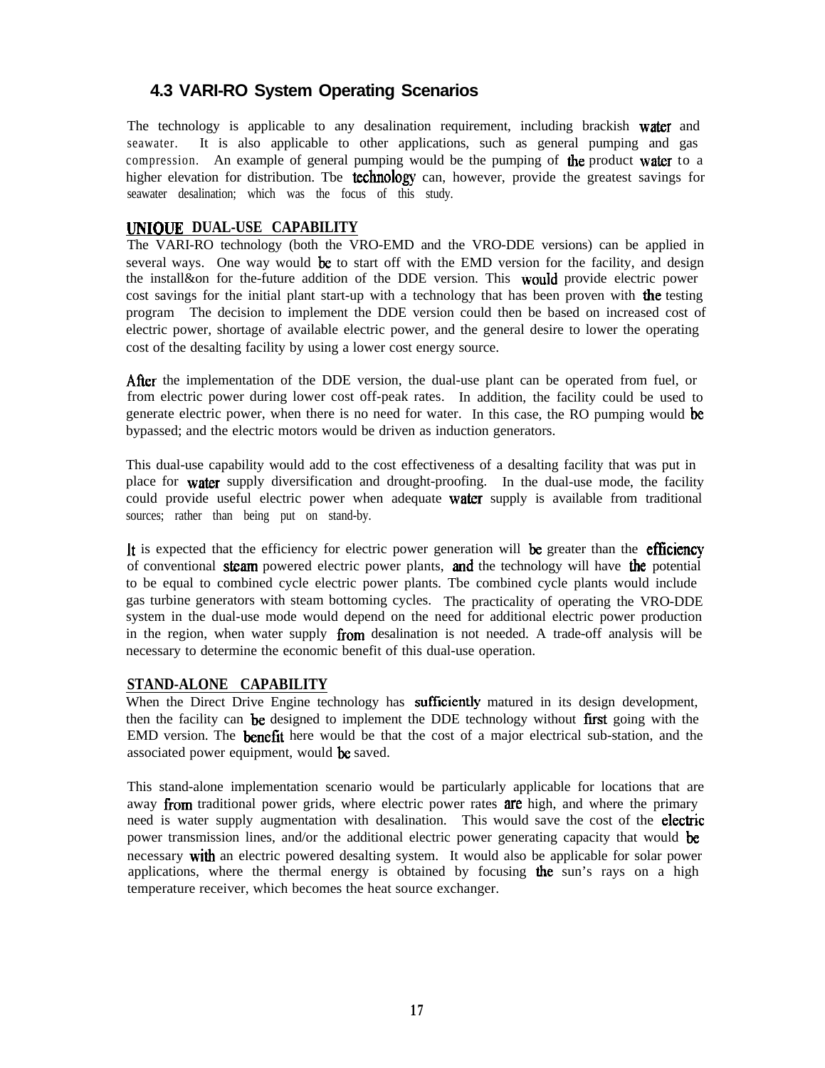### 4.3 VARI-RO System Operating Scenarios

The technology is applicable to any desalination requirement, including brackish water and seawater. It is also applicable to other applications, such as general pumping and gas compression. An example of general pumping would be the pumping of the product water to a higher elevation for distribution. Tbe technology can, however, provide the greatest savings for seawater desalination; which was the focus of this study.

**UNIQUE DUAL-USE CAPABILITY**

The VARI-RO technology (both the VRO-EMD and the VRO-DDE versions) can be applied in several ways. One way would be to start off with the EMD version for the facility, and design the install&on for the-future addition of the DDE version. This would provide electric power cost savings for the initial plant start-up with a technology that has been proven with the testing program The decision to implement the DDE version could then be based on increased cost of electric power, shortage of available electric power, and the general desire to lower the operating cost of the desalting facility by using a lower cost energy source.

After the implementation of the DDE version, the dual-use plant can be operated from fuel, or from electric power during lower cost off-peak rates. In addition, the facility could be used to generate electric power, when there is no need for water. In this case, the RO pumping would be bypassed; and the electric motors would be driven as induction generators.

This dual-use capability would add to the cost effectiveness of a desalting facility that was put in place for water supply diversification and drought-proofing. In the dual-use mode, the facility could provide useful electric power when adequate water supply is available from traditional sources; rather than being put on stand-by.

It is expected that the efficiency for electric power generation will be greater than the efficiency of conventional steam powered electric power plants, and the technology will have the potential to be equal to combined cycle electric power plants. Tbe combined cycle plants would include gas turbine generators with steam bottoming cycles. The practicality of operating the VRO-DDE system in the dual-use mode would depend on the need for additional electric power production in the region, when water supply from desalination is not needed. A trade-off analysis will be necessary to determine the economic benefit of this dual-use operation.

**STAND-ALONE CAPABILITY**

When the Direct Drive Engine technology has sufficiently matured in its design development, then the facility can be designed to implement the DDE technology without first going with the EMD version. The benefit here would be that the cost of a major electrical sub-station, and the associated power equipment, would be saved.

This stand-alone implementation scenario would be particularly applicable for locations that are away from traditional power grids, where electric power rates are high, and where the primary need is water supply augmentation with desalination. This would save the cost of the electric power transmission lines, and/or the additional electric power generating capacity that would be necessary with an electric powered desalting system. It would also be applicable for solar power applications, where the thermal energy is obtained by focusing the sun's rays on a high temperature receiver, which becomes the heat source exchanger.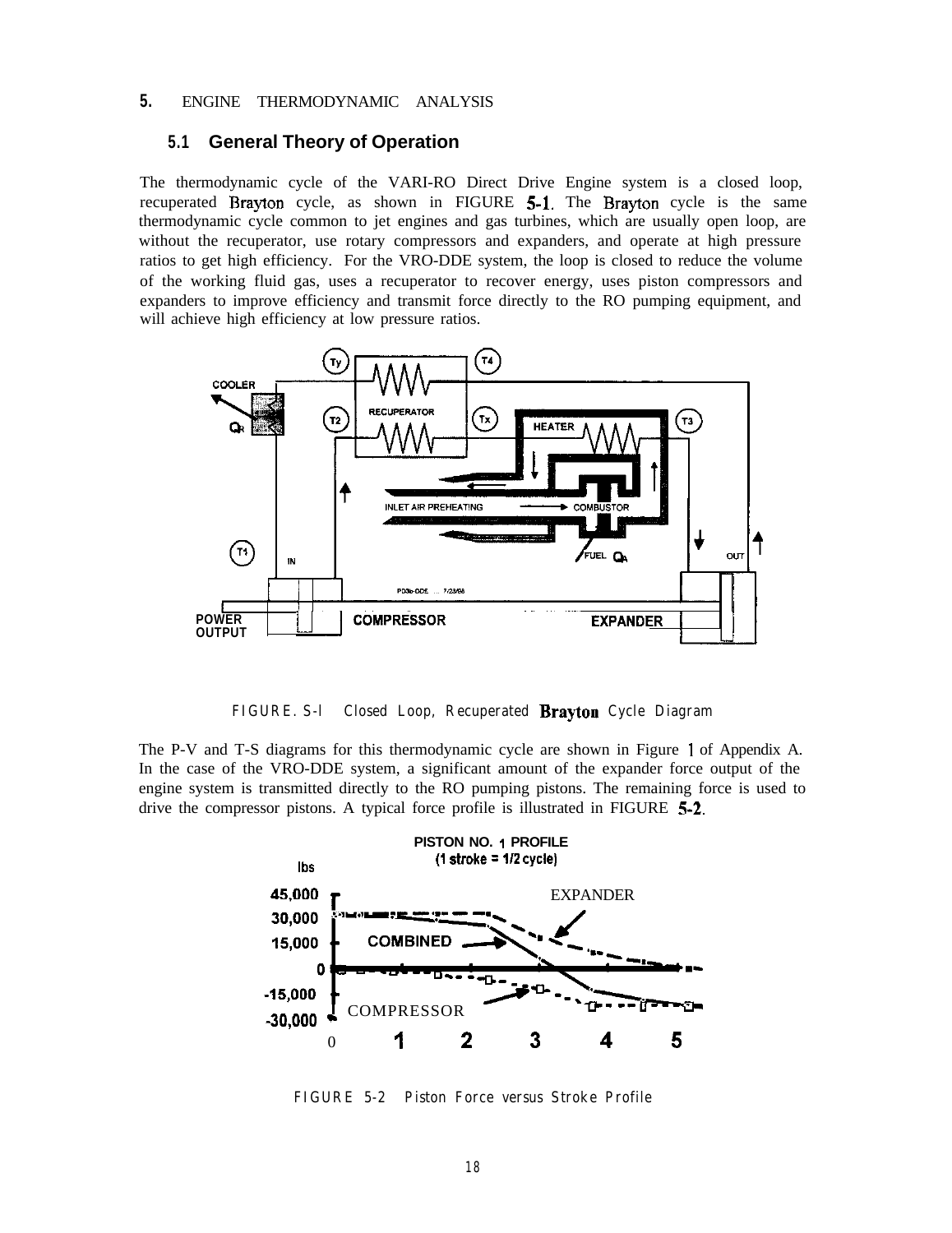# 5. ENGINE THERMODYNAMIC ANALYSIS

## 5.1 General Theory of Operation

The thermodynamic cycle of the VARI-RO Direct Drive Engine system is a closed loop, recuperated Brayton cycle, as shown in FIGURE 5-1. The Brayton cycle is the same thermodynamic cycle common to jet engines and gas turbines, which are usually open loop, are without the recuperator, use rotary compressors and expanders, and operate at high pressure ratios to get high efficiency. For the VRO-DDE system, the loop is closed to reduce the volume of the working fluid gas, uses a recuperator to recover energy, uses piston compressors and expanders to improve efficiency and transmit force directly to the RO pumping equipment, and will achieve high efficiency at low pressure ratios.

FIGURE. 5-1 Closed Loop, Recuperated Brayton Cycle Diagram

The P-V and T-S diagrams for this thermodynamic cycle are shown in Figure 1 of Appendix A. In the case of the VRO-DDE system, a significant amount of the expander force output of the engine system is transmitted directly to the RO pumping pistons. The remaining force is used to drive the compressor pistons. A typical force profile is illustrated in FIGURE 5-2.

FIGURE 5-2 Piston Force versus Stroke Profile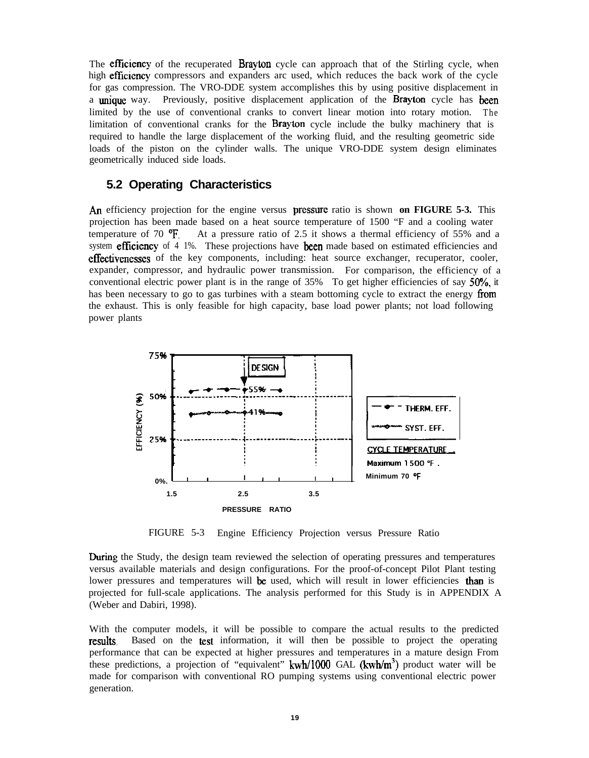The efficiency of the recuperated Brayton cycle can approach that of the Stirling cycle, when high efficiency compressors and expanders arc used, which reduces the back work of the cycle for gas compression. The VRO-DDE system accomplishes this by using positive displacement in a unique way. Previously, positive displacement application of the Brayton cycle has been limited by the use of conventional cranks to convert linear motion into rotary motion. The limitation of conventional cranks for the Brayton cycle include the bulky machinery that is required to handle the large displacement of the working fluid, and the resulting geometric side loads of the piston on the cylinder walls. The unique VRO-DDE system design eliminates geometrically induced side loads.

## 5.2 Operating Characteristics

An efficiency projection for the engine versus pressure ratio is shown **on FIGURE 5-3.** This projection has been made based on a heat source temperature of 1500 "F and a cooling water temperature of 70 °F. At a pressure ratio of 2.5 it shows a thermal efficiency of 55% and a system efficiency of 4 1%. These projections have been made based on estimated efficiencies and effectivenesses of the key components, including: heat source exchanger, recuperator, cooler, expander, compressor, and hydraulic power transmission. For comparison, the efficiency of a conventional electric power plant is in the range of 35% To get higher efficiencies of say 50%, it has been necessary to go to gas turbines with a steam bottoming cycle to extract the energy from the exhaust. This is only feasible for high capacity, base load power plants; not load following power plants

FIGURE 5-3 Engine Efficiency Projection versus Pressure Ratio

During the Study, the design team reviewed the selection of operating pressures and temperatures versus available materials and design configurations. For the proof-of-concept Pilot Plant testing lower pressures and temperatures will be used, which will result in lower efficiencies than is projected for full-scale applications. The analysis performed for this Study is in APPENDIX A (Weber and Dabiri, 1998).

With the computer models, it will be possible to compare the actual results to the predicted results. Based on the test information, it will then be possible to project the operating performance that can be expected at higher pressures and temperatures in a mature design From these predictions, a projection of "equivalent" kwh/1000 GAL (kwh/m$^3$) product water will be made for comparison with conventional RO pumping systems using conventional electric power generation.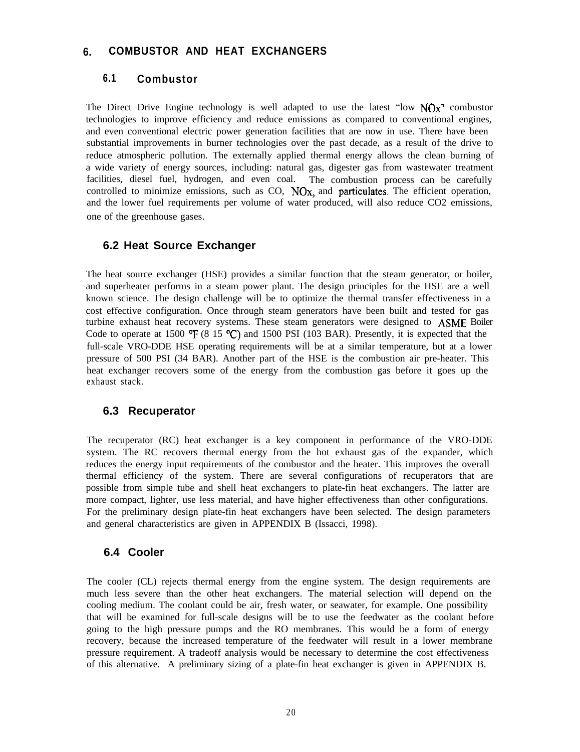# 6. COMBUSTOR AND HEAT EXCHANGERS

## 6.1 Combustor

The Direct Drive Engine technology is well adapted to use the latest "low NOx" combustor technologies to improve efficiency and reduce emissions as compared to conventional engines, and even conventional electric power generation facilities that are now in use. There have been substantial improvements in burner technologies over the past decade, as a result of the drive to reduce atmospheric pollution. The externally applied thermal energy allows the clean burning of a wide variety of energy sources, including: natural gas, digester gas from wastewater treatment facilities, diesel fuel, hydrogen, and even coal. The combustion process can be carefully controlled to minimize emissions, such as CO, NOx, and particulates. The efficient operation, and the lower fuel requirements per volume of water produced, will also reduce CO2 emissions, one of the greenhouse gases.

## 6.2 Heat Source Exchanger

The heat source exchanger (HSE) provides a similar function that the steam generator, or boiler, and superheater performs in a steam power plant. The design principles for the HSE are a well known science. The design challenge will be to optimize the thermal transfer effectiveness in a cost effective configuration. Once through steam generators have been built and tested for gas turbine exhaust heat recovery systems. These steam generators were designed to ASME Boiler Code to operate at 1500 °F (8 15 °C) and 1500 PSI (103 BAR). Presently, it is expected that the full-scale VRO-DDE HSE operating requirements will be at a similar temperature, but at a lower pressure of 500 PSI (34 BAR). Another part of the HSE is the combustion air pre-heater. This heat exchanger recovers some of the energy from the combustion gas before it goes up the exhaust stack.

## 6.3 Recuperator

The recuperator (RC) heat exchanger is a key component in performance of the VRO-DDE system. The RC recovers thermal energy from the hot exhaust gas of the expander, which reduces the energy input requirements of the combustor and the heater. This improves the overall thermal efficiency of the system. There are several configurations of recuperators that are possible from simple tube and shell heat exchangers to plate-fin heat exchangers. The latter are more compact, lighter, use less material, and have higher effectiveness than other configurations. For the preliminary design plate-fin heat exchangers have been selected. The design parameters and general characteristics are given in APPENDIX B (Issacci, 1998).

## 6.4 Cooler

The cooler (CL) rejects thermal energy from the engine system. The design requirements are much less severe than the other heat exchangers. The material selection will depend on the cooling medium. The coolant could be air, fresh water, or seawater, for example. One possibility that will be examined for full-scale designs will be to use the feedwater as the coolant before going to the high pressure pumps and the RO membranes. This would be a form of energy recovery, because the increased temperature of the feedwater will result in a lower membrane pressure requirement. A tradeoff analysis would be necessary to determine the cost effectiveness of this alternative. A preliminary sizing of a plate-fin heat exchanger is given in APPENDIX B.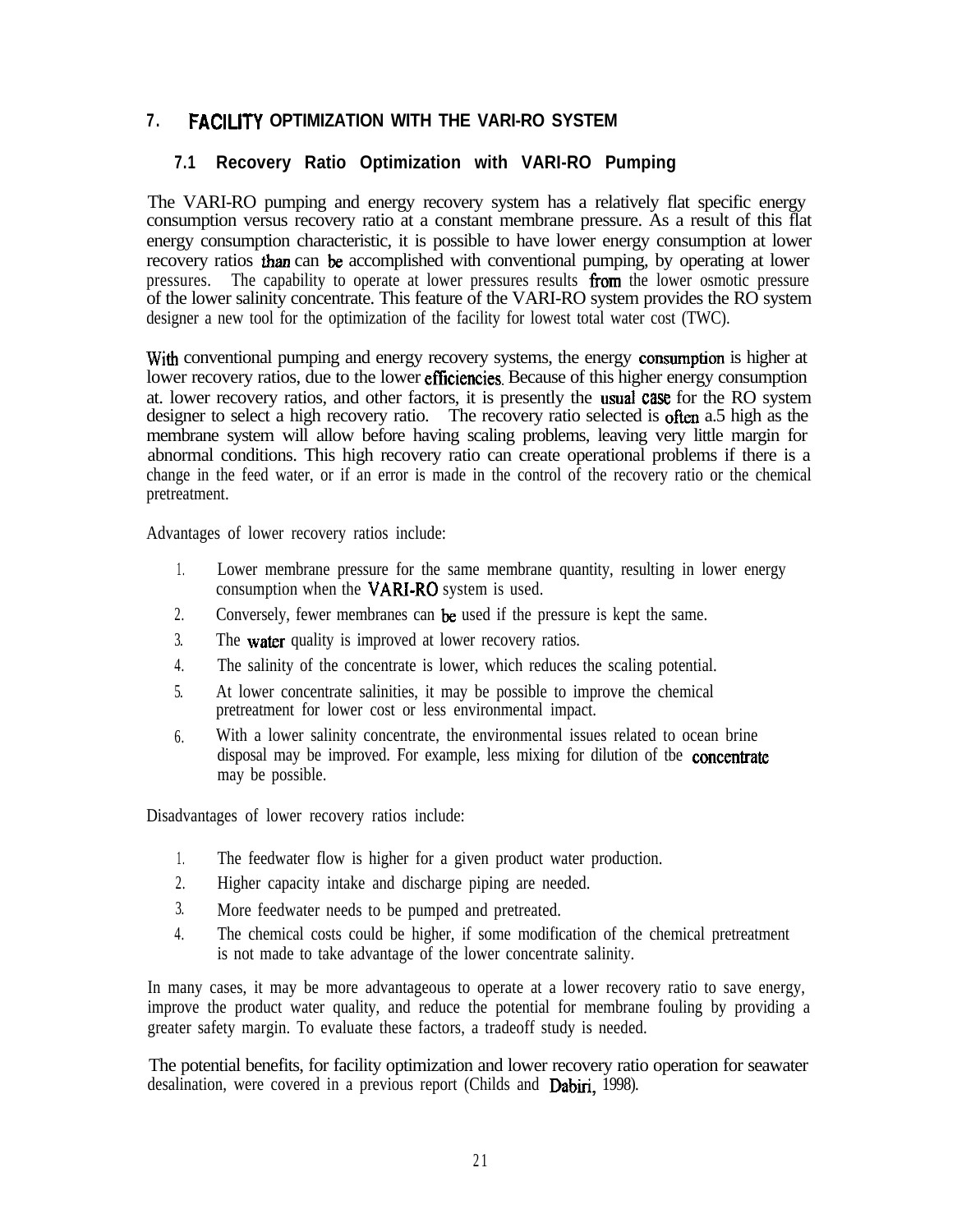# 7. FACILITY OPTIMIZATION WITH THE VARI-RO SYSTEM

## 7.1 Recovery Ratio Optimization with VARI-RO Pumping

The VARI-RO pumping and energy recovery system has a relatively flat specific energy consumption versus recovery ratio at a constant membrane pressure. As a result of this flat energy consumption characteristic, it is possible to have lower energy consumption at lower recovery ratios than can be accomplished with conventional pumping, by operating at lower pressures. The capability to operate at lower pressures results from the lower osmotic pressure of the lower salinity concentrate. This feature of the VARI-RO system provides the RO system designer a new tool for the optimization of the facility for lowest total water cost (TWC).

With conventional pumping and energy recovery systems, the energy consumption is higher at lower recovery ratios, due to the lower efficiencies. Because of this higher energy consumption at. lower recovery ratios, and other factors, it is presently the usual case for the RO system designer to select a high recovery ratio. The recovery ratio selected is often a.5 high as the membrane system will allow before having scaling problems, leaving very little margin for abnormal conditions. This high recovery ratio can create operational problems if there is a change in the feed water, or if an error is made in the control of the recovery ratio or the chemical pretreatment.

Advantages of lower recovery ratios include:

1. Lower membrane pressure for the same membrane quantity, resulting in lower energy consumption when the VARI-RO system is used.
2. Conversely, fewer membranes can be used if the pressure is kept the same.
3. The water quality is improved at lower recovery ratios.
4. The salinity of the concentrate is lower, which reduces the scaling potential.
5. At lower concentrate salinities, it may be possible to improve the chemical pretreatment for lower cost or less environmental impact.
6. With a lower salinity concentrate, the environmental issues related to ocean brine disposal may be improved. For example, less mixing for dilution of tbe concentrate may be possible.

Disadvantages of lower recovery ratios include:

1. The feedwater flow is higher for a given product water production.
2. Higher capacity intake and discharge piping are needed.
3. More feedwater needs to be pumped and pretreated.
4. The chemical costs could be higher, if some modification of the chemical pretreatment is not made to take advantage of the lower concentrate salinity.

In many cases, it may be more advantageous to operate at a lower recovery ratio to save energy, improve the product water quality, and reduce the potential for membrane fouling by providing a greater safety margin. To evaluate these factors, a tradeoff study is needed.

The potential benefits, for facility optimization and lower recovery ratio operation for seawater desalination, were covered in a previous report (Childs and Dabiri, 1998).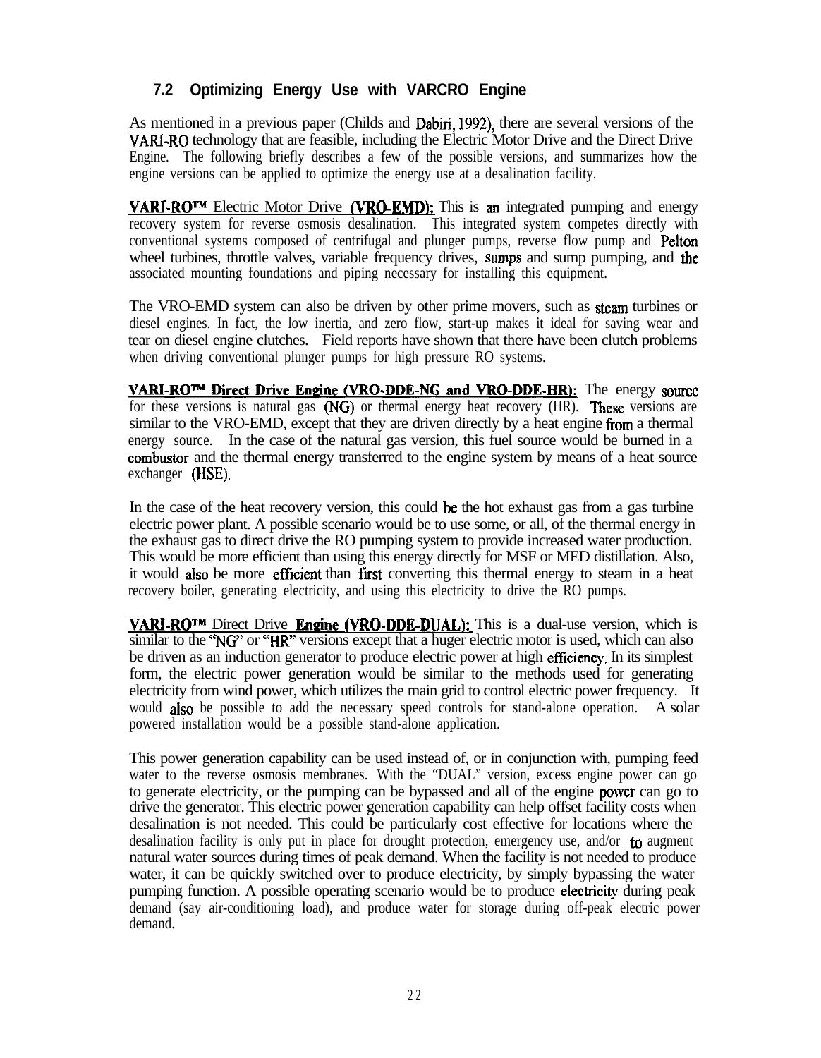### 7.2 Optimizing Energy Use with VARCRO Engine

As mentioned in a previous paper (Childs and Dabiri, 1992), there are several versions of the VARI-RO technology that are feasible, including the Electric Motor Drive and the Direct Drive Engine. The following briefly describes a few of the possible versions, and summarizes how the engine versions can be applied to optimize the energy use at a desalination facility.

**VARI-RO™** Electric Motor Drive **(VRO-EMD):** This is an integrated pumping and energy recovery system for reverse osmosis desalination. This integrated system competes directly with conventional systems composed of centrifugal and plunger pumps, reverse flow pump and Pelton wheel turbines, throttle valves, variable frequency drives, sumps and sump pumping, and the associated mounting foundations and piping necessary for installing this equipment.

The VRO-EMD system can also be driven by other prime movers, such as steam turbines or diesel engines. In fact, the low inertia, and zero flow, start-up makes it ideal for saving wear and tear on diesel engine clutches. Field reports have shown that there have been clutch problems when driving conventional plunger pumps for high pressure RO systems.

**VARI-RO™ Direct Drive Engine (VRO-DDE-NG and VRO-DDE-HR):** The energy source for these versions is natural gas (NG) or thermal energy heat recovery (HR). These versions are similar to the VRO-EMD, except that they are driven directly by a heat engine from a thermal energy source. In the case of the natural gas version, this fuel source would be burned in a combustor and the thermal energy transferred to the engine system by means of a heat source exchanger (HSE).

In the case of the heat recovery version, this could be the hot exhaust gas from a gas turbine electric power plant. A possible scenario would be to use some, or all, of the thermal energy in the exhaust gas to direct drive the RO pumping system to provide increased water production. This would be more efficient than using this energy directly for MSF or MED distillation. Also, it would also be more efficient than first converting this thermal energy to steam in a heat recovery boiler, generating electricity, and using this electricity to drive the RO pumps.

**VARI-RO™** Direct Drive **Engine (VRO-DDE-DUAL):** This is a dual-use version, which is similar to the "NG" or "HR" versions except that a huger electric motor is used, which can also be driven as an induction generator to produce electric power at high efficiency. In its simplest form, the electric power generation would be similar to the methods used for generating electricity from wind power, which utilizes the main grid to control electric power frequency. It would also be possible to add the necessary speed controls for stand-alone operation. A solar powered installation would be a possible stand-alone application.

This power generation capability can be used instead of, or in conjunction with, pumping feed water to the reverse osmosis membranes. With the "DUAL" version, excess engine power can go to generate electricity, or the pumping can be bypassed and all of the engine power can go to drive the generator. This electric power generation capability can help offset facility costs when desalination is not needed. This could be particularly cost effective for locations where the desalination facility is only put in place for drought protection, emergency use, and/or to augment natural water sources during times of peak demand. When the facility is not needed to produce water, it can be quickly switched over to produce electricity, by simply bypassing the water pumping function. A possible operating scenario would be to produce electricity during peak demand (say air-conditioning load), and produce water for storage during off-peak electric power demand.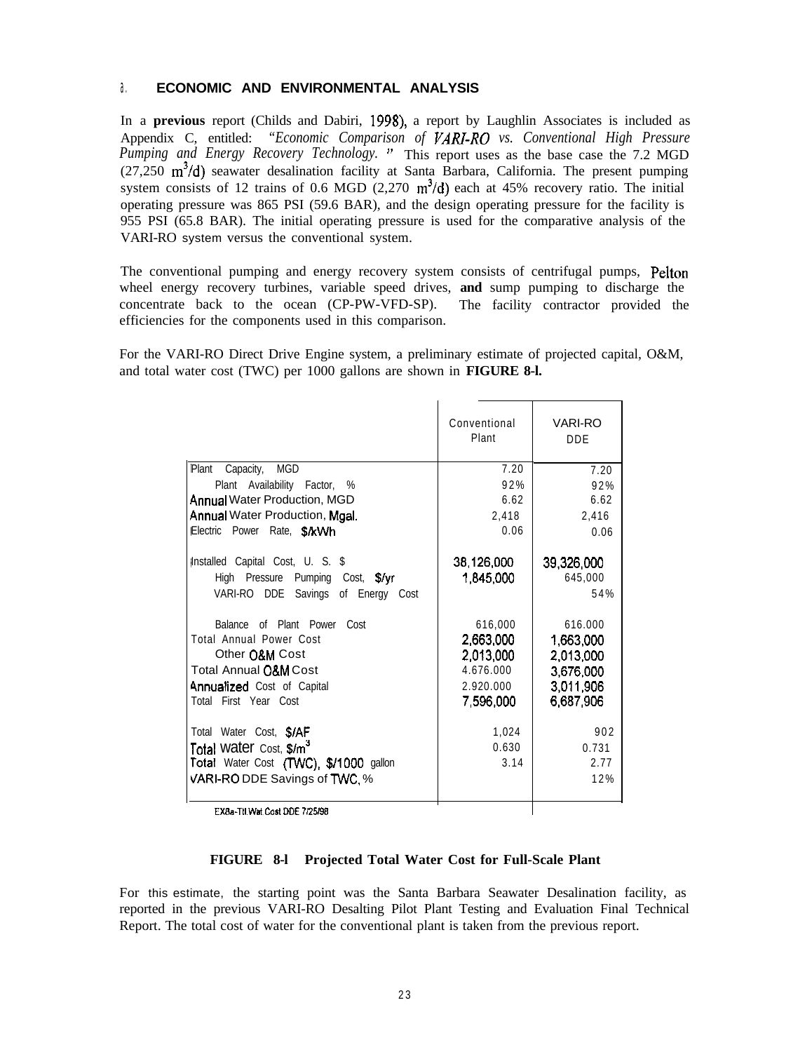## 8. ECONOMIC AND ENVIRONMENTAL ANALYSIS

In a **previous** report (Childs and Dabiri, 1998), a report by Laughlin Associates is included as Appendix C, entitled: *"Economic Comparison of VARI-RO vs. Conventional High Pressure Pumping and Energy Recovery Technology."* This report uses as the base case the 7.2 MGD (27,250 $m^3/d$) seawater desalination facility at Santa Barbara, California. The present pumping system consists of 12 trains of 0.6 MGD (2,270 $m^3/d$) each at 45% recovery ratio. The initial operating pressure was 865 PSI (59.6 BAR), and the design operating pressure for the facility is 955 PSI (65.8 BAR). The initial operating pressure is used for the comparative analysis of the VARI-RO system versus the conventional system.

The conventional pumping and energy recovery system consists of centrifugal pumps, Pelton wheel energy recovery turbines, variable speed drives, **and** sump pumping to discharge the concentrate back to the ocean (CP-PW-VFD-SP). The facility contractor provided the efficiencies for the components used in this comparison.

For the VARI-RO Direct Drive Engine system, a preliminary estimate of projected capital, O&M, and total water cost (TWC) per 1000 gallons are shown in **FIGURE 8-l.**

| | Conventional Plant | VARI-RO DDE |
|---|---|---|
| Plant Capacity, MGD | 7.20 | 7.20 |
| Plant Availability Factor, % | 92% | 92% |
| Annual Water Production, MGD | 6.62 | 6.62 |
| Annual Water Production, Mgal. | 2,418 | 2,416 |
| Electric Power Rate, $/kWh | 0.06 | 0.06 |
| | | |
| Installed Capital Cost, U. S. $ | 38,126,000 | 39,326,000 |
| High Pressure Pumping Cost, $/yr | 1,845,000 | 645,000 |
| VARI-RO DDE Savings of Energy Cost | | 54% |
| | | |
| Balance of Plant Power Cost | 616,000 | 616.000 |
| Total Annual Power Cost | 2,663,000 | 1,663,000 |
| Other O&M Cost | 2,013,000 | 2,013,000 |
| Total Annual O&M Cost | 4.676.000 | 3,676,000 |
| Annualized Cost of Capital | 2.920.000 | 3,011,906 |
| Total First Year Cost | 7,596,000 | 6,687,906 |
| | | |
| Total Water Cost, $/AF | 1,024 | 902 |
| Total Water Cost, $/m$^3$ | 0.630 | 0.731 |
| Total Water Cost (TWC), $/1000 gallon | 3.14 | 2.77 |
| VARI-RO DDE Savings of TWC, % | | 12% |

EX8a-Ttl.Wat.Cost DDE 7/25/98

**FIGURE 8-l Projected Total Water Cost for Full-Scale Plant**

For this estimate, the starting point was the Santa Barbara Seawater Desalination facility, as reported in the previous VARI-RO Desalting Pilot Plant Testing and Evaluation Final Technical Report. The total cost of water for the conventional plant is taken from the previous report.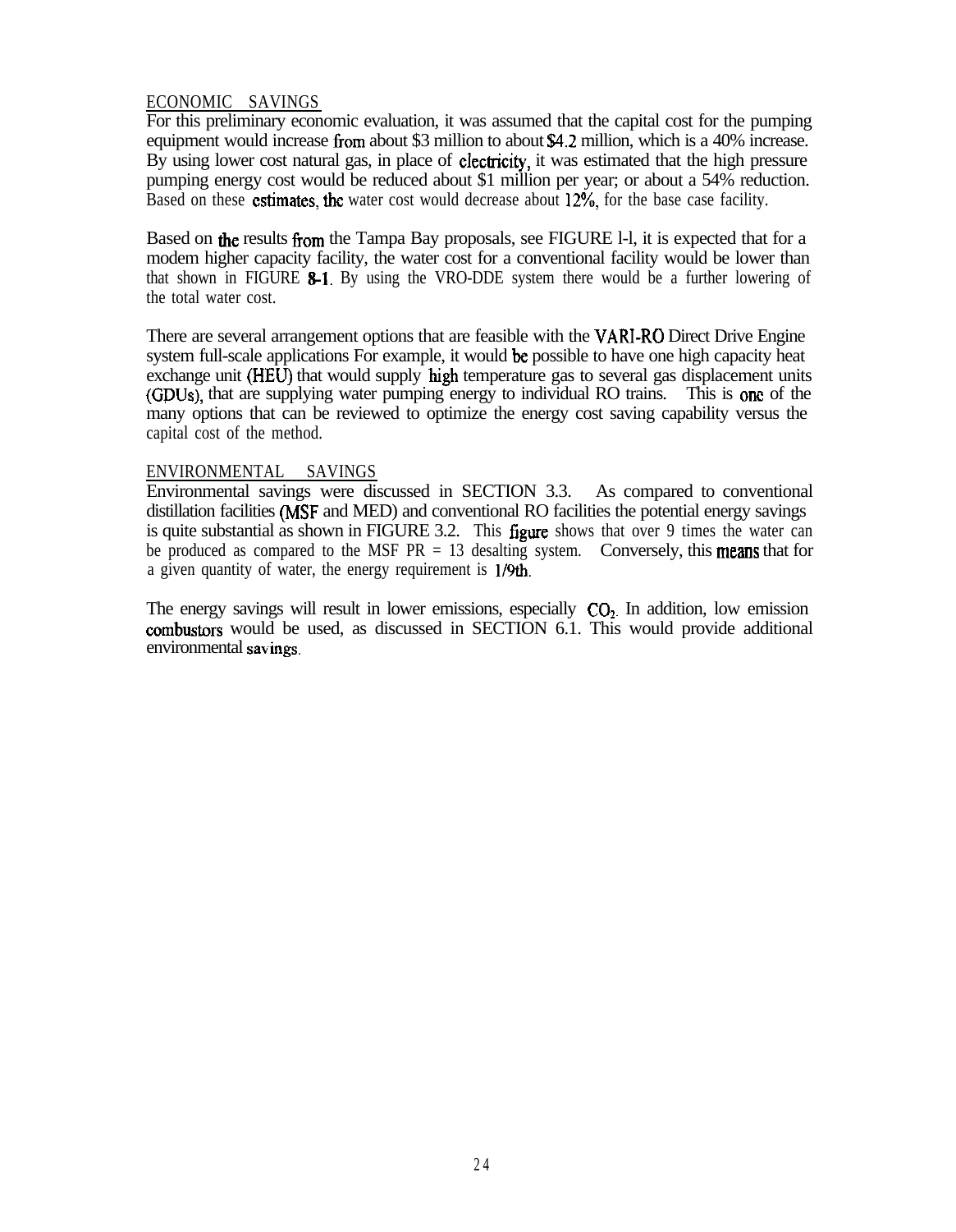## ECONOMIC SAVINGS

For this preliminary economic evaluation, it was assumed that the capital cost for the pumping equipment would increase from about $3 million to about $4.2 million, which is a 40% increase. By using lower cost natural gas, in place of electricity, it was estimated that the high pressure pumping energy cost would be reduced about $1 million per year; or about a 54% reduction. Based on these estimates, the water cost would decrease about 12%, for the base case facility.

Based on the results from the Tampa Bay proposals, see FIGURE l-l, it is expected that for a modem higher capacity facility, the water cost for a conventional facility would be lower than that shown in FIGURE 8-1. By using the VRO-DDE system there would be a further lowering of the total water cost.

There are several arrangement options that are feasible with the VARI-RO Direct Drive Engine system full-scale applications For example, it would be possible to have one high capacity heat exchange unit (HEU) that would supply high temperature gas to several gas displacement units (GDUs), that are supplying water pumping energy to individual RO trains. This is one of the many options that can be reviewed to optimize the energy cost saving capability versus the capital cost of the method.

## ENVIRONMENTAL SAVINGS

Environmental savings were discussed in SECTION 3.3. As compared to conventional distillation facilities (MSF and MED) and conventional RO facilities the potential energy savings is quite substantial as shown in FIGURE 3.2. This figure shows that over 9 times the water can be produced as compared to the MSF PR = 13 desalting system. Conversely, this means that for a given quantity of water, the energy requirement is 1/9th.

The energy savings will result in lower emissions, especially $CO_2$. In addition, low emission combustors would be used, as discussed in SECTION 6.1. This would provide additional environmental savings.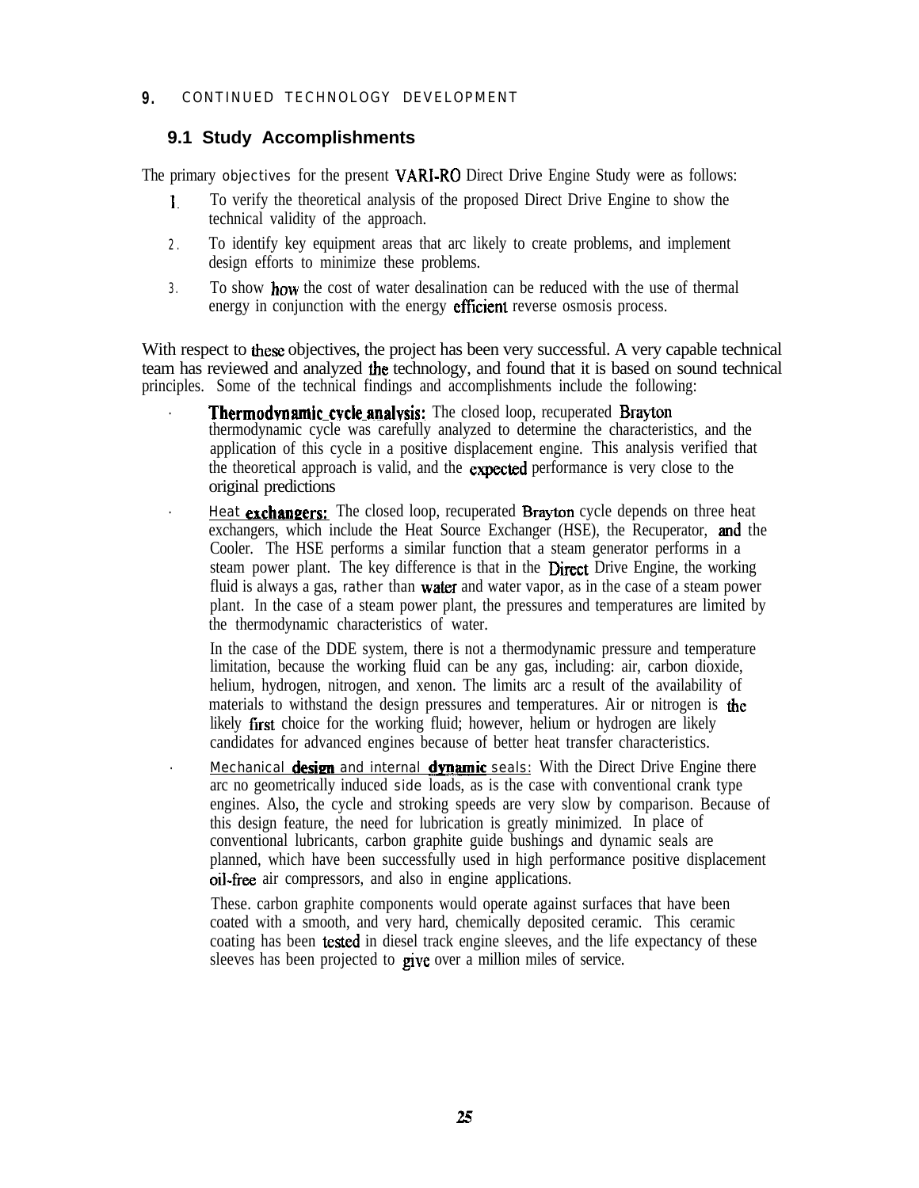## 9. CONTINUED TECHNOLOGY DEVELOPMENT

### 9.1 Study Accomplishments

The primary objectives for the present VARI-RO Direct Drive Engine Study were as follows:

1. To verify the theoretical analysis of the proposed Direct Drive Engine to show the technical validity of the approach.
2. To identify key equipment areas that arc likely to create problems, and implement design efforts to minimize these problems.
3. To show how the cost of water desalination can be reduced with the use of thermal energy in conjunction with the energy efficient reverse osmosis process.

With respect to these objectives, the project has been very successful. A very capable technical team has reviewed and analyzed the technology, and found that it is based on sound technical principles. Some of the technical findings and accomplishments include the following:

- **Thermodynamic cycle analysis:** The closed loop, recuperated Brayton thermodynamic cycle was carefully analyzed to determine the characteristics, and the application of this cycle in a positive displacement engine. This analysis verified that the theoretical approach is valid, and the expected performance is very close to the original predictions
- Heat **exchangers:** The closed loop, recuperated Brayton cycle depends on three heat exchangers, which include the Heat Source Exchanger (HSE), the Recuperator, and the Cooler. The HSE performs a similar function that a steam generator performs in a steam power plant. The key difference is that in the Direct Drive Engine, the working fluid is always a gas, rather than water and water vapor, as in the case of a steam power plant. In the case of a steam power plant, the pressures and temperatures are limited by the thermodynamic characteristics of water.

  In the case of the DDE system, there is not a thermodynamic pressure and temperature limitation, because the working fluid can be any gas, including: air, carbon dioxide, helium, hydrogen, nitrogen, and xenon. The limits arc a result of the availability of materials to withstand the design pressures and temperatures. Air or nitrogen is the likely first choice for the working fluid; however, helium or hydrogen are likely candidates for advanced engines because of better heat transfer characteristics.
- Mechanical **design** and internal **dynamic** seals: With the Direct Drive Engine there arc no geometrically induced side loads, as is the case with conventional crank type engines. Also, the cycle and stroking speeds are very slow by comparison. Because of this design feature, the need for lubrication is greatly minimized. In place of conventional lubricants, carbon graphite guide bushings and dynamic seals are planned, which have been successfully used in high performance positive displacement oil-free air compressors, and also in engine applications.

  These. carbon graphite components would operate against surfaces that have been coated with a smooth, and very hard, chemically deposited ceramic. This ceramic coating has been tested in diesel track engine sleeves, and the life expectancy of these sleeves has been projected to give over a million miles of service.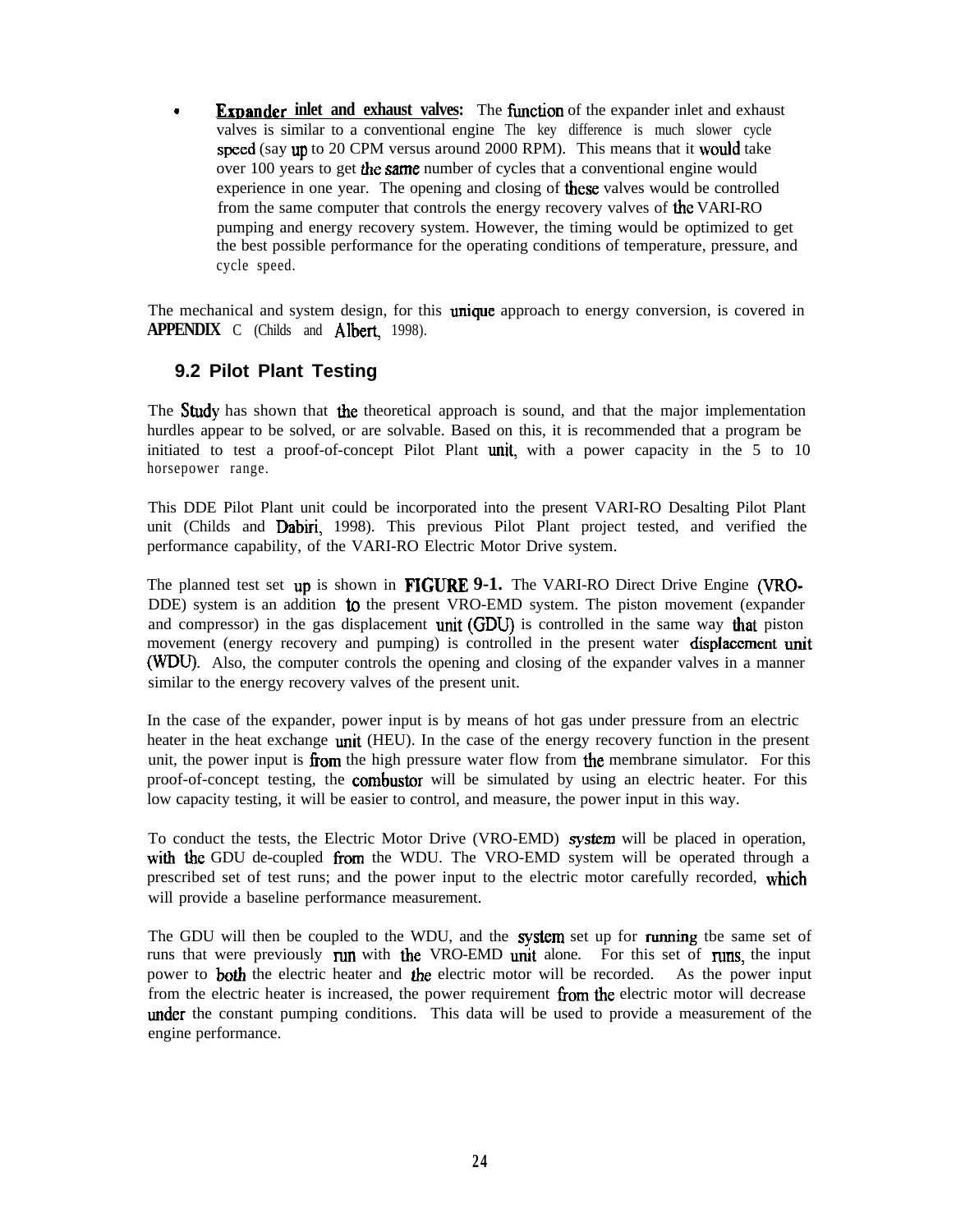- **Expander inlet and exhaust valves:** The function of the expander inlet and exhaust valves is similar to a conventional engine The key difference is much slower cycle speed (say up to 20 CPM versus around 2000 RPM). This means that it would take over 100 years to get the same number of cycles that a conventional engine would experience in one year. The opening and closing of these valves would be controlled from the same computer that controls the energy recovery valves of the VARI-RO pumping and energy recovery system. However, the timing would be optimized to get the best possible performance for the operating conditions of temperature, pressure, and cycle speed.

The mechanical and system design, for this unique approach to energy conversion, is covered in **APPENDIX** C (Childs and Albert, 1998).

## 9.2 Pilot Plant Testing

The Study has shown that the theoretical approach is sound, and that the major implementation hurdles appear to be solved, or are solvable. Based on this, it is recommended that a program be initiated to test a proof-of-concept Pilot Plant unit, with a power capacity in the 5 to 10 horsepower range.

This DDE Pilot Plant unit could be incorporated into the present VARI-RO Desalting Pilot Plant unit (Childs and Dabiri, 1998). This previous Pilot Plant project tested, and verified the performance capability, of the VARI-RO Electric Motor Drive system.

The planned test set up is shown in **FIGURE 9-1.** The VARI-RO Direct Drive Engine (VRO-DDE) system is an addition to the present VRO-EMD system. The piston movement (expander and compressor) in the gas displacement unit (GDU) is controlled in the same way that piston movement (energy recovery and pumping) is controlled in the present water displacement unit (WDU). Also, the computer controls the opening and closing of the expander valves in a manner similar to the energy recovery valves of the present unit.

In the case of the expander, power input is by means of hot gas under pressure from an electric heater in the heat exchange unit (HEU). In the case of the energy recovery function in the present unit, the power input is from the high pressure water flow from the membrane simulator. For this proof-of-concept testing, the combustor will be simulated by using an electric heater. For this low capacity testing, it will be easier to control, and measure, the power input in this way.

To conduct the tests, the Electric Motor Drive (VRO-EMD) system will be placed in operation, with the GDU de-coupled from the WDU. The VRO-EMD system will be operated through a prescribed set of test runs; and the power input to the electric motor carefully recorded, which will provide a baseline performance measurement.

The GDU will then be coupled to the WDU, and the system set up for running tbe same set of runs that were previously run with the VRO-EMD unit alone. For this set of runs, the input power to both the electric heater and the electric motor will be recorded. As the power input from the electric heater is increased, the power requirement from the electric motor will decrease under the constant pumping conditions. This data will be used to provide a measurement of the engine performance.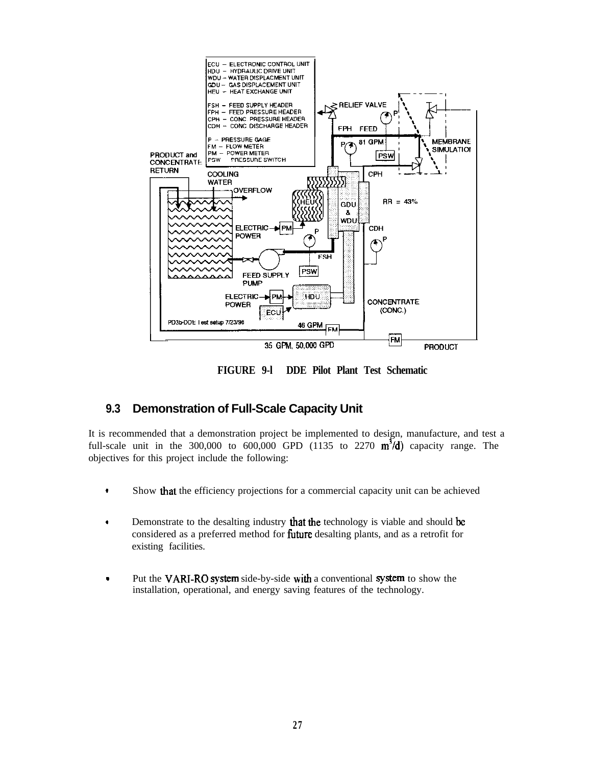FIGURE 9-l DDE Pilot Plant Test Schematic

### 9.3 Demonstration of Full-Scale Capacity Unit

It is recommended that a demonstration project be implemented to design, manufacture, and test a full-scale unit in the 300,000 to 600,000 GPD (1135 to 2270 $m^3/d$) capacity range. The objectives for this project include the following:

- Show that the efficiency projections for a commercial capacity unit can be achieved
- Demonstrate to the desalting industry that the technology is viable and should be considered as a preferred method for future desalting plants, and as a retrofit for existing facilities.
- Put the VARI-RO system side-by-side with a conventional system to show the installation, operational, and energy saving features of the technology.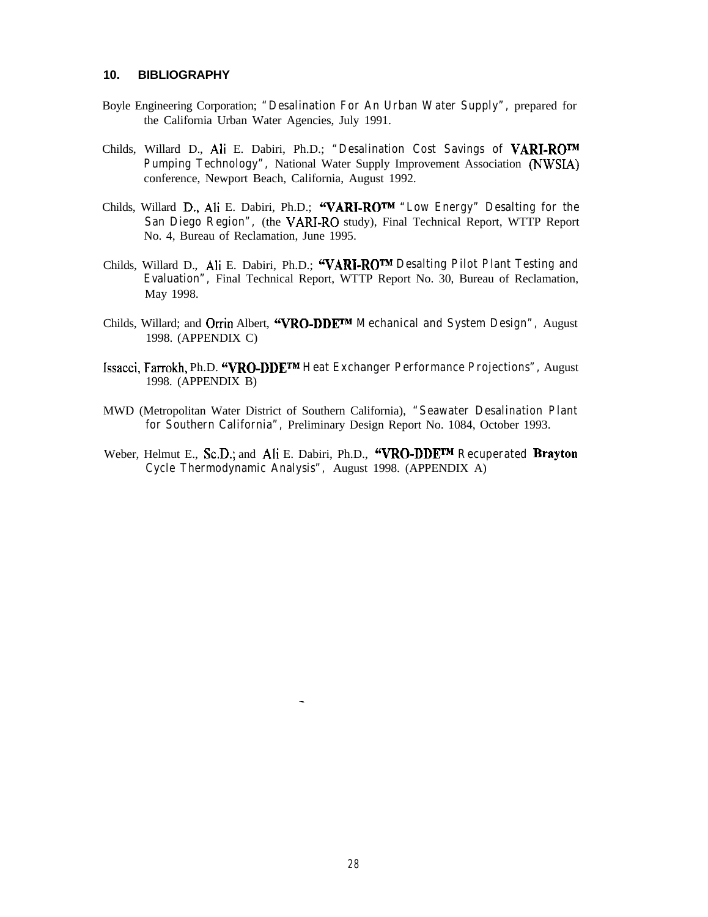## 10. BIBLIOGRAPHY

Boyle Engineering Corporation; "Desalination For An Urban Water Supply", prepared for the California Urban Water Agencies, July 1991.

Childs, Willard D., Ali E. Dabiri, Ph.D.; "Desalination Cost Savings of VARI-RO™ Pumping Technology", National Water Supply Improvement Association (NWSIA) conference, Newport Beach, California, August 1992.

Childs, Willard D., Ali E. Dabiri, Ph.D.; "VARI-RO™ "Low Energy" Desalting for the San Diego Region", (the VARI-RO study), Final Technical Report, WTTP Report No. 4, Bureau of Reclamation, June 1995.

Childs, Willard D., Ali E. Dabiri, Ph.D.; "VARI-RO™ Desalting Pilot Plant Testing and Evaluation", Final Technical Report, WTTP Report No. 30, Bureau of Reclamation, May 1998.

Childs, Willard; and Orrin Albert, "VRO-DDE™ Mechanical and System Design", August 1998. (APPENDIX C)

Issacci, Farrokh, Ph.D. "VRO-DDE™ Heat Exchanger Performance Projections", August 1998. (APPENDIX B)

MWD (Metropolitan Water District of Southern California), "Seawater Desalination Plant for Southern California", Preliminary Design Report No. 1084, October 1993.

Weber, Helmut E., Sc.D.; and Ali E. Dabiri, Ph.D., "VRO-DDE™ Recuperated Brayton Cycle Thermodynamic Analysis", August 1998. (APPENDIX A)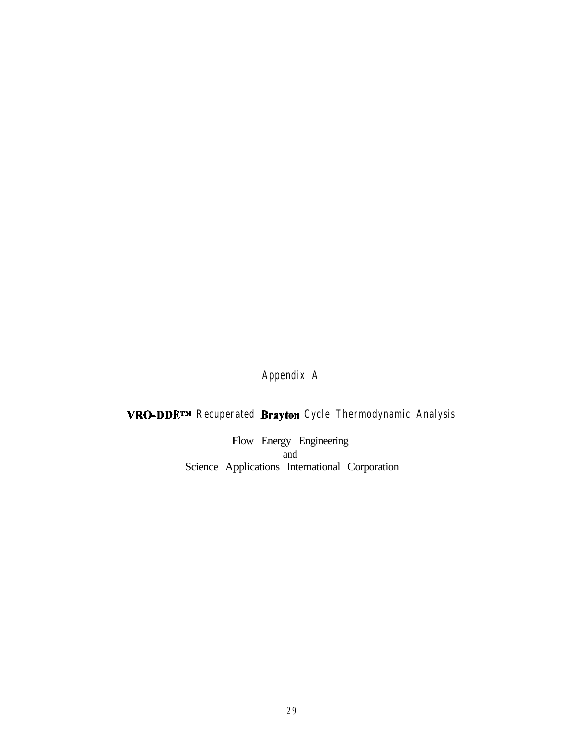# Appendix A

## VRO-DDE™ Recuperated Brayton Cycle Thermodynamic Analysis

Flow Energy Engineering
and
Science Applications International Corporation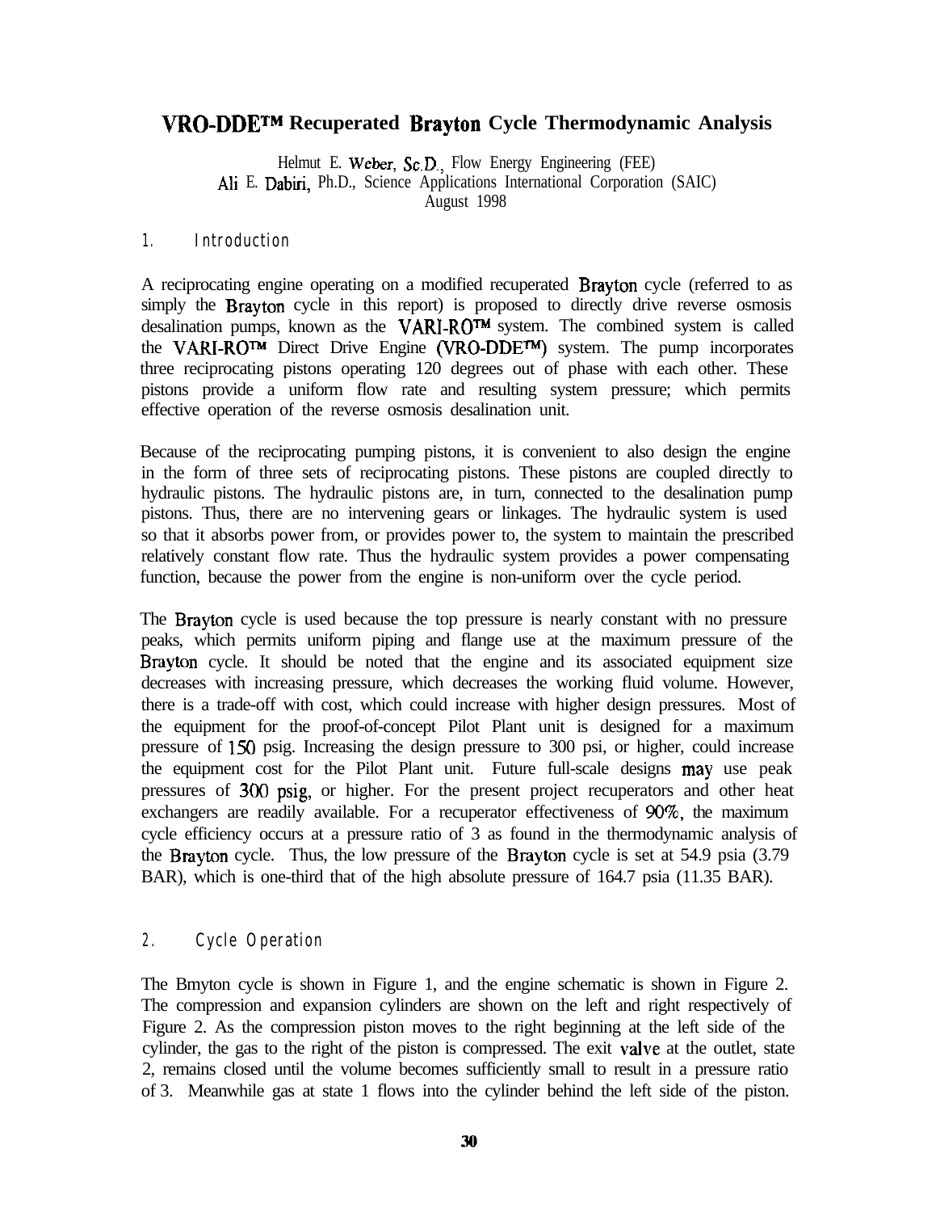# VRO-DDE™ Recuperated Brayton Cycle Thermodynamic Analysis

Helmut E. Weber, Sc.D., Flow Energy Engineering (FEE)
Ali E. Dabiri, Ph.D., Science Applications International Corporation (SAIC)
August 1998

## 1. Introduction

A reciprocating engine operating on a modified recuperated Brayton cycle (referred to as simply the Brayton cycle in this report) is proposed to directly drive reverse osmosis desalination pumps, known as the VARI-RO™ system. The combined system is called the VARI-RO™ Direct Drive Engine (VRO-DDE™) system. The pump incorporates three reciprocating pistons operating 120 degrees out of phase with each other. These pistons provide a uniform flow rate and resulting system pressure; which permits effective operation of the reverse osmosis desalination unit.

Because of the reciprocating pumping pistons, it is convenient to also design the engine in the form of three sets of reciprocating pistons. These pistons are coupled directly to hydraulic pistons. The hydraulic pistons are, in turn, connected to the desalination pump pistons. Thus, there are no intervening gears or linkages. The hydraulic system is used so that it absorbs power from, or provides power to, the system to maintain the prescribed relatively constant flow rate. Thus the hydraulic system provides a power compensating function, because the power from the engine is non-uniform over the cycle period.

The Brayton cycle is used because the top pressure is nearly constant with no pressure peaks, which permits uniform piping and flange use at the maximum pressure of the Brayton cycle. It should be noted that the engine and its associated equipment size decreases with increasing pressure, which decreases the working fluid volume. However, there is a trade-off with cost, which could increase with higher design pressures. Most of the equipment for the proof-of-concept Pilot Plant unit is designed for a maximum pressure of 150 psig. Increasing the design pressure to 300 psi, or higher, could increase the equipment cost for the Pilot Plant unit. Future full-scale designs may use peak pressures of 300 psig, or higher. For the present project recuperators and other heat exchangers are readily available. For a recuperator effectiveness of 90%, the maximum cycle efficiency occurs at a pressure ratio of 3 as found in the thermodynamic analysis of the Brayton cycle. Thus, the low pressure of the Brayton cycle is set at 54.9 psia (3.79 BAR), which is one-third that of the high absolute pressure of 164.7 psia (11.35 BAR).

## 2. Cycle Operation

The Bmyton cycle is shown in Figure 1, and the engine schematic is shown in Figure 2. The compression and expansion cylinders are shown on the left and right respectively of Figure 2. As the compression piston moves to the right beginning at the left side of the cylinder, the gas to the right of the piston is compressed. The exit valve at the outlet, state 2, remains closed until the volume becomes sufficiently small to result in a pressure ratio of 3. Meanwhile gas at state 1 flows into the cylinder behind the left side of the piston.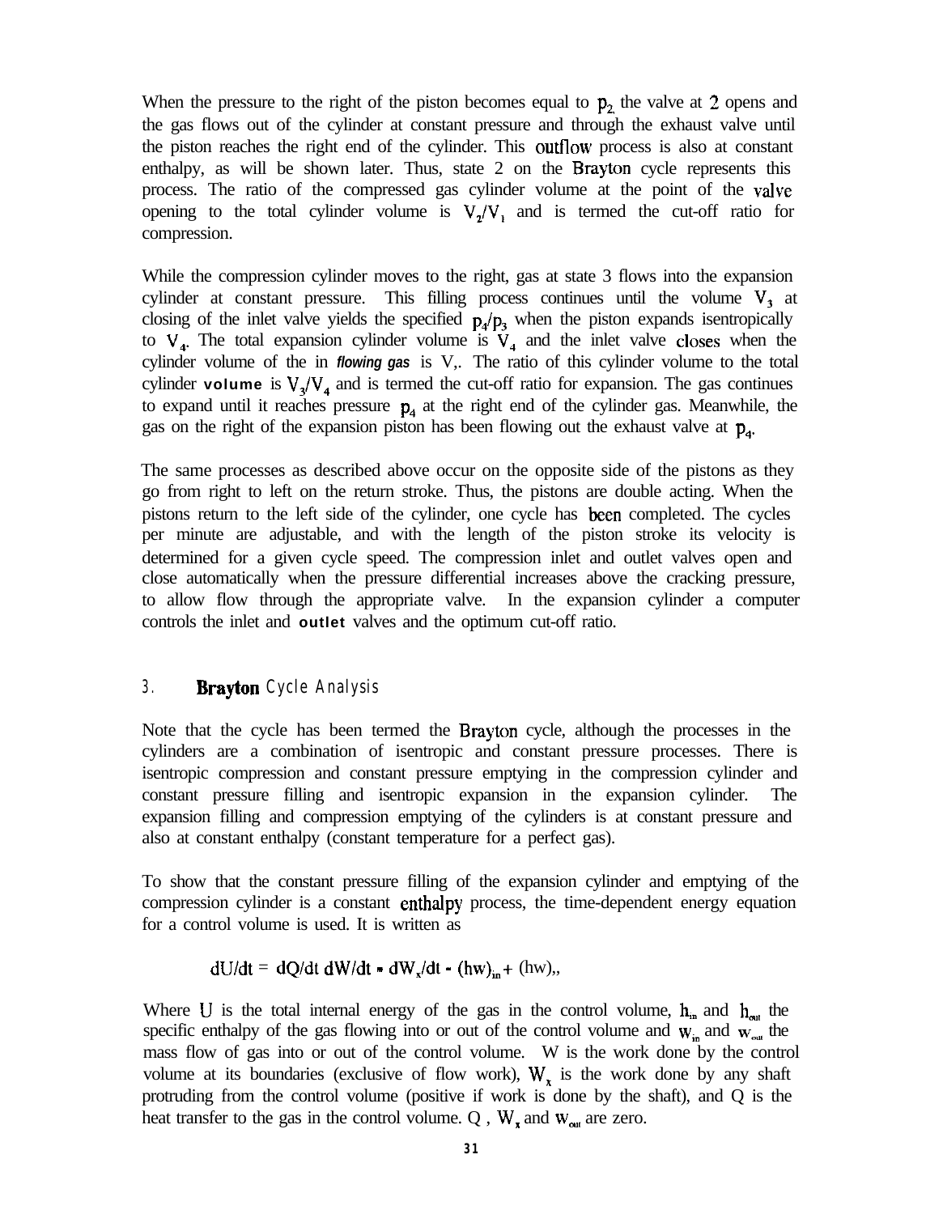When the pressure to the right of the piston becomes equal to $p_2$ the valve at 2 opens and the gas flows out of the cylinder at constant pressure and through the exhaust valve until the piston reaches the right end of the cylinder. This outflow process is also at constant enthalpy, as will be shown later. Thus, state 2 on the Brayton cycle represents this process. The ratio of the compressed gas cylinder volume at the point of the valve opening to the total cylinder volume is $V_2/V_1$ and is termed the cut-off ratio for compression.

While the compression cylinder moves to the right, gas at state 3 flows into the expansion cylinder at constant pressure. This filling process continues until the volume $V_3$ at closing of the inlet valve yields the specified $p_4/p_3$ when the piston expands isentropically to $V_4$. The total expansion cylinder volume is $V_4$ and the inlet valve closes when the cylinder volume of the in ***flowing gas*** is V,. The ratio of this cylinder volume to the total cylinder **volume** is $V_3/V_4$ and is termed the cut-off ratio for expansion. The gas continues to expand until it reaches pressure $p_4$ at the right end of the cylinder gas. Meanwhile, the gas on the right of the expansion piston has been flowing out the exhaust valve at $p_4$.

The same processes as described above occur on the opposite side of the pistons as they go from right to left on the return stroke. Thus, the pistons are double acting. When the pistons return to the left side of the cylinder, one cycle has been completed. The cycles per minute are adjustable, and with the length of the piston stroke its velocity is determined for a given cycle speed. The compression inlet and outlet valves open and close automatically when the pressure differential increases above the cracking pressure, to allow flow through the appropriate valve. In the expansion cylinder a computer controls the inlet and **outlet** valves and the optimum cut-off ratio.

## 3. Brayton Cycle Analysis

Note that the cycle has been termed the Brayton cycle, although the processes in the cylinders are a combination of isentropic and constant pressure processes. There is isentropic compression and constant pressure emptying in the compression cylinder and constant pressure filling and isentropic expansion in the expansion cylinder. The expansion filling and compression emptying of the cylinders is at constant pressure and also at constant enthalpy (constant temperature for a perfect gas).

To show that the constant pressure filling of the expansion cylinder and emptying of the compression cylinder is a constant enthalpy process, the time-dependent energy equation for a control volume is used. It is written as

$$dU/dt = dQ/dt \; dW/dt - dW_x/dt - (hw)_{in} + (hw)_{,,}$$

Where U is the total internal energy of the gas in the control volume, $h_{in}$ and $h_{out}$ the specific enthalpy of the gas flowing into or out of the control volume and $w_{in}$ and $w_{out}$ the mass flow of gas into or out of the control volume. W is the work done by the control volume at its boundaries (exclusive of flow work), $W_x$ is the work done by any shaft protruding from the control volume (positive if work is done by the shaft), and Q is the heat transfer to the gas in the control volume. Q , $W_x$ and $w_{out}$ are zero.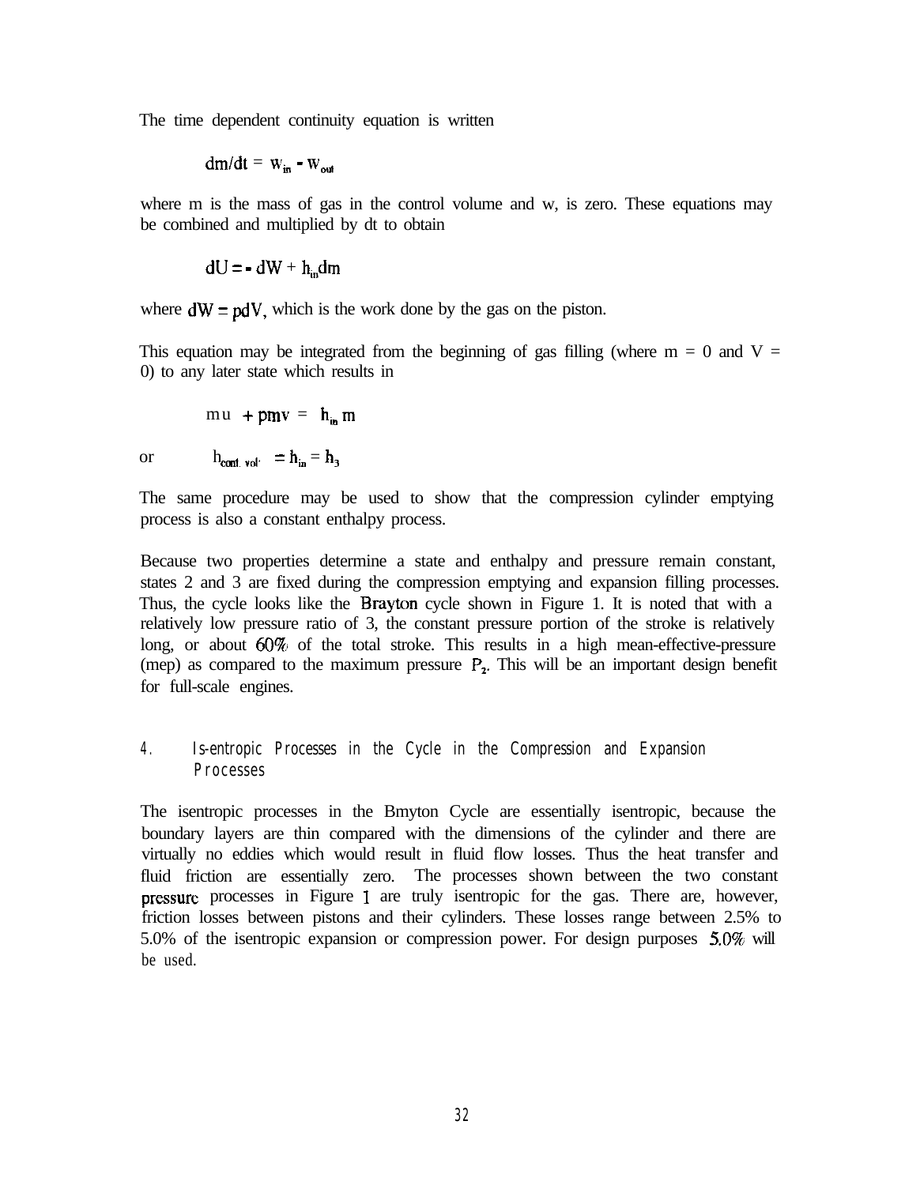The time dependent continuity equation is written

$$dm/dt = w_{in} - w_{out}$$

where m is the mass of gas in the control volume and w, is zero. These equations may be combined and multiplied by dt to obtain

$$dU = - dW + h_{in}dm$$

where $dW = pdV$, which is the work done by the gas on the piston.

This equation may be integrated from the beginning of gas filling (where m = 0 and V = 0) to any later state which results in

$$mu + pmv = h_{in} m$$

or $$h_{cont. vol.} = h_{in} = h_3$$

The same procedure may be used to show that the compression cylinder emptying process is also a constant enthalpy process.

Because two properties determine a state and enthalpy and pressure remain constant, states 2 and 3 are fixed during the compression emptying and expansion filling processes. Thus, the cycle looks like the Brayton cycle shown in Figure 1. It is noted that with a relatively low pressure ratio of 3, the constant pressure portion of the stroke is relatively long, or about 60% of the total stroke. This results in a high mean-effective-pressure (mep) as compared to the maximum pressure $P_2$. This will be an important design benefit for full-scale engines.

## 4. Is-entropic Processes in the Cycle in the Compression and Expansion Processes

The isentropic processes in the Bmyton Cycle are essentially isentropic, because the boundary layers are thin compared with the dimensions of the cylinder and there are virtually no eddies which would result in fluid flow losses. Thus the heat transfer and fluid friction are essentially zero. The processes shown between the two constant pressure processes in Figure 1 are truly isentropic for the gas. There are, however, friction losses between pistons and their cylinders. These losses range between 2.5% to 5.0% of the isentropic expansion or compression power. For design purposes 5.0% will be used.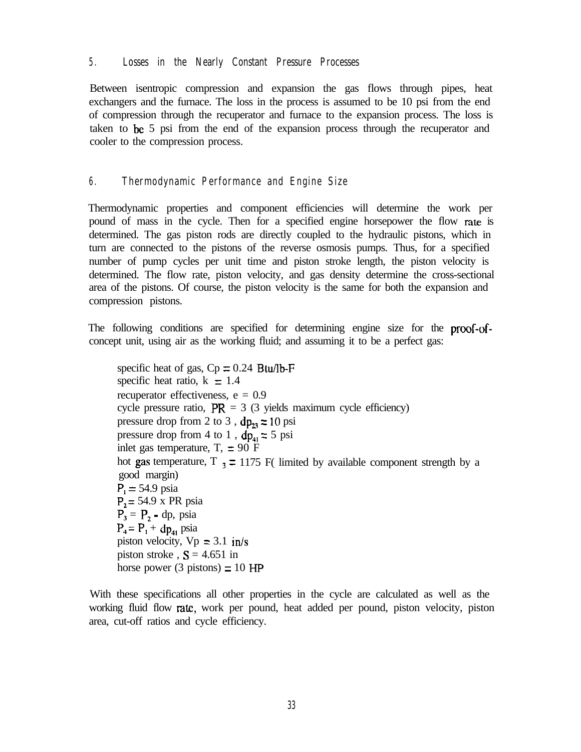## 5. Losses in the Nearly Constant Pressure Processes

Between isentropic compression and expansion the gas flows through pipes, heat exchangers and the furnace. The loss in the process is assumed to be 10 psi from the end of compression through the recuperator and furnace to the expansion process. The loss is taken to be 5 psi from the end of the expansion process through the recuperator and cooler to the compression process.

## 6. Thermodynamic Performance and Engine Size

Thermodynamic properties and component efficiencies will determine the work per pound of mass in the cycle. Then for a specified engine horsepower the flow rate is determined. The gas piston rods are directly coupled to the hydraulic pistons, which in turn are connected to the pistons of the reverse osmosis pumps. Thus, for a specified number of pump cycles per unit time and piston stroke length, the piston velocity is determined. The flow rate, piston velocity, and gas density determine the cross-sectional area of the pistons. Of course, the piston velocity is the same for both the expansion and compression pistons.

The following conditions are specified for determining engine size for the proof-of-concept unit, using air as the working fluid; and assuming it to be a perfect gas:

- specific heat of gas, $C_p = 0.24$ Btu/lb-F
- specific heat ratio, $k = 1.4$
- recuperator effectiveness, $e = 0.9$
- cycle pressure ratio, $PR = 3$ (3 yields maximum cycle efficiency)
- pressure drop from 2 to 3 , $dp_{23} = 10$ psi
- pressure drop from 4 to 1 , $dp_{41} = 5$ psi
- inlet gas temperature, $T_1 = 90$ F
- hot gas temperature, $T_3 = 1175$ F( limited by available component strength by a good margin)
- $P_1 = 54.9$ psia
- $P_2 = 54.9 \times PR$ psia
- $P_3 = P_2 - dp$, psia
- $P_4 = P_1 + dp_{41}$ psia
- piston velocity, $V_p = 3.1$ in/s
- piston stroke , $S = 4.651$ in
- horse power (3 pistons) $= 10$ HP

With these specifications all other properties in the cycle are calculated as well as the working fluid flow rate, work per pound, heat added per pound, piston velocity, piston area, cut-off ratios and cycle efficiency.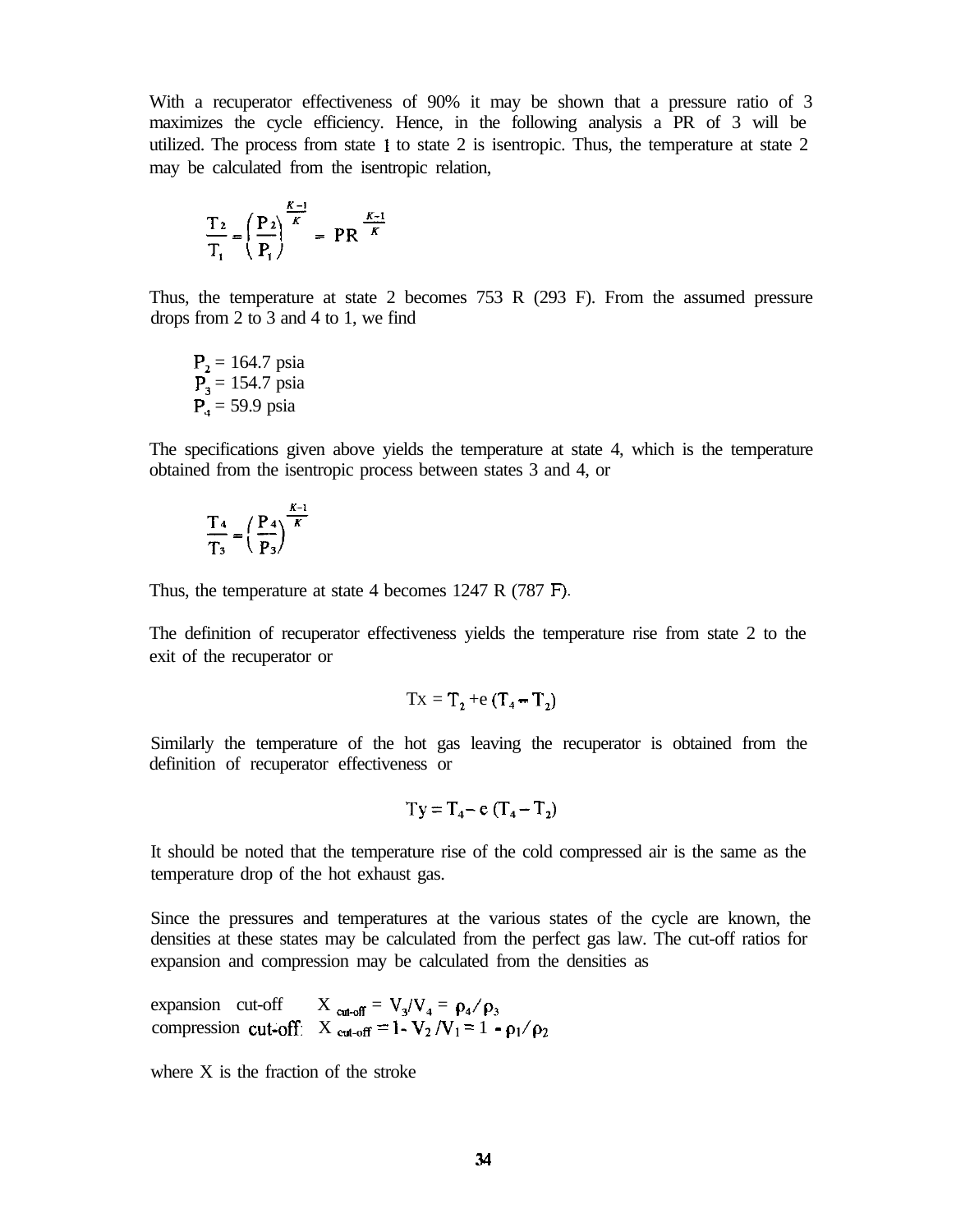With a recuperator effectiveness of 90% it may be shown that a pressure ratio of 3 maximizes the cycle efficiency. Hence, in the following analysis a PR of 3 will be utilized. The process from state 1 to state 2 is isentropic. Thus, the temperature at state 2 may be calculated from the isentropic relation,

$$\frac{T_2}{T_1} = \left(\frac{P_2}{P_1}\right)^{\frac{K-1}{K}} = PR^{\frac{K-1}{K}}$$

Thus, the temperature at state 2 becomes 753 R (293 F). From the assumed pressure drops from 2 to 3 and 4 to 1, we find

$P_2$ = 164.7 psia
$P_3$ = 154.7 psia
$P_4$ = 59.9 psia

The specifications given above yields the temperature at state 4, which is the temperature obtained from the isentropic process between states 3 and 4, or

$$\frac{T_4}{T_3} = \left(\frac{P_4}{P_3}\right)^{\frac{K-1}{K}}$$

Thus, the temperature at state 4 becomes 1247 R (787 F).

The definition of recuperator effectiveness yields the temperature rise from state 2 to the exit of the recuperator or

$$Tx = T_2 + e\,(T_4 - T_2)$$

Similarly the temperature of the hot gas leaving the recuperator is obtained from the definition of recuperator effectiveness or

$$Ty = T_4 - e\,(T_4 - T_2)$$

It should be noted that the temperature rise of the cold compressed air is the same as the temperature drop of the hot exhaust gas.

Since the pressures and temperatures at the various states of the cycle are known, the densities at these states may be calculated from the perfect gas law. The cut-off ratios for expansion and compression may be calculated from the densities as

expansion cut-off $X_{\text{cut-off}} = V_3/V_4 = \rho_4/\rho_3$
compression cut-off: $X_{\text{cut-off}} = 1 - V_2/V_1 = 1 - \rho_1/\rho_2$

where X is the fraction of the stroke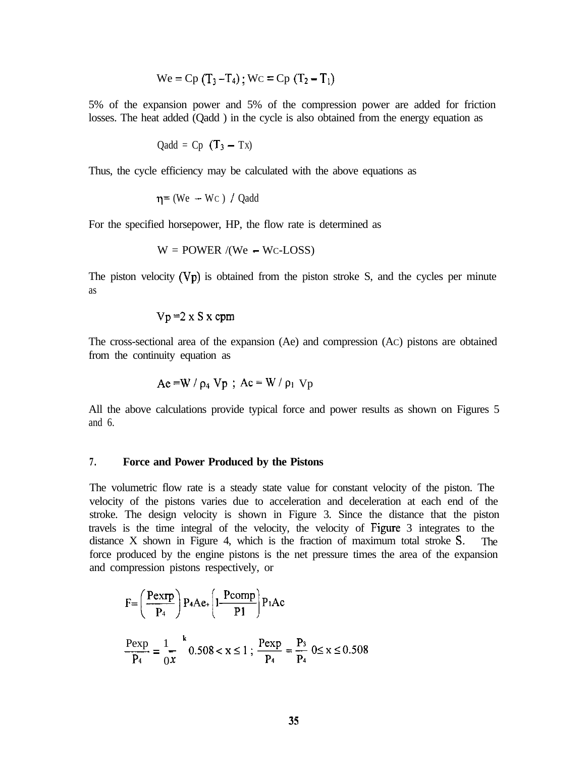$$W_e = C_p (T_3 - T_4) \; ; \; W_C = C_p (T_2 - T_1)$$

5% of the expansion power and 5% of the compression power are added for friction losses. The heat added (Qadd ) in the cycle is also obtained from the energy equation as

$$Q_{add} = C_p (T_3 - T_X)$$

Thus, the cycle efficiency may be calculated with the above equations as

$$\eta = (W_e - W_C) \,/\, Q_{add}$$

For the specified horsepower, HP, the flow rate is determined as

$$W = POWER \,/ (W_e - W_C\text{-}LOSS)$$

The piston velocity ($V_p$) is obtained from the piston stroke S, and the cycles per minute as

$$V_p = 2 \times S \times cpm$$

The cross-sectional area of the expansion ($A_e$) and compression ($A_C$) pistons are obtained from the continuity equation as

$$A_e = W / \rho_4 V_p \; ; \; A_c = W / \rho_1 V_p$$

All the above calculations provide typical force and power results as shown on Figures 5 and 6.

## 7. Force and Power Produced by the Pistons

The volumetric flow rate is a steady state value for constant velocity of the piston. The velocity of the pistons varies due to acceleration and deceleration at each end of the stroke. The design velocity is shown in Figure 3. Since the distance that the piston travels is the time integral of the velocity, the velocity of Figure 3 integrates to the distance X shown in Figure 4, which is the fraction of maximum total stroke S. The force produced by the engine pistons is the net pressure times the area of the expansion and compression pistons respectively, or

$$F = \left(\frac{P_{exrp}}{P_4}\right) P_4 A_e + \left(1 - \frac{P_{comp}}{P_1}\right) P_1 A_c$$

$$\frac{P_{exp}}{P_4} = \frac{1}{0x}^{k} \quad 0.508 < x \le 1 \; ; \; \frac{P_{exp}}{P_4} = \frac{P_3}{P_4} \quad 0 \le x \le 0.508$$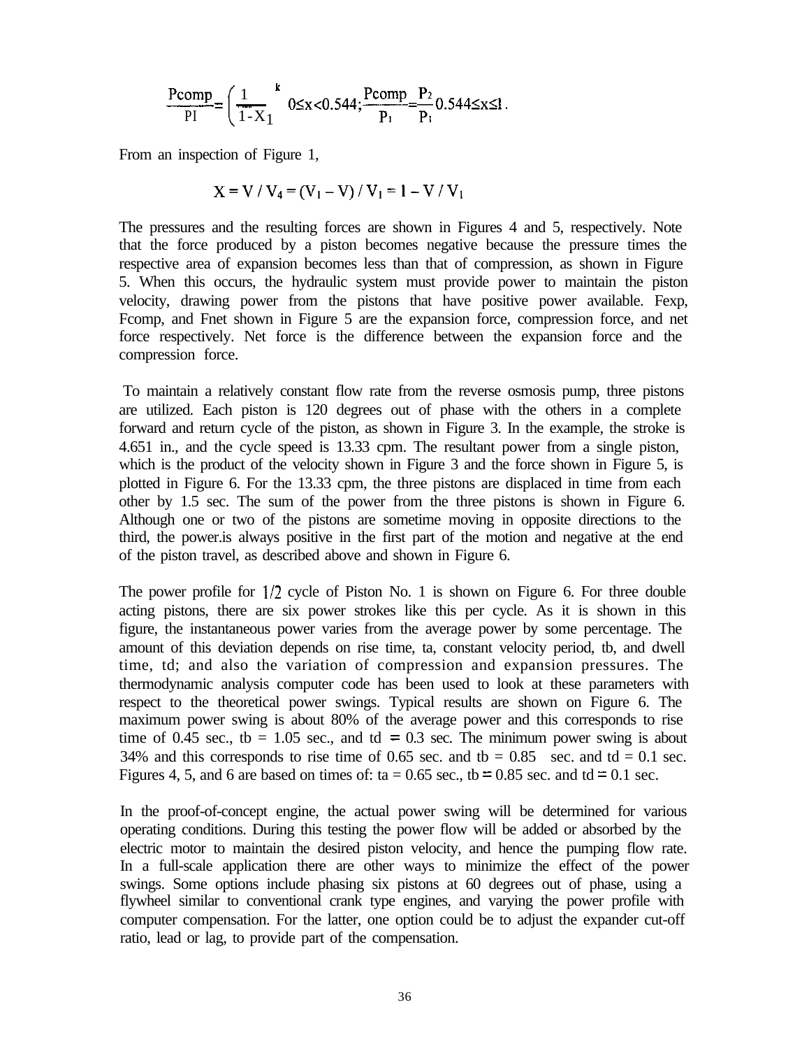$$\frac{P_{comp}}{P_1} = \left(\frac{1}{1-X_1}\right)^k \quad 0 \le x < 0.544; \quad \frac{P_{comp}}{P_1} = \frac{P_2}{P_1} \quad 0.544 \le x \le 1.$$

From an inspection of Figure 1,

$$X = V / V_4 = (V_1 - V) / V_1 = 1 - V / V_1$$

The pressures and the resulting forces are shown in Figures 4 and 5, respectively. Note that the force produced by a piston becomes negative because the pressure times the respective area of expansion becomes less than that of compression, as shown in Figure 5. When this occurs, the hydraulic system must provide power to maintain the piston velocity, drawing power from the pistons that have positive power available. Fexp, Fcomp, and Fnet shown in Figure 5 are the expansion force, compression force, and net force respectively. Net force is the difference between the expansion force and the compression force.

To maintain a relatively constant flow rate from the reverse osmosis pump, three pistons are utilized. Each piston is 120 degrees out of phase with the others in a complete forward and return cycle of the piston, as shown in Figure 3. In the example, the stroke is 4.651 in., and the cycle speed is 13.33 cpm. The resultant power from a single piston, which is the product of the velocity shown in Figure 3 and the force shown in Figure 5, is plotted in Figure 6. For the 13.33 cpm, the three pistons are displaced in time from each other by 1.5 sec. The sum of the power from the three pistons is shown in Figure 6. Although one or two of the pistons are sometime moving in opposite directions to the third, the power.is always positive in the first part of the motion and negative at the end of the piston travel, as described above and shown in Figure 6.

The power profile for 1/2 cycle of Piston No. 1 is shown on Figure 6. For three double acting pistons, there are six power strokes like this per cycle. As it is shown in this figure, the instantaneous power varies from the average power by some percentage. The amount of this deviation depends on rise time, ta, constant velocity period, tb, and dwell time, td; and also the variation of compression and expansion pressures. The thermodynamic analysis computer code has been used to look at these parameters with respect to the theoretical power swings. Typical results are shown on Figure 6. The maximum power swing is about 80% of the average power and this corresponds to rise time of 0.45 sec., tb = 1.05 sec., and td = 0.3 sec. The minimum power swing is about 34% and this corresponds to rise time of 0.65 sec. and tb = 0.85 sec. and td = 0.1 sec. Figures 4, 5, and 6 are based on times of: ta = 0.65 sec., tb = 0.85 sec. and td = 0.1 sec.

In the proof-of-concept engine, the actual power swing will be determined for various operating conditions. During this testing the power flow will be added or absorbed by the electric motor to maintain the desired piston velocity, and hence the pumping flow rate. In a full-scale application there are other ways to minimize the effect of the power swings. Some options include phasing six pistons at 60 degrees out of phase, using a flywheel similar to conventional crank type engines, and varying the power profile with computer compensation. For the latter, one option could be to adjust the expander cut-off ratio, lead or lag, to provide part of the compensation.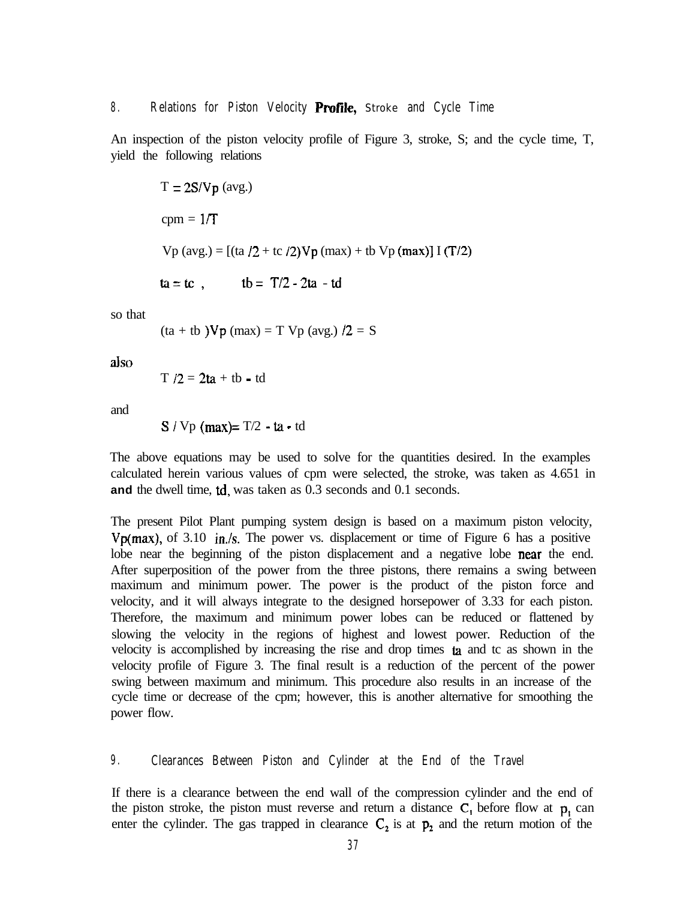## 8. Relations for Piston Velocity Profile, Stroke and Cycle Time

An inspection of the piston velocity profile of Figure 3, stroke, S; and the cycle time, T, yield the following relations

$$T = 2S/Vp\ (\text{avg.})$$

$$\text{cpm} = 1/T$$

$$Vp\ (\text{avg.}) = [(ta/2 + tc/2)Vp\ (\text{max}) + tb\ Vp\ (\text{max})] / (T/2)$$

$$ta = tc\ , \qquad tb = T/2 - 2ta - td$$

so that

$$(ta + tb)Vp\ (\text{max}) = T\ Vp\ (\text{avg.})/2 = S$$

also

$$T/2 = 2ta + tb - td$$

and

$$S / Vp\ (\text{max}) = T/2 - ta - td$$

The above equations may be used to solve for the quantities desired. In the examples calculated herein various values of cpm were selected, the stroke, was taken as 4.651 in **and** the dwell time, td, was taken as 0.3 seconds and 0.1 seconds.

The present Pilot Plant pumping system design is based on a maximum piston velocity, Vp(max), of 3.10 in./s. The power vs. displacement or time of Figure 6 has a positive lobe near the beginning of the piston displacement and a negative lobe near the end. After superposition of the power from the three pistons, there remains a swing between maximum and minimum power. The power is the product of the piston force and velocity, and it will always integrate to the designed horsepower of 3.33 for each piston. Therefore, the maximum and minimum power lobes can be reduced or flattened by slowing the velocity in the regions of highest and lowest power. Reduction of the velocity is accomplished by increasing the rise and drop times ta and tc as shown in the velocity profile of Figure 3. The final result is a reduction of the percent of the power swing between maximum and minimum. This procedure also results in an increase of the cycle time or decrease of the cpm; however, this is another alternative for smoothing the power flow.

## 9. Clearances Between Piston and Cylinder at the End of the Travel

If there is a clearance between the end wall of the compression cylinder and the end of the piston stroke, the piston must reverse and return a distance $C_1$ before flow at $p_1$ can enter the cylinder. The gas trapped in clearance $C_2$ is at $p_2$ and the return motion of the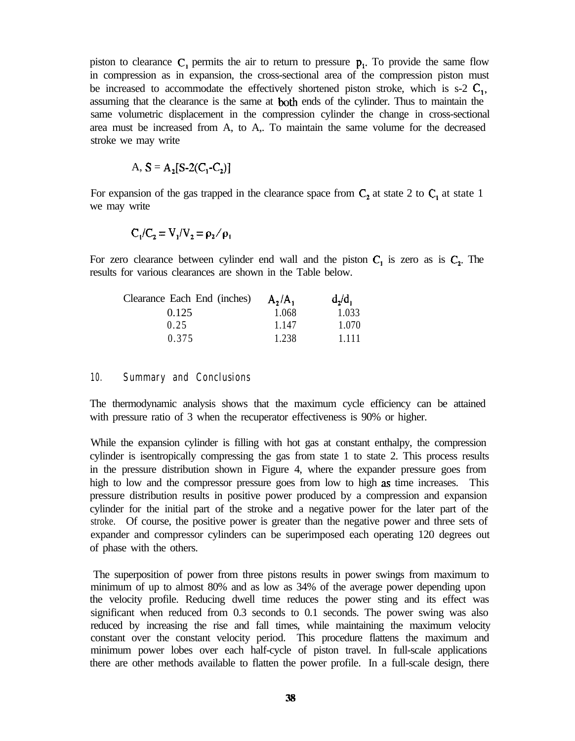piston to clearance $C_1$ permits the air to return to pressure $p_1$. To provide the same flow in compression as in expansion, the cross-sectional area of the compression piston must be increased to accommodate the effectively shortened piston stroke, which is s-2 $C_1$, assuming that the clearance is the same at both ends of the cylinder. Thus to maintain the same volumetric displacement in the compression cylinder the change in cross-sectional area must be increased from $A_1$ to $A_2$. To maintain the same volume for the decreased stroke we may write

$$A_1 S = A_2[S-2(C_1-C_2)]$$

For expansion of the gas trapped in the clearance space from $C_2$ at state 2 to $C_1$ at state 1 we may write

$$C_1/C_2 = V_1/V_2 = \rho_2/\rho_1$$

For zero clearance between cylinder end wall and the piston $C_1$ is zero as is $C_2$. The results for various clearances are shown in the Table below.

| Clearance Each End (inches) | $A_2/A_1$ | $d_2/d_1$ |
|---|---|---|
| 0.125 | 1.068 | 1.033 |
| 0.25 | 1.147 | 1.070 |
| 0.375 | 1.238 | 1.111 |

## 10. Summary and Conclusions

The thermodynamic analysis shows that the maximum cycle efficiency can be attained with pressure ratio of 3 when the recuperator effectiveness is 90% or higher.

While the expansion cylinder is filling with hot gas at constant enthalpy, the compression cylinder is isentropically compressing the gas from state 1 to state 2. This process results in the pressure distribution shown in Figure 4, where the expander pressure goes from high to low and the compressor pressure goes from low to high as time increases. This pressure distribution results in positive power produced by a compression and expansion cylinder for the initial part of the stroke and a negative power for the later part of the stroke. Of course, the positive power is greater than the negative power and three sets of expander and compressor cylinders can be superimposed each operating 120 degrees out of phase with the others.

The superposition of power from three pistons results in power swings from maximum to minimum of up to almost 80% and as low as 34% of the average power depending upon the velocity profile. Reducing dwell time reduces the power sting and its effect was significant when reduced from 0.3 seconds to 0.1 seconds. The power swing was also reduced by increasing the rise and fall times, while maintaining the maximum velocity constant over the constant velocity period. This procedure flattens the maximum and minimum power lobes over each half-cycle of piston travel. In full-scale applications there are other methods available to flatten the power profile. In a full-scale design, there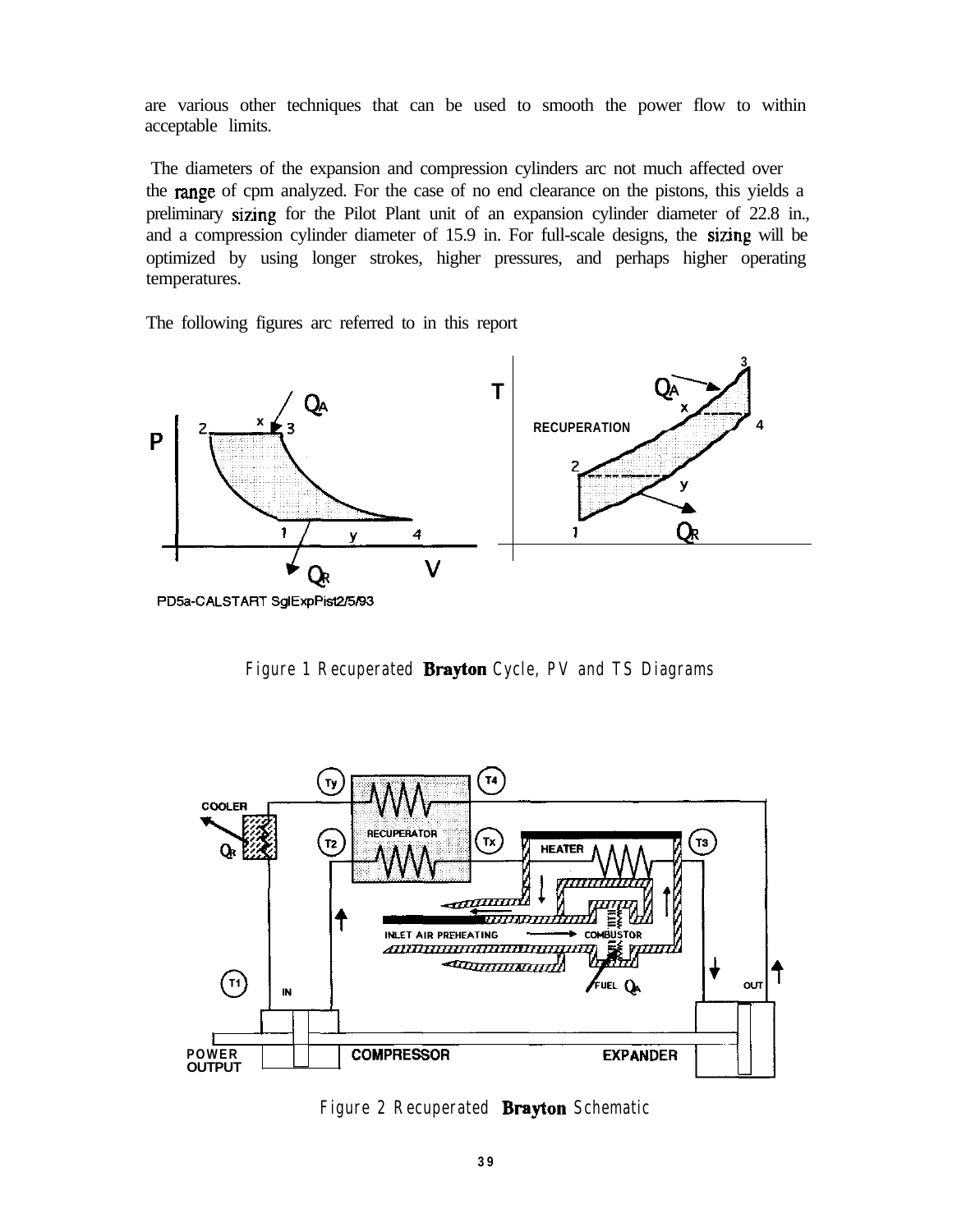are various other techniques that can be used to smooth the power flow to within acceptable limits.

The diameters of the expansion and compression cylinders arc not much affected over the range of cpm analyzed. For the case of no end clearance on the pistons, this yields a preliminary sizing for the Pilot Plant unit of an expansion cylinder diameter of 22.8 in., and a compression cylinder diameter of 15.9 in. For full-scale designs, the sizing will be optimized by using longer strokes, higher pressures, and perhaps higher operating temperatures.

The following figures arc referred to in this report

Figure 1 Recuperated Brayton Cycle, PV and TS Diagrams

Figure 2 Recuperated Brayton Schematic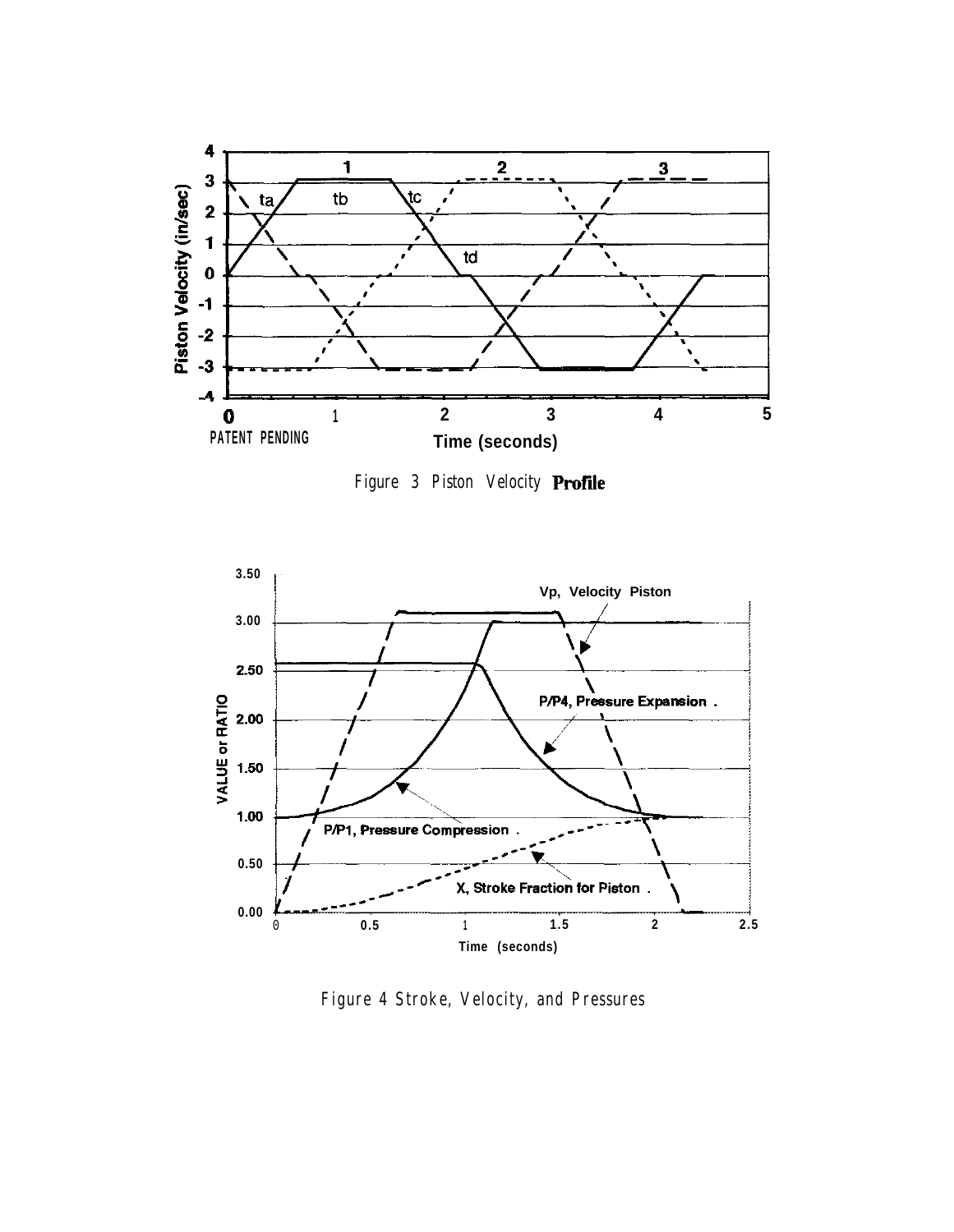Figure 3 Piston Velocity **Profile**

Figure 4 Stroke, Velocity, and Pressures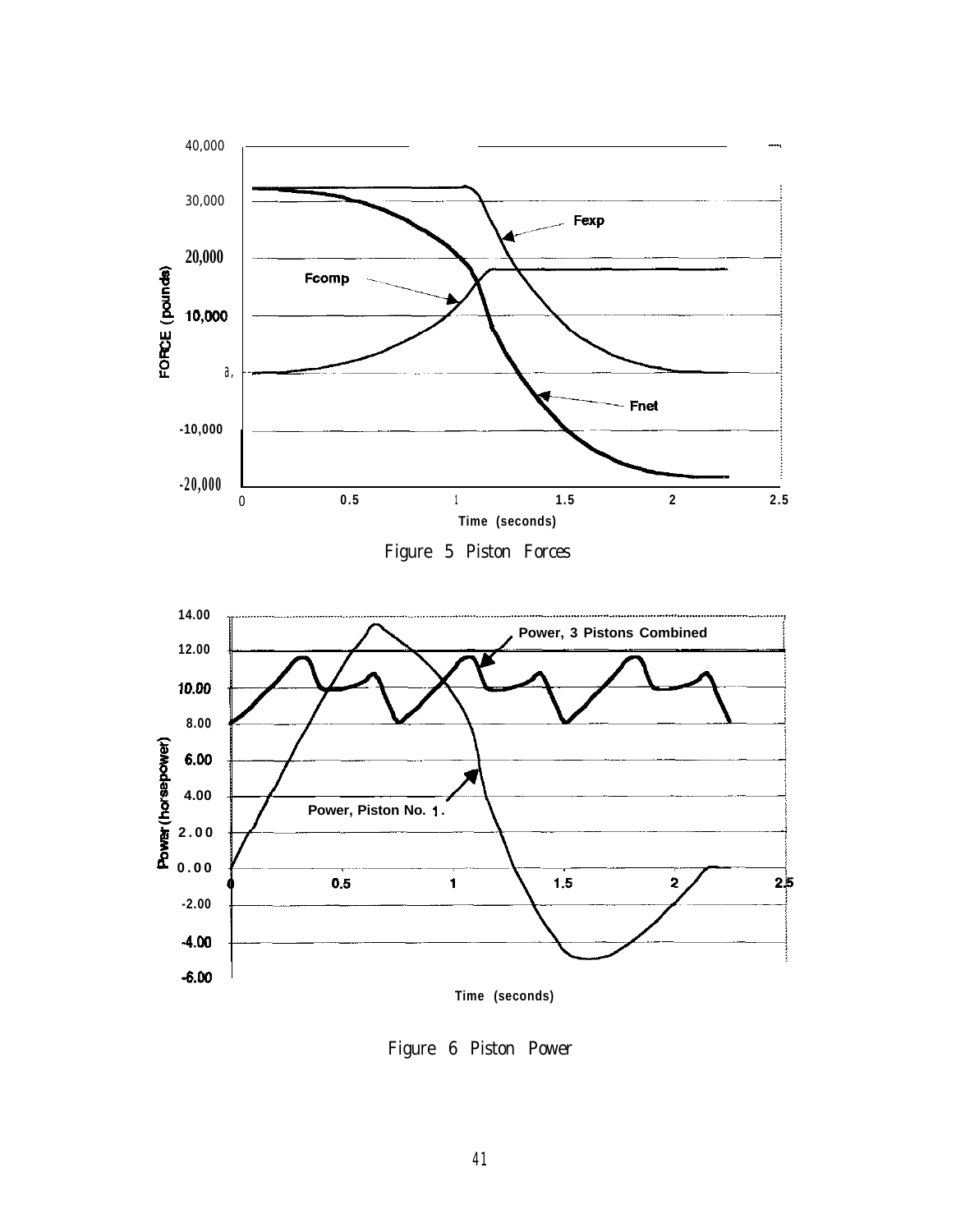Figure 5 Piston Forces

Figure 6 Piston Power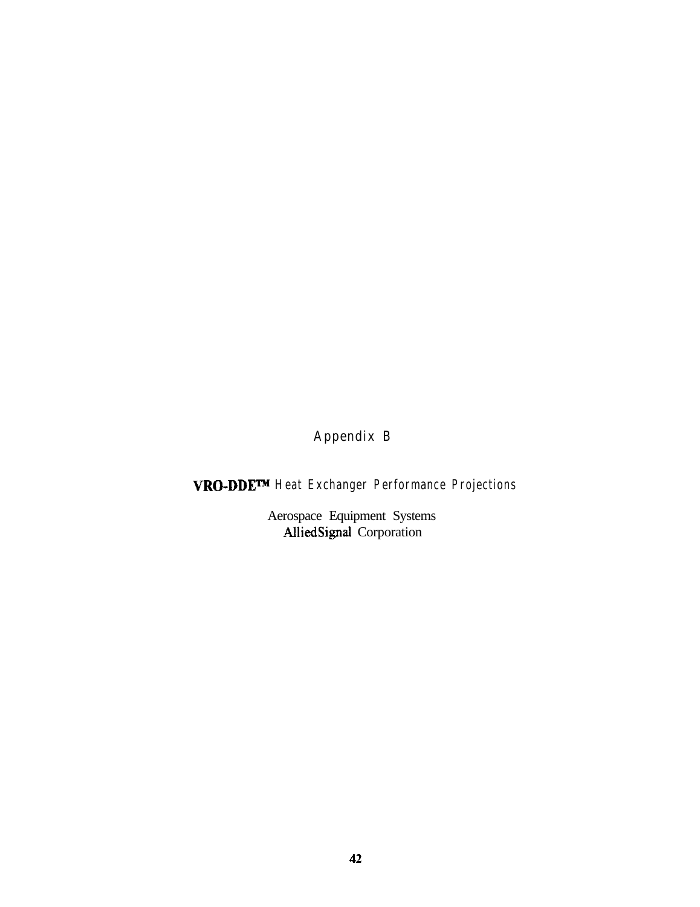# Appendix B

## VRO-DDE™ Heat Exchanger Performance Projections

Aerospace Equipment Systems
AlliedSignal Corporation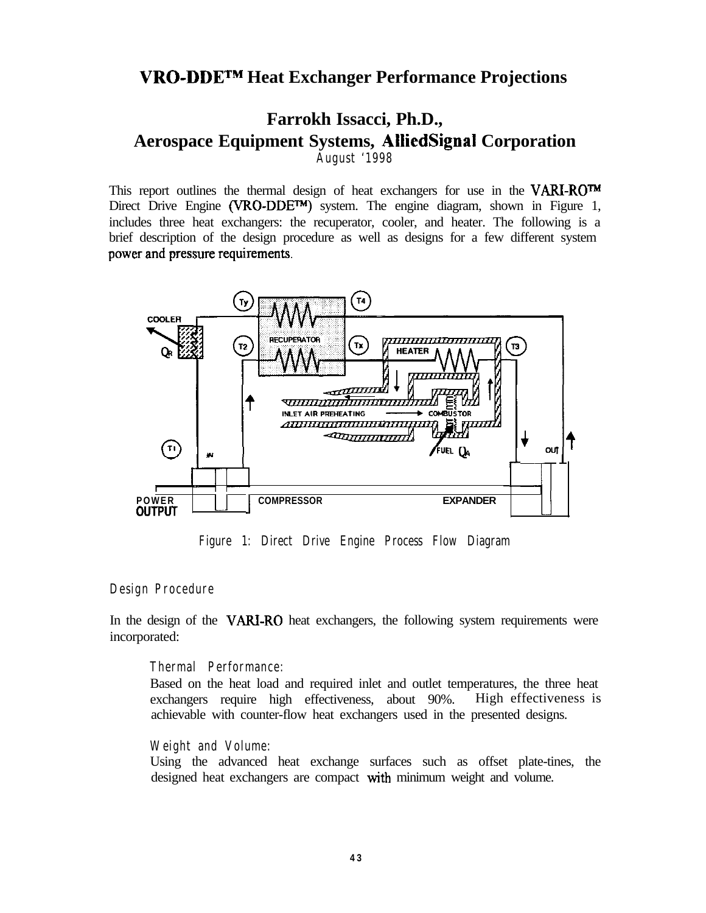# VRO-DDE™ Heat Exchanger Performance Projections

## Farrokh Issacci, Ph.D., Aerospace Equipment Systems, AlliedSignal Corporation

August '1998

This report outlines the thermal design of heat exchangers for use in the VARI-RO™ Direct Drive Engine (VRO-DDE™) system. The engine diagram, shown in Figure 1, includes three heat exchangers: the recuperator, cooler, and heater. The following is a brief description of the design procedure as well as designs for a few different system power and pressure requirements.

Figure 1: Direct Drive Engine Process Flow Diagram

### Design Procedure

In the design of the VARI-RO heat exchangers, the following system requirements were incorporated:

*Thermal Performance:*

Based on the heat load and required inlet and outlet temperatures, the three heat exchangers require high effectiveness, about 90%. High effectiveness is achievable with counter-flow heat exchangers used in the presented designs.

*Weight and Volume:*

Using the advanced heat exchange surfaces such as offset plate-tines, the designed heat exchangers are compact with minimum weight and volume.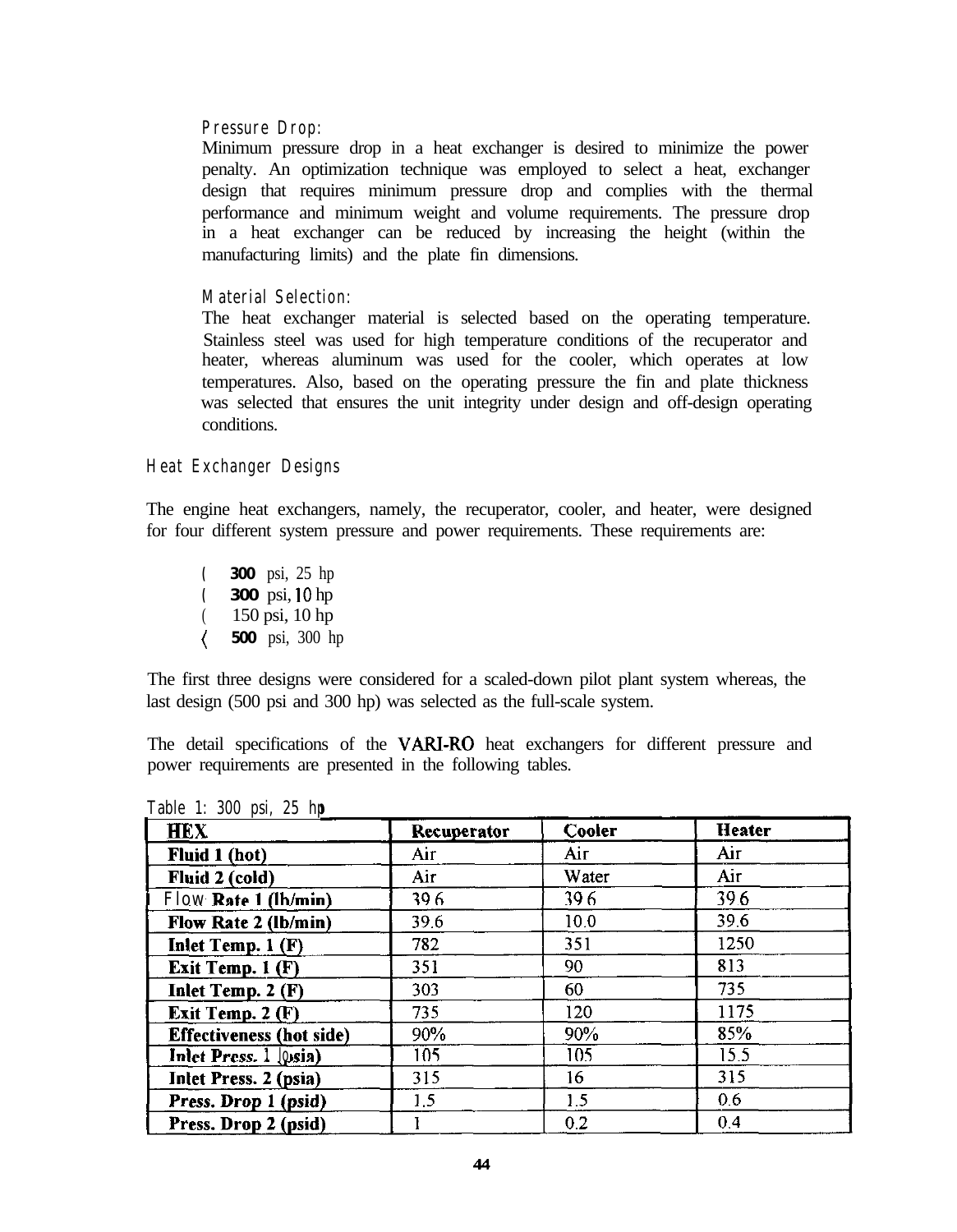### Pressure Drop:

Minimum pressure drop in a heat exchanger is desired to minimize the power penalty. An optimization technique was employed to select a heat, exchanger design that requires minimum pressure drop and complies with the thermal performance and minimum weight and volume requirements. The pressure drop in a heat exchanger can be reduced by increasing the height (within the manufacturing limits) and the plate fin dimensions.

### Material Selection:

The heat exchanger material is selected based on the operating temperature. Stainless steel was used for high temperature conditions of the recuperator and heater, whereas aluminum was used for the cooler, which operates at low temperatures. Also, based on the operating pressure the fin and plate thickness was selected that ensures the unit integrity under design and off-design operating conditions.

## Heat Exchanger Designs

The engine heat exchangers, namely, the recuperator, cooler, and heater, were designed for four different system pressure and power requirements. These requirements are:

- 300 psi, 25 hp
- 300 psi, 10 hp
- 150 psi, 10 hp
- 500 psi, 300 hp

The first three designs were considered for a scaled-down pilot plant system whereas, the last design (500 psi and 300 hp) was selected as the full-scale system.

The detail specifications of the VARI-RO heat exchangers for different pressure and power requirements are presented in the following tables.

Table 1: 300 psi, 25 hp

| HEX | Recuperator | Cooler | Heater |
|---|---|---|---|
| Fluid 1 (hot) | Air | Air | Air |
| Fluid 2 (cold) | Air | Water | Air |
| Flow Rate 1 (lb/min) | 39.6 | 39.6 | 39.6 |
| Flow Rate 2 (lb/min) | 39.6 | 10.0 | 39.6 |
| Inlet Temp. 1 (F) | 782 | 351 | 1250 |
| Exit Temp. 1 (F) | 351 | 90 | 813 |
| Inlet Temp. 2 (F) | 303 | 60 | 735 |
| Exit Temp. 2 (F) | 735 | 120 | 1175 |
| Effectiveness (hot side) | 90% | 90% | 85% |
| Inlet Press. 1 (psia) | 105 | 105 | 15.5 |
| Inlet Press. 2 (psia) | 315 | 16 | 315 |
| Press. Drop 1 (psid) | 1.5 | 1.5 | 0.6 |
| Press. Drop 2 (psid) | 1 | 0.2 | 0.4 |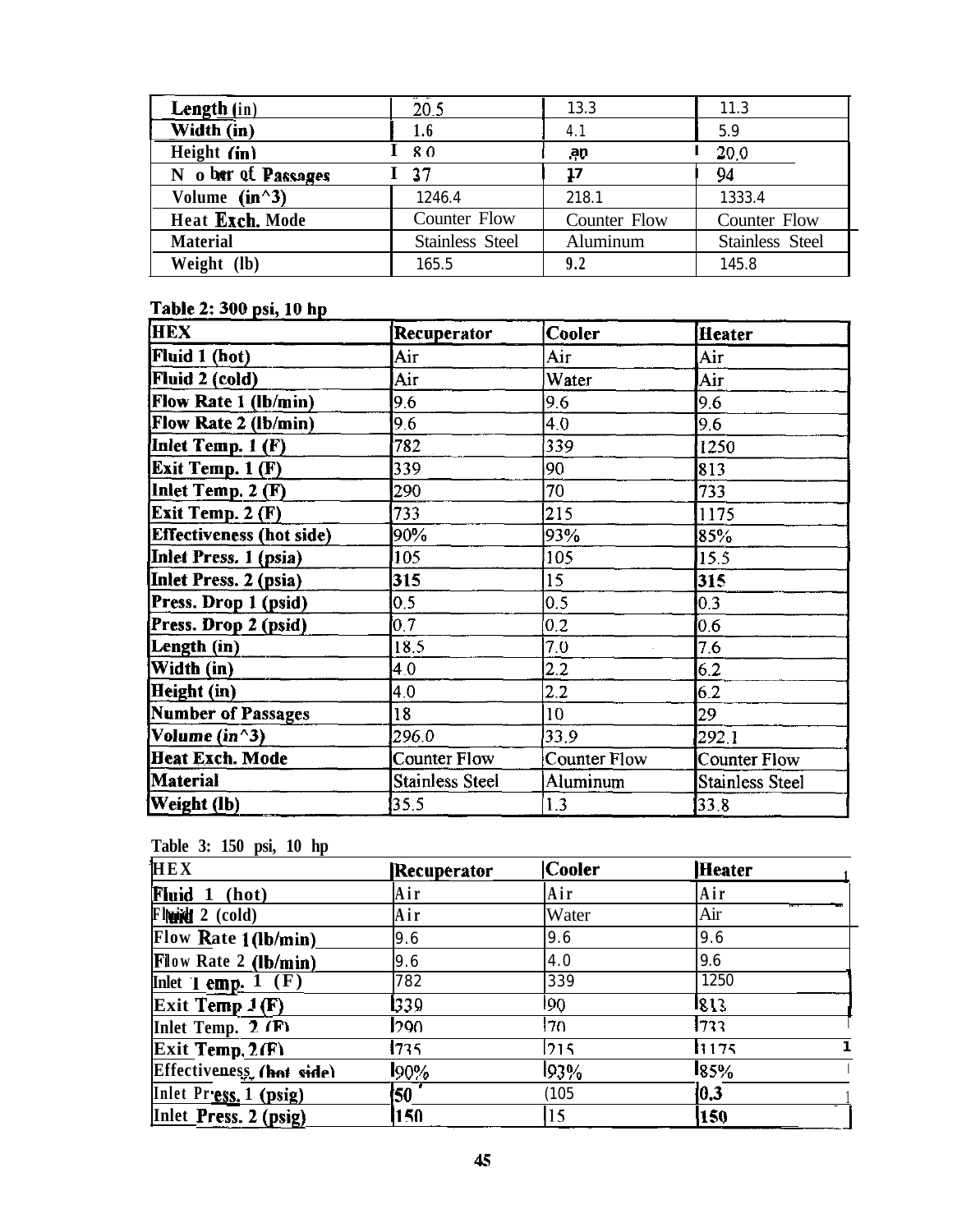| Length (in) | 20.5 | 13.3 | 11.3 |
|---|---|---|---|
| Width (in) | 1.6 | 4.1 | 5.9 |
| Height (in) | 8.0 | ao | 20.0 |
| Number of Passages | 37 | 17 | 94 |
| Volume (in^3) | 1246.4 | 218.1 | 1333.4 |
| Heat Exch. Mode | Counter Flow | Counter Flow | Counter Flow |
| Material | Stainless Steel | Aluminum | Stainless Steel |
| Weight (lb) | 165.5 | 9.2 | 145.8 |

**Table 2: 300 psi, 10 hp**

| HEX | Recuperator | Cooler | Heater |
|---|---|---|---|
| Fluid 1 (hot) | Air | Air | Air |
| Fluid 2 (cold) | Air | Water | Air |
| Flow Rate 1 (lb/min) | 9.6 | 9.6 | 9.6 |
| Flow Rate 2 (lb/min) | 9.6 | 4.0 | 9.6 |
| Inlet Temp. 1 (F) | 782 | 339 | 1250 |
| Exit Temp. 1 (F) | 339 | 90 | 813 |
| Inlet Temp. 2 (F) | 290 | 70 | 733 |
| Exit Temp. 2 (F) | 733 | 215 | 1175 |
| Effectiveness (hot side) | 90% | 93% | 85% |
| Inlet Press. 1 (psia) | 105 | 105 | 15.5 |
| Inlet Press. 2 (psia) | 315 | 15 | 315 |
| Press. Drop 1 (psid) | 0.5 | 0.5 | 0.3 |
| Press. Drop 2 (psid) | 0.7 | 0.2 | 0.6 |
| Length (in) | 18.5 | 7.0 | 7.6 |
| Width (in) | 4.0 | 2.2 | 6.2 |
| Height (in) | 4.0 | 2.2 | 6.2 |
| Number of Passages | 18 | 10 | 29 |
| Volume (in^3) | 296.0 | 33.9 | 292.1 |
| Heat Exch. Mode | Counter Flow | Counter Flow | Counter Flow |
| Material | Stainless Steel | Aluminum | Stainless Steel |
| Weight (lb) | 35.5 | 1.3 | 33.8 |

**Table 3: 150 psi, 10 hp**

| HEX | Recuperator | Cooler | Heater |
|---|---|---|---|
| Fluid 1 (hot) | Air | Air | Air |
| Fluid 2 (cold) | Air | Water | Air |
| Flow Rate 1 (lb/min) | 9.6 | 9.6 | 9.6 |
| Flow Rate 2 (lb/min) | 9.6 | 4.0 | 9.6 |
| Inlet Temp. 1 (F) | 782 | 339 | 1250 |
| Exit Temp. 1 (F) | 339 | 90 | 813 |
| Inlet Temp. 2 (F) | 290 | 70 | 733 |
| Exit Temp. 2 (F) | 735 | 215 | 1175 |
| Effectiveness (hot side) | 90% | 93% | 85% |
| Inlet Press. 1 (psig) | 50 | (105 | 0.3 |
| Inlet Press. 2 (psig) | 150 | 15 | 150 |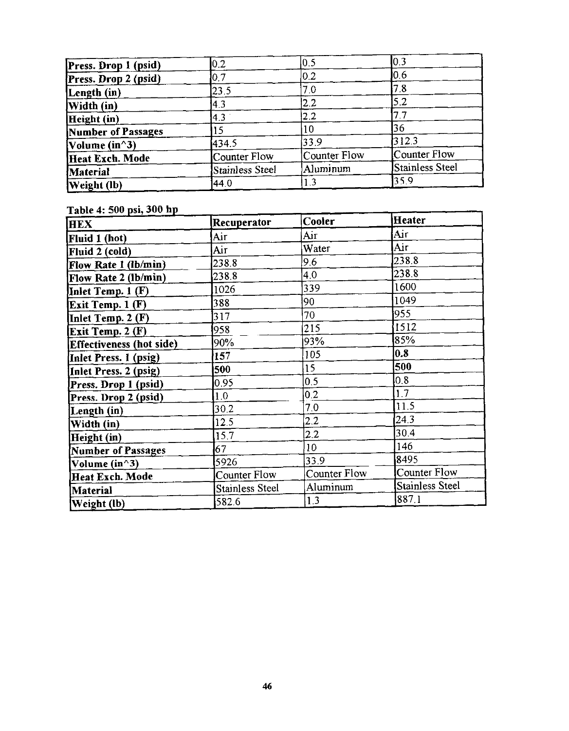| | | | |
|---|---|---|---|
| **Press. Drop 1 (psid)** | 0.2 | 0.5 | 0.3 |
| **Press. Drop 2 (psid)** | 0.7 | 0.2 | 0.6 |
| **Length (in)** | 23.5 | 7.0 | 7.8 |
| **Width (in)** | 4.3 | 2.2 | 5.2 |
| **Height (in)** | 4.3 | 2.2 | 7.7 |
| **Number of Passages** | 15 | 10 | 36 |
| **Volume (in^3)** | 434.5 | 33.9 | 312.3 |
| **Heat Exch. Mode** | Counter Flow | Counter Flow | Counter Flow |
| **Material** | Stainless Steel | Aluminum | Stainless Steel |
| **Weight (lb)** | 44.0 | 1.3 | 35.9 |

**Table 4: 500 psi, 300 hp**

| **HEX** | **Recuperator** | **Cooler** | **Heater** |
|---|---|---|---|
| **Fluid 1 (hot)** | Air | Air | Air |
| **Fluid 2 (cold)** | Air | Water | Air |
| **Flow Rate 1 (lb/min)** | 238.8 | 9.6 | 238.8 |
| **Flow Rate 2 (lb/min)** | 238.8 | 4.0 | 238.8 |
| **Inlet Temp. 1 (F)** | 1026 | 339 | 1600 |
| **Exit Temp. 1 (F)** | 388 | 90 | 1049 |
| **Inlet Temp. 2 (F)** | 317 | 70 | 955 |
| **Exit Temp. 2 (F)** | 958 | 215 | 1512 |
| **Effectiveness (hot side)** | 90% | 93% | 85% |
| **Inlet Press. 1 (psig)** | **157** | 105 | **0.8** |
| **Inlet Press. 2 (psig)** | **500** | 15 | **500** |
| **Press. Drop 1 (psid)** | 0.95 | 0.5 | 0.8 |
| **Press. Drop 2 (psid)** | 1.0 | 0.2 | 1.7 |
| **Length (in)** | 30.2 | 7.0 | 11.5 |
| **Width (in)** | 12.5 | 2.2 | 24.3 |
| **Height (in)** | 15.7 | 2.2 | 30.4 |
| **Number of Passages** | 67 | 10 | 146 |
| **Volume (in^3)** | 5926 | 33.9 | 8495 |
| **Heat Exch. Mode** | Counter Flow | Counter Flow | Counter Flow |
| **Material** | Stainless Steel | Aluminum | Stainless Steel |
| **Weight (lb)** | 582.6 | 1.3 | 887.1 |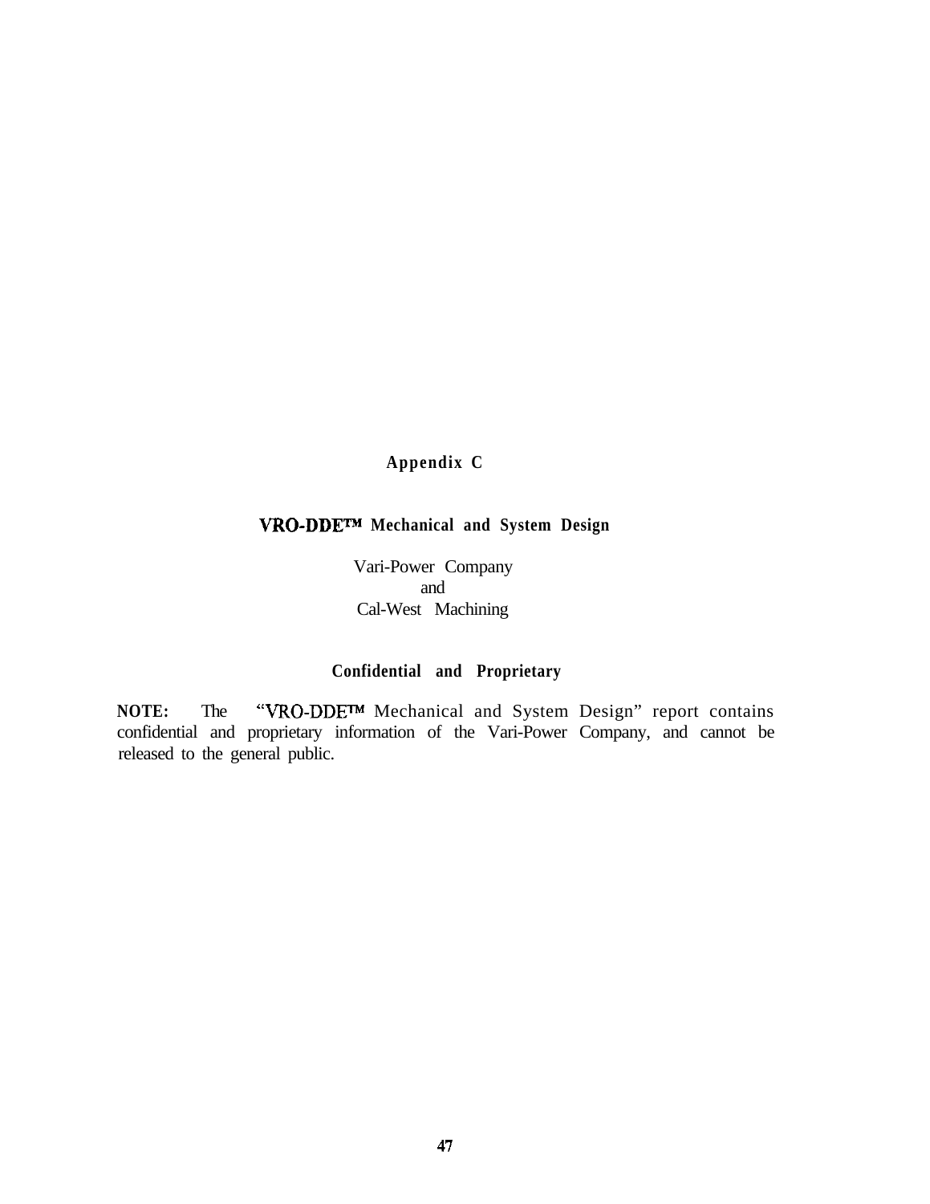# Appendix C

## VRO-DDE™ Mechanical and System Design

Vari-Power Company
and
Cal-West Machining

**Confidential and Proprietary**

**NOTE:** The "VRO-DDE™ Mechanical and System Design" report contains confidential and proprietary information of the Vari-Power Company, and cannot be released to the general public.